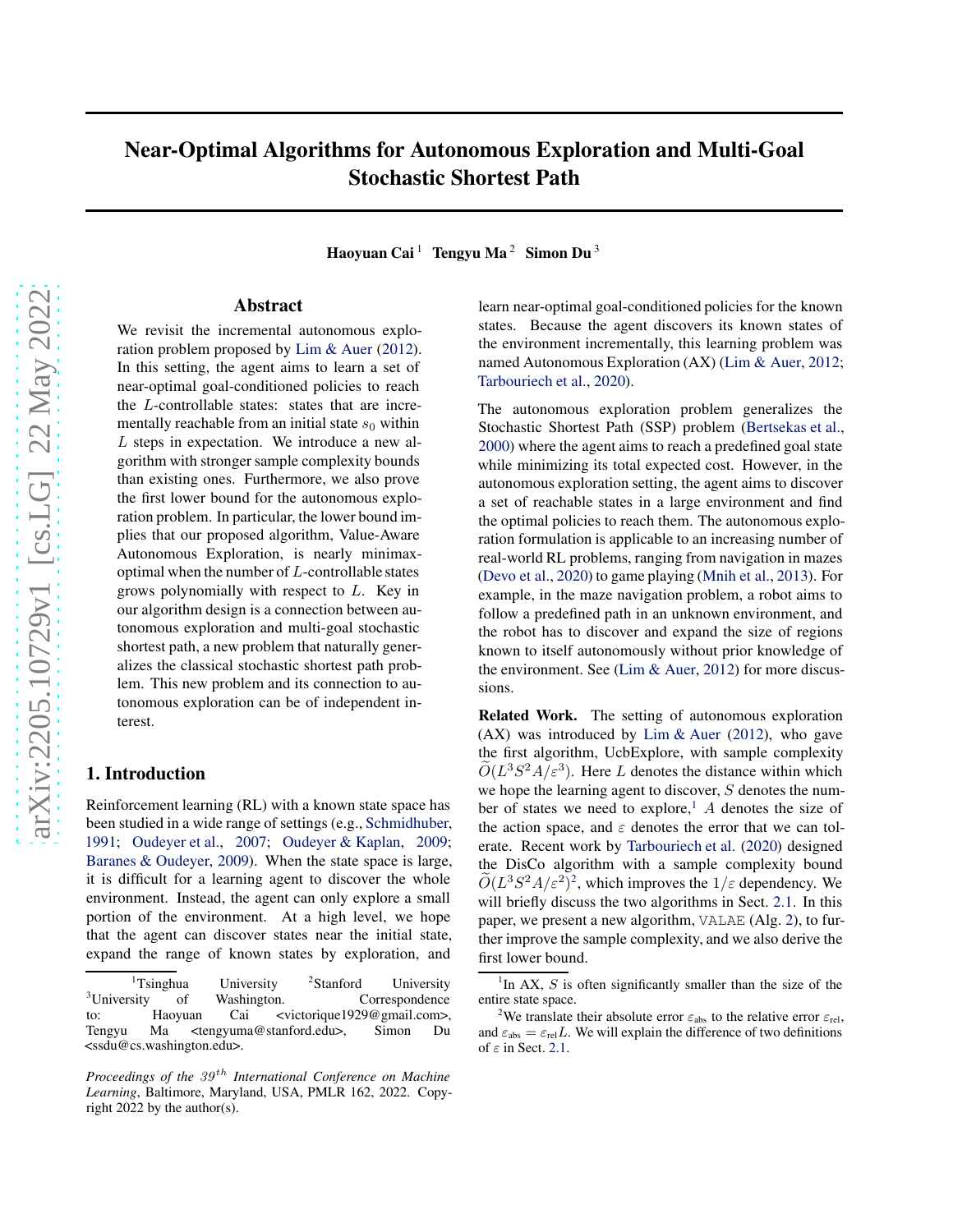# Near-Optimal Algorithms for Autonomous Exploration and Multi-Goal Stochastic Shortest Path

**Haoyuan Cai** [1] **Tengyu Ma** [2] **Simon Du** [3]

## Abstract

We revisit the incremental autonomous exploration problem proposed by Lim & Auer (2012). In this setting, the agent aims to learn a set of near-optimal goal-conditioned policies to reach the $L$-controllable states: states that are incrementally reachable from an initial state $s_0$ within $L$ steps in expectation. We introduce a new algorithm with stronger sample complexity bounds than existing ones. Furthermore, we also prove the first lower bound for the autonomous exploration problem. In particular, the lower bound implies that our proposed algorithm, Value-Aware Autonomous Exploration, is nearly minimax-optimal when the number of $L$-controllable states grows polynomially with respect to $L$. Key in our algorithm design is a connection between autonomous exploration and multi-goal stochastic shortest path, a new problem that naturally generalizes the classical stochastic shortest path problem. This new problem and its connection to autonomous exploration can be of independent interest.

## 1. Introduction

Reinforcement learning (RL) with a known state space has been studied in a wide range of settings (e.g., Schmidhuber, 1991; Oudeyer et al., 2007; Oudeyer & Kaplan, 2009; Baranes & Oudeyer, 2009). When the state space is large, it is difficult for a learning agent to discover the whole environment. Instead, the agent can only explore a small portion of the environment. At a high level, we hope that the agent can discover states near the initial state, expand the range of known states by exploration, and learn near-optimal goal-conditioned policies for the known states. Because the agent discovers its known states of the environment incrementally, this learning problem was named Autonomous Exploration (AX) (Lim & Auer, 2012; Tarbouriech et al., 2020).

The autonomous exploration problem generalizes the Stochastic Shortest Path (SSP) problem (Bertsekas et al., 2000) where the agent aims to reach a predefined goal state while minimizing its total expected cost. However, in the autonomous exploration setting, the agent aims to discover a set of reachable states in a large environment and find the optimal policies to reach them. The autonomous exploration formulation is applicable to an increasing number of real-world RL problems, ranging from navigation in mazes (Devo et al., 2020) to game playing (Mnih et al., 2013). For example, in the maze navigation problem, a robot aims to follow a predefined path in an unknown environment, and the robot has to discover and expand the size of regions known to itself autonomously without prior knowledge of the environment. See (Lim & Auer, 2012) for more discussions.

**Related Work.** The setting of autonomous exploration (AX) was introduced by Lim & Auer (2012), who gave the first algorithm, UcbExplore, with sample complexity $\widetilde{O}(L^3S^2A/\varepsilon^3)$. Here $L$ denotes the distance within which we hope the learning agent to discover, $S$ denotes the number of states we need to explore,[1] $A$ denotes the size of the action space, and $\varepsilon$ denotes the error that we can tolerate. Recent work by Tarbouriech et al. (2020) designed the DisCo algorithm with a sample complexity bound $\widetilde{O}(L^3S^2A/\varepsilon^2)$[2], which improves the $1/\varepsilon$ dependency. We will briefly discuss the two algorithms in Sect. 2.1. In this paper, we present a new algorithm, VALAE (Alg. 2), to further improve the sample complexity, and we also derive the first lower bound.

---

[1] Tsinghua University [2] Stanford University [3] University of Washington. Correspondence to: Haoyuan Cai <victorique1929@gmail.com>, Tengyu Ma <tengyuma@stanford.edu>, Simon Du <ssdu@cs.washington.edu>.

*Proceedings of the 39th International Conference on Machine Learning*, Baltimore, Maryland, USA, PMLR 162, 2022. Copyright 2022 by the author(s).

[1] In AX, $S$ is often significantly smaller than the size of the entire state space.

[2] We translate their absolute error $\varepsilon_{\text{abs}}$ to the relative error $\varepsilon_{\text{rel}}$, and $\varepsilon_{\text{abs}} = \varepsilon_{\text{rel}}L$. We will explain the difference of two definitions of $\varepsilon$ in Sect. 2.1.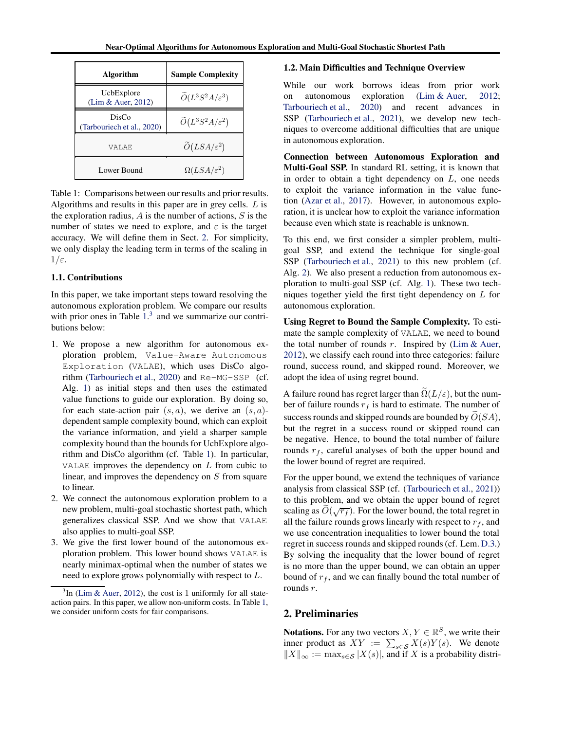| Algorithm | Sample Complexity |
| --- | --- |
| UcbExplore (Lim & Auer, 2012) | $\widetilde{O}(L^3S^2A/\varepsilon^3)$ |
| DisCo (Tarbouriech et al., 2020) | $\widetilde{O}(L^3S^2A/\varepsilon^2)$ |
| VALAE | $\widetilde{O}(LSA/\varepsilon^2)$ |
| Lower Bound | $\Omega(LSA/\varepsilon^2)$ |

Table 1: Comparisons between our results and prior results. Algorithms and results in this paper are in grey cells. $L$ is the exploration radius, $A$ is the number of actions, $S$ is the number of states we need to explore, and $\varepsilon$ is the target accuracy. We will define them in Sect. 2. For simplicity, we only display the leading term in terms of the scaling in $1/\varepsilon$.

### 1.1. Contributions

In this paper, we take important steps toward resolving the autonomous exploration problem. We compare our results with prior ones in Table 1.[3] and we summarize our contributions below:

1. We propose a new algorithm for autonomous exploration problem, Value-Aware Autonomous Exploration (VALAE), which uses DisCo algorithm (Tarbouriech et al., 2020) and Re-MG-SSP (cf. Alg. 1) as initial steps and then uses the estimated value functions to guide our exploration. By doing so, for each state-action pair $(s, a)$, we derive an $(s, a)$-dependent sample complexity bound, which can exploit the variance information, and yield a sharper sample complexity bound than the bounds for UcbExplore algorithm and DisCo algorithm (cf. Table 1). In particular, VALAE improves the dependency on $L$ from cubic to linear, and improves the dependency on $S$ from square to linear.
2. We connect the autonomous exploration problem to a new problem, multi-goal stochastic shortest path, which generalizes classical SSP. And we show that VALAE also applies to multi-goal SSP.
3. We give the first lower bound of the autonomous exploration problem. This lower bound shows VALAE is nearly minimax-optimal when the number of states we need to explore grows polynomially with respect to $L$.

[3] In (Lim & Auer, 2012), the cost is 1 uniformly for all state-action pairs. In this paper, we allow non-uniform costs. In Table 1, we consider uniform costs for fair comparisons.

### 1.2. Main Difficulties and Technique Overview

While our work borrows ideas from prior work on autonomous exploration (Lim & Auer, 2012; Tarbouriech et al., 2020) and recent advances in SSP (Tarbouriech et al., 2021), we develop new techniques to overcome additional difficulties that are unique in autonomous exploration.

**Connection between Autonomous Exploration and Multi-Goal SSP.** In standard RL setting, it is known that in order to obtain a tight dependency on $L$, one needs to exploit the variance information in the value function (Azar et al., 2017). However, in autonomous exploration, it is unclear how to exploit the variance information because even which state is reachable is unknown.

To this end, we first consider a simpler problem, multi-goal SSP, and extend the technique for single-goal SSP (Tarbouriech et al., 2021) to this new problem (cf. Alg. 2). We also present a reduction from autonomous exploration to multi-goal SSP (cf. Alg. 1). These two techniques together yield the first tight dependency on $L$ for autonomous exploration.

**Using Regret to Bound the Sample Complexity.** To estimate the sample complexity of VALAE, we need to bound the total number of rounds $r$. Inspired by (Lim & Auer, 2012), we classify each round into three categories: failure round, success round, and skipped round. Moreover, we adopt the idea of using regret bound.

A failure round has regret larger than $\widetilde{\Omega}(L/\varepsilon)$, but the number of failure rounds $r_f$ is hard to estimate. The number of success rounds and skipped rounds are bounded by $\widetilde{O}(SA)$, but the regret in a success round or skipped round can be negative. Hence, to bound the total number of failure rounds $r_f$, careful analyses of both the upper bound and the lower bound of regret are required.

For the upper bound, we extend the techniques of variance analysis from classical SSP (cf. (Tarbouriech et al., 2021)) to this problem, and we obtain the upper bound of regret scaling as $\widetilde{O}(\sqrt{r_f})$. For the lower bound, the total regret in all the failure rounds grows linearly with respect to $r_f$, and we use concentration inequalities to lower bound the total regret in success rounds and skipped rounds (cf. Lem. D.3.) By solving the inequality that the lower bound of regret is no more than the upper bound, we can obtain an upper bound of $r_f$, and we can finally bound the total number of rounds $r$.

## 2. Preliminaries

**Notations.** For any two vectors $X, Y \in \mathbb{R}^S$, we write their inner product as $XY := \sum_{s\in\mathcal{S}} X(s)Y(s)$. We denote $\|X\|_\infty := \max_{s\in\mathcal{S}} |X(s)|$, and if $X$ is a probability distri-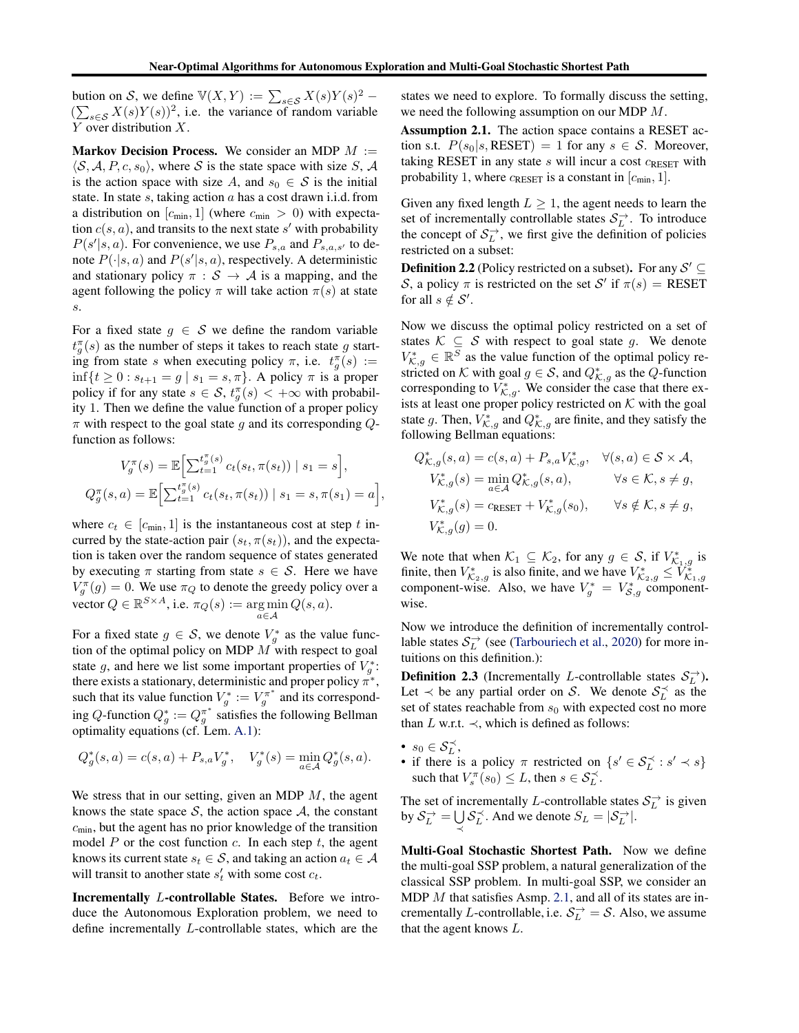bution on $\mathcal{S}$, we define $\mathbb{V}(X,Y) := \sum_{s\in\mathcal{S}} X(s)Y(s)^2 - (\sum_{s\in\mathcal{S}} X(s)Y(s))^2$, i.e. the variance of random variable $Y$ over distribution $X$.

**Markov Decision Process.** We consider an MDP $M := \langle \mathcal{S}, \mathcal{A}, P, c, s_0 \rangle$, where $\mathcal{S}$ is the state space with size $S$, $\mathcal{A}$ is the action space with size $A$, and $s_0 \in \mathcal{S}$ is the initial state. In state $s$, taking action $a$ has a cost drawn i.i.d. from a distribution on $[c_{\min}, 1]$ (where $c_{\min} > 0$) with expectation $c(s,a)$, and transits to the next state $s'$ with probability $P(s'|s,a)$. For convenience, we use $P_{s,a}$ and $P_{s,a,s'}$ to denote $P(\cdot|s,a)$ and $P(s'|s,a)$, respectively. A deterministic and stationary policy $\pi : \mathcal{S} \to \mathcal{A}$ is a mapping, and the agent following the policy $\pi$ will take action $\pi(s)$ at state $s$.

For a fixed state $g \in \mathcal{S}$ we define the random variable $t_g^\pi(s)$ as the number of steps it takes to reach state $g$ starting from state $s$ when executing policy $\pi$, i.e. $t_g^\pi(s) := \inf\{t \geq 0 : s_{t+1} = g \mid s_1 = s, \pi\}$. A policy $\pi$ is a proper policy if for any state $s \in \mathcal{S}$, $t_g^\pi(s) < +\infty$ with probability 1. Then we define the value function of a proper policy $\pi$ with respect to the goal state $g$ and its corresponding $Q$-function as follows:

$$V_g^\pi(s) = \mathbb{E}\Big[\sum_{t=1}^{t_g^\pi(s)} c_t(s_t, \pi(s_t)) \mid s_1 = s\Big],$$
$$Q_g^\pi(s,a) = \mathbb{E}\Big[\sum_{t=1}^{t_g^\pi(s)} c_t(s_t, \pi(s_t)) \mid s_1 = s, \pi(s_1) = a\Big],$$

where $c_t \in [c_{\min}, 1]$ is the instantaneous cost at step $t$ incurred by the state-action pair $(s_t, \pi(s_t))$, and the expectation is taken over the random sequence of states generated by executing $\pi$ starting from state $s \in \mathcal{S}$. Here we have $V_g^\pi(g) = 0$. We use $\pi_Q$ to denote the greedy policy over a vector $Q \in \mathbb{R}^{S\times A}$, i.e. $\pi_Q(s) := \arg\min_{a\in\mathcal{A}} Q(s,a)$.

For a fixed state $g \in \mathcal{S}$, we denote $V_g^*$ as the value function of the optimal policy on MDP $M$ with respect to goal state $g$, and here we list some important properties of $V_g^*$: there exists a stationary, deterministic and proper policy $\pi^*$, such that its value function $V_g^* := V_g^{\pi^*}$ and its corresponding $Q$-function $Q_g^* := Q_g^{\pi^*}$ satisfies the following Bellman optimality equations (cf. Lem. A.1):

$$Q_g^*(s,a) = c(s,a) + P_{s,a}V_g^*, \quad V_g^*(s) = \min_{a\in\mathcal{A}} Q_g^*(s,a).$$

We stress that in our setting, given an MDP $M$, the agent knows the state space $\mathcal{S}$, the action space $\mathcal{A}$, the constant $c_{\min}$, but the agent has no prior knowledge of the transition model $P$ or the cost function $c$. In each step $t$, the agent knows its current state $s_t \in \mathcal{S}$, and taking an action $a_t \in \mathcal{A}$ will transit to another state $s_t'$ with some cost $c_t$.

**Incrementally $L$-controllable States.** Before we introduce the Autonomous Exploration problem, we need to define incrementally $L$-controllable states, which are the states we need to explore. To formally discuss the setting, we need the following assumption on our MDP $M$.

**Assumption 2.1.** The action space contains a RESET action s.t. $P(s_0|s, \text{RESET}) = 1$ for any $s \in \mathcal{S}$. Moreover, taking RESET in any state $s$ will incur a cost $c_{\text{RESET}}$ with probability 1, where $c_{\text{RESET}}$ is a constant in $[c_{\min}, 1]$.

Given any fixed length $L \geq 1$, the agent needs to learn the set of incrementally controllable states $\mathcal{S}_L^{\rightarrow}$. To introduce the concept of $\mathcal{S}_L^{\rightarrow}$, we first give the definition of policies restricted on a subset:

**Definition 2.2** (Policy restricted on a subset)**.** For any $\mathcal{S}' \subseteq \mathcal{S}$, a policy $\pi$ is restricted on the set $\mathcal{S}'$ if $\pi(s) = \text{RESET}$ for all $s \notin \mathcal{S}'$.

Now we discuss the optimal policy restricted on a set of states $\mathcal{K} \subseteq \mathcal{S}$ with respect to goal state $g$. We denote $V_{\mathcal{K},g}^* \in \mathbb{R}^S$ as the value function of the optimal policy restricted on $\mathcal{K}$ with goal $g \in \mathcal{S}$, and $Q_{\mathcal{K},g}^*$ as the $Q$-function corresponding to $V_{\mathcal{K},g}^*$. We consider the case that there exists at least one proper policy restricted on $\mathcal{K}$ with the goal state $g$. Then, $V_{\mathcal{K},g}^*$ and $Q_{\mathcal{K},g}^*$ are finite, and they satisfy the following Bellman equations:

$$\begin{aligned}
Q_{\mathcal{K},g}^*(s,a) &= c(s,a) + P_{s,a}V_{\mathcal{K},g}^*, &&\forall (s,a) \in \mathcal{S}\times\mathcal{A},\\
V_{\mathcal{K},g}^*(s) &= \min_{a\in\mathcal{A}} Q_{\mathcal{K},g}^*(s,a), &&\forall s \in \mathcal{K}, s \neq g,\\
V_{\mathcal{K},g}^*(s) &= c_{\text{RESET}} + V_{\mathcal{K},g}^*(s_0), &&\forall s \notin \mathcal{K}, s \neq g,\\
V_{\mathcal{K},g}^*(g) &= 0.
\end{aligned}$$

We note that when $\mathcal{K}_1 \subseteq \mathcal{K}_2$, for any $g \in \mathcal{S}$, if $V_{\mathcal{K}_1,g}^*$ is finite, then $V_{\mathcal{K}_2,g}^*$ is also finite, and we have $V_{\mathcal{K}_2,g}^* \leq V_{\mathcal{K}_1,g}^*$ component-wise. Also, we have $V_g^* = V_{\mathcal{S},g}^*$ component-wise.

Now we introduce the definition of incrementally controllable states $\mathcal{S}_L^{\rightarrow}$ (see (Tarbouriech et al., 2020) for more intuitions on this definition.):

**Definition 2.3** (Incrementally $L$-controllable states $\mathcal{S}_L^{\rightarrow}$)**.** Let $\prec$ be any partial order on $\mathcal{S}$. We denote $\mathcal{S}_L^{\prec}$ as the set of states reachable from $s_0$ with expected cost no more than $L$ w.r.t. $\prec$, which is defined as follows:

- $s_0 \in \mathcal{S}_L^{\prec}$,
- if there is a policy $\pi$ restricted on $\{s' \in \mathcal{S}_L^{\prec} : s' \prec s\}$ such that $V_s^\pi(s_0) \leq L$, then $s \in \mathcal{S}_L^{\prec}$.

The set of incrementally $L$-controllable states $\mathcal{S}_L^{\rightarrow}$ is given by $\mathcal{S}_L^{\rightarrow} = \bigcup_{\prec} \mathcal{S}_L^{\prec}$. And we denote $S_L = |\mathcal{S}_L^{\rightarrow}|$.

**Multi-Goal Stochastic Shortest Path.** Now we define the multi-goal SSP problem, a natural generalization of the classical SSP problem. In multi-goal SSP, we consider an MDP $M$ that satisfies Asmp. 2.1, and all of its states are incrementally $L$-controllable, i.e. $\mathcal{S}_L^{\rightarrow} = \mathcal{S}$. Also, we assume that the agent knows $L$.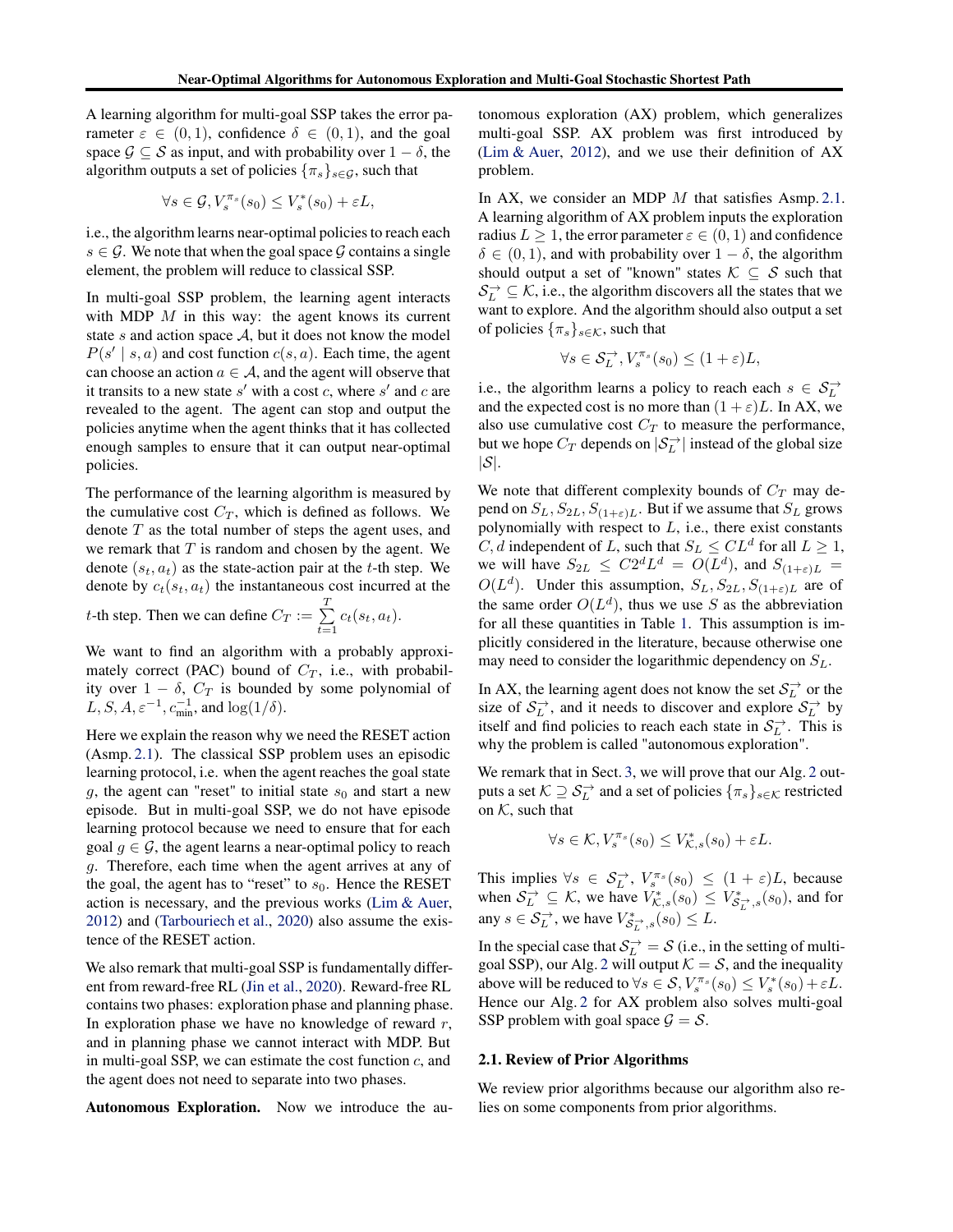A learning algorithm for multi-goal SSP takes the error parameter $\varepsilon \in (0,1)$, confidence $\delta \in (0,1)$, and the goal space $\mathcal{G} \subseteq \mathcal{S}$ as input, and with probability over $1-\delta$, the algorithm outputs a set of policies $\{\pi_s\}_{s\in\mathcal{G}}$, such that

$$\forall s \in \mathcal{G}, V_s^{\pi_s}(s_0) \le V_s^*(s_0) + \varepsilon L,$$

i.e., the algorithm learns near-optimal policies to reach each $s \in \mathcal{G}$. We note that when the goal space $\mathcal{G}$ contains a single element, the problem will reduce to classical SSP.

In multi-goal SSP problem, the learning agent interacts with MDP $M$ in this way: the agent knows its current state $s$ and action space $\mathcal{A}$, but it does not know the model $P(s' \mid s, a)$ and cost function $c(s,a)$. Each time, the agent can choose an action $a \in \mathcal{A}$, and the agent will observe that it transits to a new state $s'$ with a cost $c$, where $s'$ and $c$ are revealed to the agent. The agent can stop and output the policies anytime when the agent thinks that it has collected enough samples to ensure that it can output near-optimal policies.

The performance of the learning algorithm is measured by the cumulative cost $C_T$, which is defined as follows. We denote $T$ as the total number of steps the agent uses, and we remark that $T$ is random and chosen by the agent. We denote $(s_t, a_t)$ as the state-action pair at the $t$-th step. We denote by $c_t(s_t, a_t)$ the instantaneous cost incurred at the $t$-th step. Then we can define $C_T := \sum_{t=1}^{T} c_t(s_t, a_t)$.

We want to find an algorithm with a probably approximately correct (PAC) bound of $C_T$, i.e., with probability over $1-\delta$, $C_T$ is bounded by some polynomial of $L, S, A, \varepsilon^{-1}, c_{\min}^{-1}$, and $\log(1/\delta)$.

Here we explain the reason why we need the RESET action (Asmp. 2.1). The classical SSP problem uses an episodic learning protocol, i.e. when the agent reaches the goal state $g$, the agent can "reset" to initial state $s_0$ and start a new episode. But in multi-goal SSP, we do not have episode learning protocol because we need to ensure that for each goal $g \in \mathcal{G}$, the agent learns a near-optimal policy to reach $g$. Therefore, each time when the agent arrives at any of the goal, the agent has to "reset" to $s_0$. Hence the RESET action is necessary, and the previous works (Lim & Auer, 2012) and (Tarbouriech et al., 2020) also assume the existence of the RESET action.

We also remark that multi-goal SSP is fundamentally different from reward-free RL (Jin et al., 2020). Reward-free RL contains two phases: exploration phase and planning phase. In exploration phase we have no knowledge of reward $r$, and in planning phase we cannot interact with MDP. But in multi-goal SSP, we can estimate the cost function $c$, and the agent does not need to separate into two phases.

**Autonomous Exploration.** Now we introduce the autonomous exploration (AX) problem, which generalizes multi-goal SSP. AX problem was first introduced by (Lim & Auer, 2012), and we use their definition of AX problem.

In AX, we consider an MDP $M$ that satisfies Asmp. 2.1. A learning algorithm of AX problem inputs the exploration radius $L \ge 1$, the error parameter $\varepsilon \in (0,1)$ and confidence $\delta \in (0,1)$, and with probability over $1-\delta$, the algorithm should output a set of "known" states $\mathcal{K} \subseteq \mathcal{S}$ such that $\mathcal{S}_L^{\rightarrow} \subseteq \mathcal{K}$, i.e., the algorithm discovers all the states that we want to explore. And the algorithm should also output a set of policies $\{\pi_s\}_{s\in\mathcal{K}}$, such that

$$\forall s \in \mathcal{S}_L^{\rightarrow}, V_s^{\pi_s}(s_0) \le (1+\varepsilon)L,$$

i.e., the algorithm learns a policy to reach each $s \in \mathcal{S}_L^{\rightarrow}$ and the expected cost is no more than $(1+\varepsilon)L$. In AX, we also use cumulative cost $C_T$ to measure the performance, but we hope $C_T$ depends on $|\mathcal{S}_L^{\rightarrow}|$ instead of the global size $|\mathcal{S}|$.

We note that different complexity bounds of $C_T$ may depend on $S_L, S_{2L}, S_{(1+\varepsilon)L}$. But if we assume that $S_L$ grows polynomially with respect to $L$, i.e., there exist constants $C, d$ independent of $L$, such that $S_L \le CL^d$ for all $L \ge 1$, we will have $S_{2L} \le C2^dL^d = O(L^d)$, and $S_{(1+\varepsilon)L} = O(L^d)$. Under this assumption, $S_L, S_{2L}, S_{(1+\varepsilon)L}$ are of the same order $O(L^d)$, thus we use $S$ as the abbreviation for all these quantities in Table 1. This assumption is implicitly considered in the literature, because otherwise one may need to consider the logarithmic dependency on $S_L$.

In AX, the learning agent does not know the set $\mathcal{S}_L^{\rightarrow}$ or the size of $\mathcal{S}_L^{\rightarrow}$, and it needs to discover and explore $\mathcal{S}_L^{\rightarrow}$ by itself and find policies to reach each state in $\mathcal{S}_L^{\rightarrow}$. This is why the problem is called "autonomous exploration".

We remark that in Sect. 3, we will prove that our Alg. 2 outputs a set $\mathcal{K} \supseteq \mathcal{S}_L^{\rightarrow}$ and a set of policies $\{\pi_s\}_{s\in\mathcal{K}}$ restricted on $\mathcal{K}$, such that

$$\forall s \in \mathcal{K}, V_s^{\pi_s}(s_0) \le V_{\mathcal{K},s}^*(s_0) + \varepsilon L.$$

This implies $\forall s \in \mathcal{S}_L^{\rightarrow}$, $V_s^{\pi_s}(s_0) \le (1+\varepsilon)L$, because when $\mathcal{S}_L^{\rightarrow} \subseteq \mathcal{K}$, we have $V_{\mathcal{K},s}^*(s_0) \le V_{\mathcal{S}_L^{\rightarrow},s}^*(s_0)$, and for any $s \in \mathcal{S}_L^{\rightarrow}$, we have $V_{\mathcal{S}_L^{\rightarrow},s}^*(s_0) \le L$.

In the special case that $\mathcal{S}_L^{\rightarrow} = \mathcal{S}$ (i.e., in the setting of multi-goal SSP), our Alg. 2 will output $\mathcal{K} = \mathcal{S}$, and the inequality above will be reduced to $\forall s \in \mathcal{S}, V_s^{\pi_s}(s_0) \le V_s^*(s_0) + \varepsilon L$. Hence our Alg. 2 for AX problem also solves multi-goal SSP problem with goal space $\mathcal{G} = \mathcal{S}$.

## 2.1. Review of Prior Algorithms

We review prior algorithms because our algorithm also relies on some components from prior algorithms.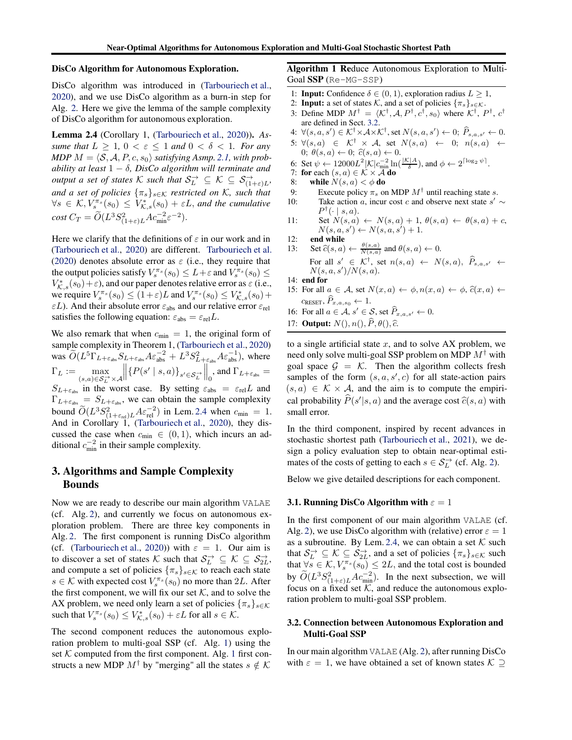**DisCo Algorithm for Autonomous Exploration.**

DisCo algorithm was introduced in (Tarbouriech et al., 2020), and we use DisCo algorithm as a burn-in step for Alg. 2. Here we give the lemma of the sample complexity of DisCo algorithm for autonomous exploration.

**Lemma 2.4** (Corollary 1, (Tarbouriech et al., 2020))**.** *Assume that $L \geq 1$, $0 < \varepsilon \leq 1$ and $0 < \delta < 1$. For any MDP $M = \langle \mathcal{S}, \mathcal{A}, P, c, s_0 \rangle$ satisfying Asmp. 2.1, with probability at least $1 - \delta$, DisCo algorithm will terminate and output a set of states $\mathcal{K}$ such that $\mathcal{S}_L^{\rightarrow} \subseteq \mathcal{K} \subseteq \mathcal{S}_{(1+\varepsilon)L}^{\rightarrow}$, and a set of policies $\{\pi_s\}_{s \in \mathcal{K}}$ restricted on $\mathcal{K}$, such that $\forall s \in \mathcal{K}, V_s^{\pi_s}(s_0) \leq V_{\mathcal{K},s}^*(s_0) + \varepsilon L$, and the cumulative cost $C_T = \widetilde{O}(L^3 S_{(1+\varepsilon)L}^2 A c_{\min}^{-2} \varepsilon^{-2})$.*

Here we clarify that the definitions of $\varepsilon$ in our work and in (Tarbouriech et al., 2020) are different. Tarbouriech et al. (2020) denotes absolute error as $\varepsilon$ (i.e., they require that the output policies satisfy $V_s^{\pi_s}(s_0) \leq L+\varepsilon$ and $V_s^{\pi_s}(s_0) \leq V_{\mathcal{K},s}^*(s_0)+\varepsilon$), and our paper denotes relative error as $\varepsilon$ (i.e., we require $V_s^{\pi_s}(s_0) \leq (1+\varepsilon)L$ and $V_s^{\pi_s}(s_0) \leq V_{\mathcal{K},s}^*(s_0) + \varepsilon L$). And their absolute error $\varepsilon_{\text{abs}}$ and our relative error $\varepsilon_{\text{rel}}$ satisfies the following equation: $\varepsilon_{\text{abs}} = \varepsilon_{\text{rel}} L$.

We also remark that when $c_{\min} = 1$, the original form of sample complexity in Theorem 1, (Tarbouriech et al., 2020) was $\widetilde{O}(L^5 \Gamma_{L+\varepsilon_{\text{abs}}} S_{L+\varepsilon_{\text{abs}}} A \varepsilon_{\text{abs}}^{-2} + L^3 S_{L+\varepsilon_{\text{abs}}}^2 A \varepsilon_{\text{abs}}^{-1})$, where $\Gamma_L := \max_{(s,a) \in \mathcal{S}_L^{\rightarrow} \times \mathcal{A}} \left\| \{P(s' \mid s,a)\}_{s' \in \mathcal{S}_L^{\rightarrow}} \right\|_0$, and $\Gamma_{L+\varepsilon_{\text{abs}}} = S_{L+\varepsilon_{\text{abs}}}$ in the worst case. By setting $\varepsilon_{\text{abs}} = \varepsilon_{\text{rel}} L$ and $\Gamma_{L+\varepsilon_{\text{abs}}} = S_{L+\varepsilon_{\text{abs}}}$, we can obtain the sample complexity bound $\widetilde{O}(L^3 S_{(1+\varepsilon_{\text{rel}})L}^2 A \varepsilon_{\text{rel}}^{-2})$ in Lem. 2.4 when $c_{\min} = 1$. And in Corollary 1, (Tarbouriech et al., 2020), they discussed the case when $c_{\min} \in (0,1)$, which incurs an additional $c_{\min}^{-2}$ in their sample complexity.

## 3. Algorithms and Sample Complexity Bounds

Now we are ready to describe our main algorithm VALAE (cf. Alg. 2), and currently we focus on autonomous exploration problem. There are three key components in Alg. 2. The first component is running DisCo algorithm (cf. (Tarbouriech et al., 2020)) with $\varepsilon = 1$. Our aim is to discover a set of states $\mathcal{K}$ such that $\mathcal{S}_L^{\rightarrow} \subseteq \mathcal{K} \subseteq \mathcal{S}_{2L}^{\rightarrow}$, and compute a set of policies $\{\pi_s\}_{s \in \mathcal{K}}$ to reach each state $s \in \mathcal{K}$ with expected cost $V_s^{\pi_s}(s_0)$ no more than $2L$. After the first component, we will fix our set $\mathcal{K}$, and to solve the AX problem, we need only learn a set of policies $\{\pi_s\}_{s \in \mathcal{K}}$ such that $V_s^{\pi_s}(s_0) \leq V_{\mathcal{K},s}^*(s_0) + \varepsilon L$ for all $s \in \mathcal{K}$.

The second component reduces the autonomous exploration problem to multi-goal SSP (cf. Alg. 1) using the set $\mathcal{K}$ computed from the first component. Alg. 1 first constructs a new MDP $M^\dagger$ by "merging" all the states $s \notin \mathcal{K}$ to a single artificial state $x$, and to solve AX problem, we need only solve multi-goal SSP problem on MDP $M^\dagger$ with goal space $\mathcal{G} = \mathcal{K}$. Then the algorithm collects fresh samples of the form $(s, a, s', c)$ for all state-action pairs $(s, a) \in \mathcal{K} \times \mathcal{A}$, and the aim is to compute the empirical probability $\widehat{P}(s'|s, a)$ and the average cost $\widehat{c}(s, a)$ with small error.

**Algorithm 1 Re**duce Autonomous Exploration to **M**ulti-Goal **SSP** (Re-MG-SSP)

1: **Input:** Confidence $\delta \in (0, 1)$, exploration radius $L \geq 1$,
2: **Input:** a set of states $\mathcal{K}$, and a set of policies $\{\pi_s\}_{s \in \mathcal{K}}$.
3: Define MDP $M^\dagger = \langle \mathcal{K}^\dagger, \mathcal{A}, P^\dagger, c^\dagger, s_0 \rangle$ where $\mathcal{K}^\dagger$, $P^\dagger$, $c^\dagger$ are defined in Sect. 3.2.
4: $\forall (s, a, s') \in \mathcal{K}^\dagger \times \mathcal{A} \times \mathcal{K}^\dagger$, set $N(s, a, s') \leftarrow 0$; $\widehat{P}_{s,a,s'} \leftarrow 0$.
5: $\forall (s, a) \in \mathcal{K}^\dagger \times \mathcal{A}$, set $N(s, a) \leftarrow 0$; $n(s, a) \leftarrow 0$; $\theta(s, a) \leftarrow 0$; $\widehat{c}(s, a) \leftarrow 0$.
6: Set $\psi \leftarrow 12000 L^2 |\mathcal{K}| c_{\min}^{-2} \ln(\frac{|\mathcal{K}| A}{\delta})$, and $\phi \leftarrow 2^{\lceil \log_2 \psi \rceil}$.
7: **for** each $(s, a) \in \mathcal{K} \times \mathcal{A}$ **do**
8: &nbsp;&nbsp;&nbsp;&nbsp;**while** $N(s, a) < \phi$ **do**
9: &nbsp;&nbsp;&nbsp;&nbsp;&nbsp;&nbsp;&nbsp;&nbsp;Execute policy $\pi_s$ on MDP $M^\dagger$ until reaching state $s$.
10: &nbsp;&nbsp;&nbsp;&nbsp;&nbsp;&nbsp;&nbsp;Take action $a$, incur cost $c$ and observe next state $s' \sim P^\dagger(\cdot \mid s, a)$.
11: &nbsp;&nbsp;&nbsp;&nbsp;&nbsp;&nbsp;&nbsp;Set $N(s, a) \leftarrow N(s, a) + 1$, $\theta(s, a) \leftarrow \theta(s, a) + c$, $N(s, a, s') \leftarrow N(s, a, s') + 1$.
12: &nbsp;&nbsp;&nbsp;**end while**
13: &nbsp;&nbsp;&nbsp;Set $\widehat{c}(s, a) \leftarrow \frac{\theta(s,a)}{N(s,a)}$ and $\theta(s, a) \leftarrow 0$.
&nbsp;&nbsp;&nbsp;&nbsp;&nbsp;&nbsp;&nbsp;For all $s' \in \mathcal{K}^\dagger$, set $n(s, a) \leftarrow N(s, a)$, $\widehat{P}_{s,a,s'} \leftarrow N(s, a, s')/N(s, a)$.
14: **end for**
15: For all $a \in \mathcal{A}$, set $N(x, a) \leftarrow \phi, n(x, a) \leftarrow \phi$, $\widehat{c}(x, a) \leftarrow c_{\text{RESET}}$, $\widehat{P}_{x,a,s_0} \leftarrow 1$.
16: For all $a \in \mathcal{A}$, $s' \in \mathcal{S}$, set $\widehat{P}_{x,a,s'} \leftarrow 0$.
17: **Output:** $N(), n(), \widehat{P}, \theta(), \widehat{c}$.

In the third component, inspired by recent advances in stochastic shortest path (Tarbouriech et al., 2021), we design a policy evaluation step to obtain near-optimal estimates of the costs of getting to each $s \in \mathcal{S}_L^{\rightarrow}$ (cf. Alg. 2).

Below we give detailed descriptions for each component.

### 3.1. Running DisCo Algorithm with $\varepsilon = 1$

In the first component of our main algorithm VALAE (cf. Alg. 2), we use DisCo algorithm with (relative) error $\varepsilon = 1$ as a subroutine. By Lem. 2.4, we can obtain a set $\mathcal{K}$ such that $\mathcal{S}_L^{\rightarrow} \subseteq \mathcal{K} \subseteq \mathcal{S}_{2L}^{\rightarrow}$, and a set of policies $\{\pi_s\}_{s \in \mathcal{K}}$ such that $\forall s \in \mathcal{K}, V_s^{\pi_s}(s_0) \leq 2L$, and the total cost is bounded by $\widetilde{O}(L^3 S_{(1+\varepsilon)L}^2 A c_{\min}^{-2})$. In the next subsection, we will focus on a fixed set $\mathcal{K}$, and reduce the autonomous exploration problem to multi-goal SSP problem.

### 3.2. Connection between Autonomous Exploration and Multi-Goal SSP

In our main algorithm VALAE (Alg. 2), after running DisCo with $\varepsilon = 1$, we have obtained a set of known states $\mathcal{K} \supseteq$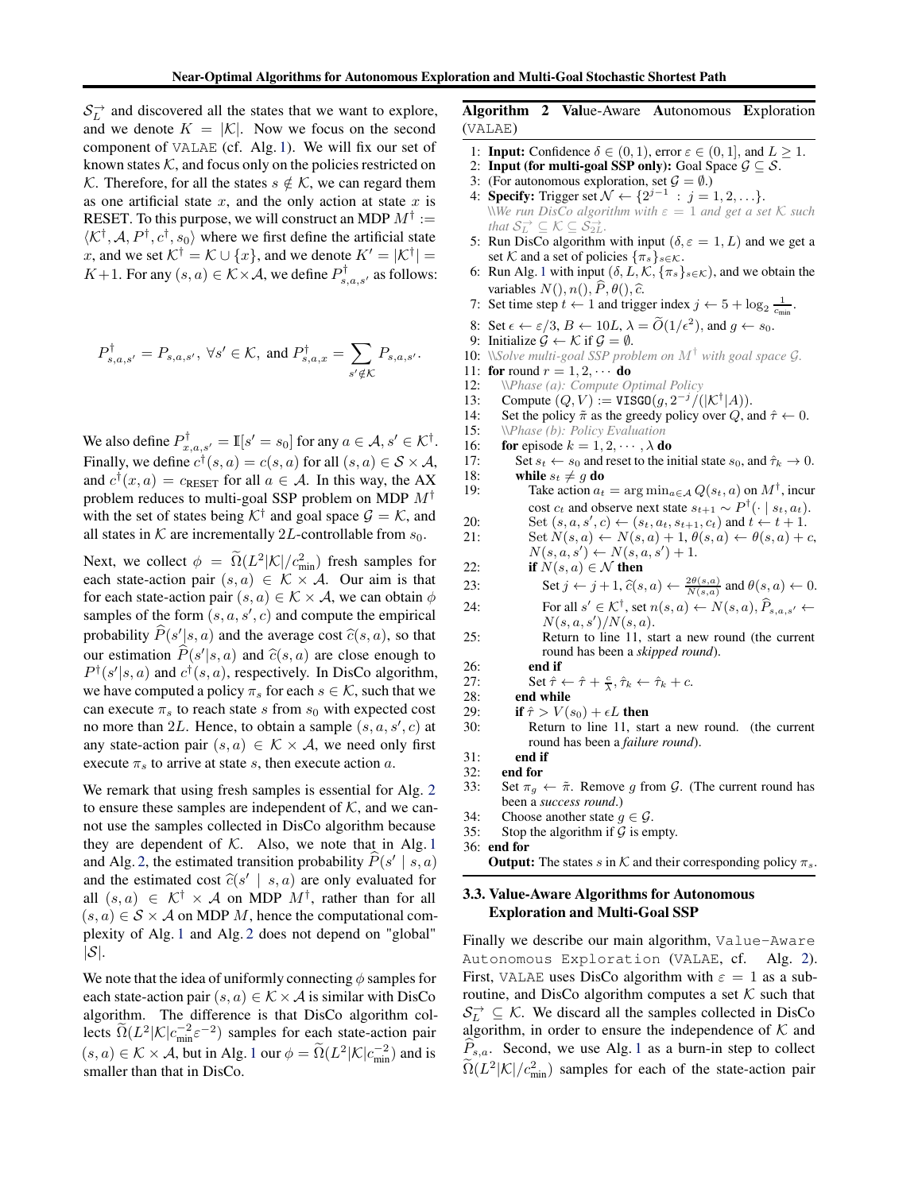$\mathcal{S}_L^{\rightarrow}$ and discovered all the states that we want to explore, and we denote $K = |\mathcal{K}|$. Now we focus on the second component of VALAE (cf. Alg. 1). We will fix our set of known states $\mathcal{K}$, and focus only on the policies restricted on $\mathcal{K}$. Therefore, for all the states $s \notin \mathcal{K}$, we can regard them as one artificial state $x$, and the only action at state $x$ is RESET. To this purpose, we will construct an MDP $M^\dagger := \langle \mathcal{K}^\dagger, \mathcal{A}, P^\dagger, c^\dagger, s_0 \rangle$ where we first define the artificial state $x$, and we set $\mathcal{K}^\dagger = \mathcal{K} \cup \{x\}$, and we denote $K' = |\mathcal{K}^\dagger| = K+1$. For any $(s,a) \in \mathcal{K} \times \mathcal{A}$, we define $P^\dagger_{s,a,s'}$ as follows:

$$P^\dagger_{s,a,s'} = P_{s,a,s'},\ \forall s' \in \mathcal{K}, \text{ and } P^\dagger_{s,a,x} = \sum_{s' \notin \mathcal{K}} P_{s,a,s'}.$$

We also define $P^\dagger_{x,a,s'} = \mathbb{I}[s' = s_0]$ for any $a \in \mathcal{A}, s' \in \mathcal{K}^\dagger$. Finally, we define $c^\dagger(s,a) = c(s,a)$ for all $(s,a) \in \mathcal{S} \times \mathcal{A}$, and $c^\dagger(x,a) = c_{\text{RESET}}$ for all $a \in \mathcal{A}$. In this way, the AX problem reduces to multi-goal SSP problem on MDP $M^\dagger$ with the set of states being $\mathcal{K}^\dagger$ and goal space $\mathcal{G} = \mathcal{K}$, and all states in $\mathcal{K}$ are incrementally $2L$-controllable from $s_0$.

Next, we collect $\phi = \widetilde{\Omega}(L^2|\mathcal{K}|/c_{\min}^2)$ fresh samples for each state-action pair $(s,a) \in \mathcal{K} \times \mathcal{A}$. Our aim is that for each state-action pair $(s,a) \in \mathcal{K} \times \mathcal{A}$, we can obtain $\phi$ samples of the form $(s,a,s',c)$ and compute the empirical probability $\widehat{P}(s'|s,a)$ and the average cost $\widehat{c}(s,a)$, so that our estimation $\widehat{P}(s'|s,a)$ and $\widehat{c}(s,a)$ are close enough to $P^\dagger(s'|s,a)$ and $c^\dagger(s,a)$, respectively. In DisCo algorithm, we have computed a policy $\pi_s$ for each $s \in \mathcal{K}$, such that we can execute $\pi_s$ to reach state $s$ from $s_0$ with expected cost no more than $2L$. Hence, to obtain a sample $(s,a,s',c)$ at any state-action pair $(s,a) \in \mathcal{K} \times \mathcal{A}$, we need only first execute $\pi_s$ to arrive at state $s$, then execute action $a$.

We remark that using fresh samples is essential for Alg. 2 to ensure these samples are independent of $\mathcal{K}$, and we cannot use the samples collected in DisCo algorithm because they are dependent of $\mathcal{K}$. Also, we note that in Alg. 1 and Alg. 2, the estimated transition probability $\widehat{P}(s' \mid s,a)$ and the estimated cost $\widehat{c}(s' \mid s,a)$ are only evaluated for all $(s,a) \in \mathcal{K}^\dagger \times \mathcal{A}$ on MDP $M^\dagger$, rather than for all $(s,a) \in \mathcal{S} \times \mathcal{A}$ on MDP $M$, hence the computational complexity of Alg. 1 and Alg. 2 does not depend on "global" $|\mathcal{S}|$.

We note that the idea of uniformly connecting $\phi$ samples for each state-action pair $(s,a) \in \mathcal{K} \times \mathcal{A}$ is similar with DisCo algorithm. The difference is that DisCo algorithm collects $\widetilde{\Omega}(L^2|\mathcal{K}|c_{\min}^{-2}\varepsilon^{-2})$ samples for each state-action pair $(s,a) \in \mathcal{K} \times \mathcal{A}$, but in Alg. 1 our $\phi = \widetilde{\Omega}(L^2|\mathcal{K}|c_{\min}^{-2})$ and is smaller than that in DisCo.

**Algorithm 2** **Val**ue-**A**ware **A**utonomous **E**xploration (VALAE)

1: **Input:** Confidence $\delta \in (0,1)$, error $\varepsilon \in (0,1]$, and $L \geq 1$.
2: **Input (for multi-goal SSP only):** Goal Space $\mathcal{G} \subseteq \mathcal{S}$.
3: (For autonomous exploration, set $\mathcal{G} = \emptyset$.)
4: **Specify:** Trigger set $\mathcal{N} \leftarrow \{2^{j-1} : j = 1, 2, \ldots\}$.
 \\*We run DisCo algorithm with $\varepsilon = 1$ and get a set $\mathcal{K}$ such that $\mathcal{S}_L^{\rightarrow} \subseteq \mathcal{K} \subseteq \mathcal{S}_{2L}^{\rightarrow}$.*
5: Run DisCo algorithm with input $(\delta, \varepsilon = 1, L)$ and we get a set $\mathcal{K}$ and a set of policies $\{\pi_s\}_{s \in \mathcal{K}}$.
6: Run Alg. 1 with input $(\delta, L, \mathcal{K}, \{\pi_s\}_{s \in \mathcal{K}})$, and we obtain the variables $N(), n(), \widehat{P}, \theta(), \widehat{c}$.
7: Set time step $t \leftarrow 1$ and trigger index $j \leftarrow 5 + \log_2 \frac{1}{c_{\min}}$.
8: Set $\epsilon \leftarrow \varepsilon/3$, $B \leftarrow 10L$, $\lambda = \widetilde{O}(1/\epsilon^2)$, and $g \leftarrow s_0$.
9: Initialize $\mathcal{G} \leftarrow \mathcal{K}$ if $\mathcal{G} = \emptyset$.
10: \\*Solve multi-goal SSP problem on $M^\dagger$ with goal space $\mathcal{G}$.*
11: **for** round $r = 1, 2, \cdots$ **do**
12: \\*Phase (a): Compute Optimal Policy*
13: Compute $(Q, V) :=$ VISGO$(g, 2^{-j}/(|\mathcal{K}^\dagger||A|))$.
14: Set the policy $\tilde{\pi}$ as the greedy policy over $Q$, and $\hat{\tau} \leftarrow 0$.
15: \\*Phase (b): Policy Evaluation*
16: **for** episode $k = 1, 2, \cdots, \lambda$ **do**
17: Set $s_t \leftarrow s_0$ and reset to the initial state $s_0$, and $\hat{\tau}_k \rightarrow 0$.
18: **while** $s_t \neq g$ **do**
19: Take action $a_t = \arg\min_{a \in \mathcal{A}} Q(s_t, a)$ on $M^\dagger$, incur cost $c_t$ and observe next state $s_{t+1} \sim P^\dagger(\cdot \mid s_t, a_t)$.
20: Set $(s, a, s', c) \leftarrow (s_t, a_t, s_{t+1}, c_t)$ and $t \leftarrow t + 1$.
21: Set $N(s,a) \leftarrow N(s,a) + 1$, $\theta(s,a) \leftarrow \theta(s,a) + c$, $N(s,a,s') \leftarrow N(s,a,s') + 1$.
22: **if** $N(s,a) \in \mathcal{N}$ **then**
23: Set $j \leftarrow j+1$, $\widehat{c}(s,a) \leftarrow \frac{2\theta(s,a)}{N(s,a)}$ and $\theta(s,a) \leftarrow 0$.
24: For all $s' \in \mathcal{K}^\dagger$, set $n(s,a) \leftarrow N(s,a)$, $\widehat{P}_{s,a,s'} \leftarrow N(s,a,s')/N(s,a)$.
25: Return to line 11, start a new round (the current round has been a *skipped round*).
26: **end if**
27: Set $\hat{\tau} \leftarrow \hat{\tau} + \frac{c}{\lambda}, \hat{\tau}_k \leftarrow \hat{\tau}_k + c$.
28: **end while**
29: **if** $\hat{\tau} > V(s_0) + \epsilon L$ **then**
30: Return to line 11, start a new round. (the current round has been a *failure round*).
31: **end if**
32: **end for**
33: Set $\pi_g \leftarrow \tilde{\pi}$. Remove $g$ from $\mathcal{G}$. (The current round has been a *success round*.)
34: Choose another state $g \in \mathcal{G}$.
35: Stop the algorithm if $\mathcal{G}$ is empty.
36: **end for**
**Output:** The states $s$ in $\mathcal{K}$ and their corresponding policy $\pi_s$.

### 3.3. Value-Aware Algorithms for Autonomous Exploration and Multi-Goal SSP

Finally we describe our main algorithm, Value-Aware Autonomous Exploration (VALAE, cf. Alg. 2). First, VALAE uses DisCo algorithm with $\varepsilon = 1$ as a subroutine, and DisCo algorithm computes a set $\mathcal{K}$ such that $\mathcal{S}_L^{\rightarrow} \subseteq \mathcal{K}$. We discard all the samples collected in DisCo algorithm, in order to ensure the independence of $\mathcal{K}$ and $\widehat{P}_{s,a}$. Second, we use Alg. 1 as a burn-in step to collect $\widetilde{\Omega}(L^2|\mathcal{K}|/c_{\min}^2)$ samples for each of the state-action pair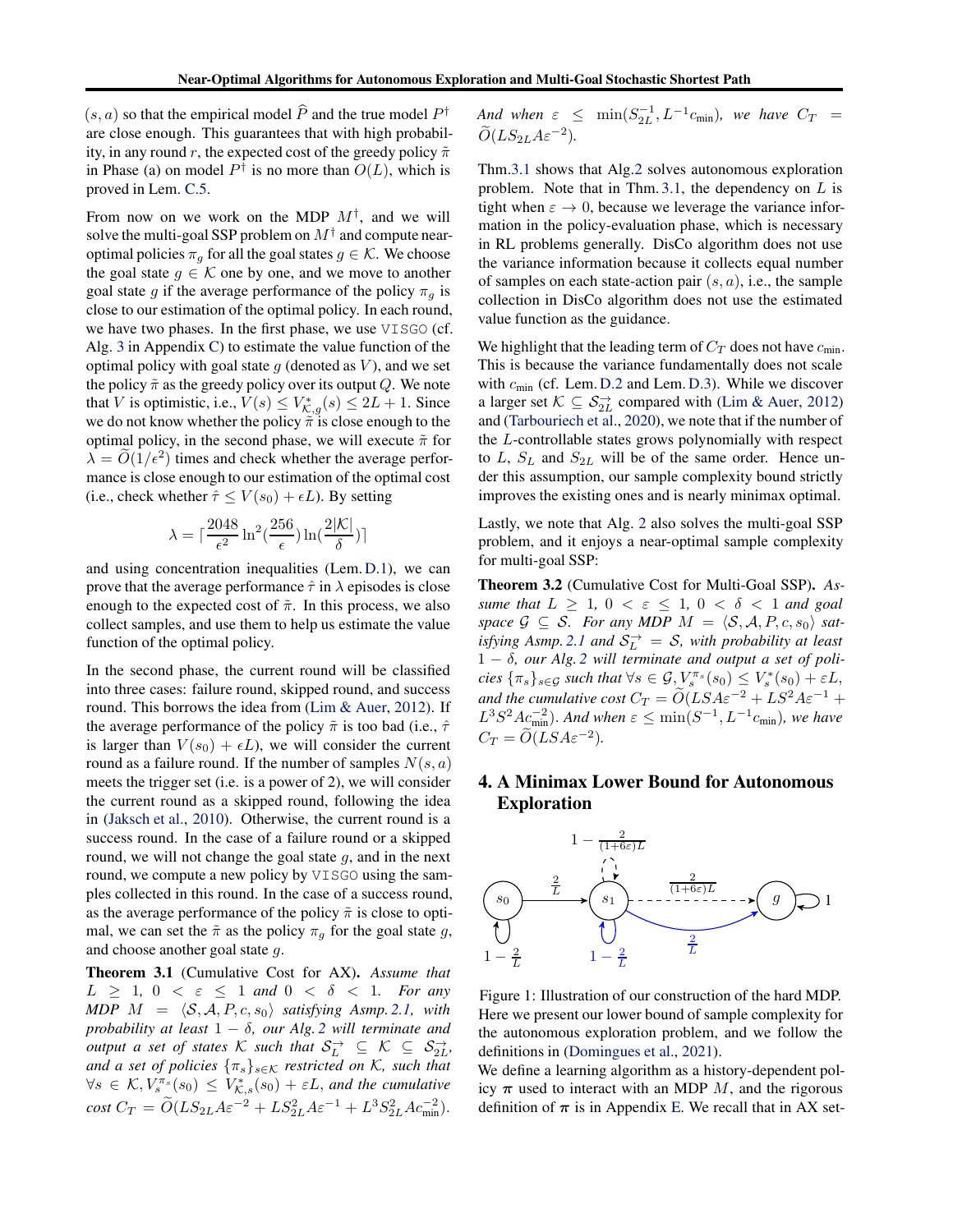$(s, a)$ so that the empirical model $\widehat{P}$ and the true model $P^\dagger$ are close enough. This guarantees that with high probability, in any round $r$, the expected cost of the greedy policy $\tilde{\pi}$ in Phase (a) on model $P^\dagger$ is no more than $O(L)$, which is proved in Lem. C.5.

From now on we work on the MDP $M^\dagger$, and we will solve the multi-goal SSP problem on $M^\dagger$ and compute near-optimal policies $\pi_g$ for all the goal states $g \in \mathcal{K}$. We choose the goal state $g \in \mathcal{K}$ one by one, and we move to another goal state $g$ if the average performance of the policy $\pi_g$ is close to our estimation of the optimal policy. In each round, we have two phases. In the first phase, we use VISGO (cf. Alg. 3 in Appendix C) to estimate the value function of the optimal policy with goal state $g$ (denoted as $V$), and we set the policy $\tilde{\pi}$ as the greedy policy over its output $Q$. We note that $V$ is optimistic, i.e., $V(s) \leq V^*_{\mathcal{K},g}(s) \leq 2L+1$. Since we do not know whether the policy $\tilde{\pi}$ is close enough to the optimal policy, in the second phase, we will execute $\tilde{\pi}$ for $\lambda = \widetilde{O}(1/\epsilon^2)$ times and check whether the average performance is close enough to our estimation of the optimal cost (i.e., check whether $\hat{\tau} \leq V(s_0) + \epsilon L$). By setting

$$\lambda = \lceil \frac{2048}{\epsilon^2} \ln^2(\frac{256}{\epsilon}) \ln(\frac{2|\mathcal{K}|}{\delta}) \rceil$$

and using concentration inequalities (Lem. D.1), we can prove that the average performance $\hat{\tau}$ in $\lambda$ episodes is close enough to the expected cost of $\tilde{\pi}$. In this process, we also collect samples, and use them to help us estimate the value function of the optimal policy.

In the second phase, the current round will be classified into three cases: failure round, skipped round, and success round. This borrows the idea from (Lim & Auer, 2012). If the average performance of the policy $\tilde{\pi}$ is too bad (i.e., $\hat{\tau}$ is larger than $V(s_0) + \epsilon L$), we will consider the current round as a failure round. If the number of samples $N(s, a)$ meets the trigger set (i.e. is a power of 2), we will consider the current round as a skipped round, following the idea in (Jaksch et al., 2010). Otherwise, the current round is a success round. In the case of a failure round or a skipped round, we will not change the goal state $g$, and in the next round, we compute a new policy by VISGO using the samples collected in this round. In the case of a success round, as the average performance of the policy $\tilde{\pi}$ is close to optimal, we can set the $\tilde{\pi}$ as the policy $\pi_g$ for the goal state $g$, and choose another goal state $g$.

**Theorem 3.1** (Cumulative Cost for AX). *Assume that $L \geq 1$, $0 < \varepsilon \leq 1$ and $0 < \delta < 1$. For any MDP $M = \langle \mathcal{S}, \mathcal{A}, P, c, s_0 \rangle$ satisfying Asmp. 2.1, with probability at least $1 - \delta$, our Alg. 2 will terminate and output a set of states $\mathcal{K}$ such that $\mathcal{S}^{\rightarrow}_L \subseteq \mathcal{K} \subseteq \mathcal{S}^{\rightarrow}_{2L}$, and a set of policies $\{\pi_s\}_{s \in \mathcal{K}}$ restricted on $\mathcal{K}$, such that $\forall s \in \mathcal{K}, V^{\pi_s}_s(s_0) \leq V^*_{\mathcal{K},s}(s_0) + \varepsilon L$, and the cumulative cost $C_T = \widetilde{O}(LS_{2L}A\varepsilon^{-2} + LS^2_{2L}A\varepsilon^{-1} + L^3S^2_{2L}Ac^{-2}_{\min})$. And when $\varepsilon \leq \min(S^{-1}_{2L}, L^{-1}c_{\min})$, we have $C_T = \widetilde{O}(LS_{2L}A\varepsilon^{-2})$.*

Thm.3.1 shows that Alg.2 solves autonomous exploration problem. Note that in Thm. 3.1, the dependency on $L$ is tight when $\varepsilon \to 0$, because we leverage the variance information in the policy-evaluation phase, which is necessary in RL problems generally. DisCo algorithm does not use the variance information because it collects equal number of samples on each state-action pair $(s, a)$, i.e., the sample collection in DisCo algorithm does not use the estimated value function as the guidance.

We highlight that the leading term of $C_T$ does not have $c_{\min}$. This is because the variance fundamentally does not scale with $c_{\min}$ (cf. Lem. D.2 and Lem. D.3). While we discover a larger set $\mathcal{K} \subseteq \mathcal{S}^{\rightarrow}_{2L}$ compared with (Lim & Auer, 2012) and (Tarbouriech et al., 2020), we note that if the number of the $L$-controllable states grows polynomially with respect to $L$, $S_L$ and $S_{2L}$ will be of the same order. Hence under this assumption, our sample complexity bound strictly improves the existing ones and is nearly minimax optimal.

Lastly, we note that Alg. 2 also solves the multi-goal SSP problem, and it enjoys a near-optimal sample complexity for multi-goal SSP:

**Theorem 3.2** (Cumulative Cost for Multi-Goal SSP). *Assume that $L \geq 1$, $0 < \varepsilon \leq 1$, $0 < \delta < 1$ and goal space $\mathcal{G} \subseteq \mathcal{S}$. For any MDP $M = \langle \mathcal{S}, \mathcal{A}, P, c, s_0 \rangle$ satisfying Asmp. 2.1 and $\mathcal{S}^{\rightarrow}_L = \mathcal{S}$, with probability at least $1 - \delta$, our Alg. 2 will terminate and output a set of policies $\{\pi_s\}_{s \in \mathcal{G}}$ such that $\forall s \in \mathcal{G}, V^{\pi_s}_s(s_0) \leq V^*_s(s_0) + \varepsilon L$, and the cumulative cost $C_T = \widetilde{O}(LSA\varepsilon^{-2} + LS^2A\varepsilon^{-1} + L^3S^2Ac^{-2}_{\min})$. And when $\varepsilon \leq \min(S^{-1}, L^{-1}c_{\min})$, we have $C_T = \widetilde{O}(LSA\varepsilon^{-2})$.*

## 4. A Minimax Lower Bound for Autonomous Exploration

Figure 1: Illustration of our construction of the hard MDP.

Here we present our lower bound of sample complexity for the autonomous exploration problem, and we follow the definitions in (Domingues et al., 2021).

We define a learning algorithm as a history-dependent policy $\boldsymbol{\pi}$ used to interact with an MDP $M$, and the rigorous definition of $\boldsymbol{\pi}$ is in Appendix E. We recall that in AX set-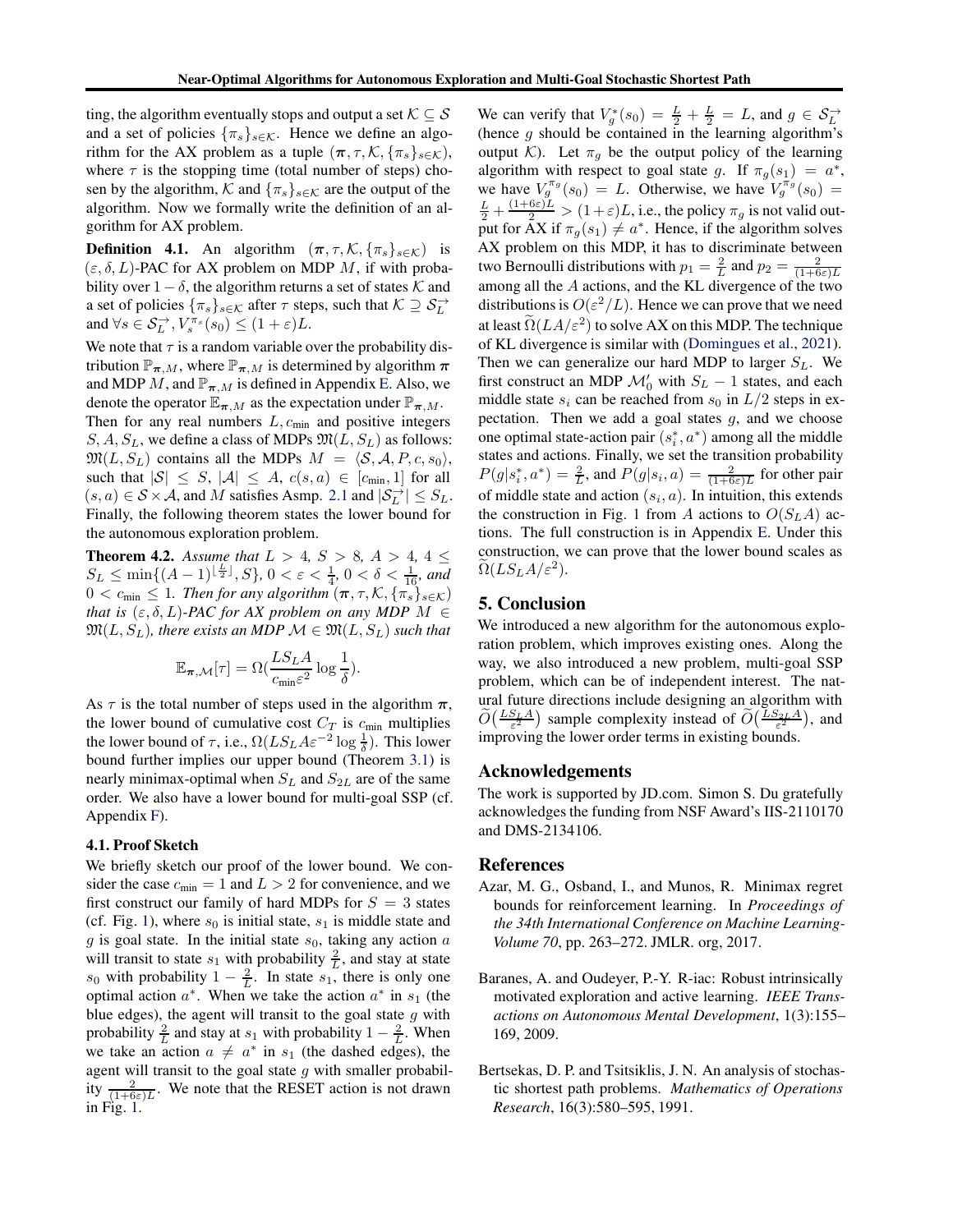ting, the algorithm eventually stops and output a set $\mathcal{K} \subseteq \mathcal{S}$ and a set of policies $\{\pi_s\}_{s\in\mathcal{K}}$. Hence we define an algorithm for the AX problem as a tuple $(\boldsymbol{\pi}, \tau, \mathcal{K}, \{\pi_s\}_{s\in\mathcal{K}})$, where $\tau$ is the stopping time (total number of steps) chosen by the algorithm, $\mathcal{K}$ and $\{\pi_s\}_{s\in\mathcal{K}}$ are the output of the algorithm. Now we formally write the definition of an algorithm for AX problem.

**Definition 4.1.** An algorithm $(\boldsymbol{\pi}, \tau, \mathcal{K}, \{\pi_s\}_{s\in\mathcal{K}})$ is $(\varepsilon, \delta, L)$-PAC for AX problem on MDP $M$, if with probability over $1-\delta$, the algorithm returns a set of states $\mathcal{K}$ and a set of policies $\{\pi_s\}_{s\in\mathcal{K}}$ after $\tau$ steps, such that $\mathcal{K} \supseteq \mathcal{S}_L^{\rightarrow}$ and $\forall s \in \mathcal{S}_L^{\rightarrow}, V_s^{\pi_s}(s_0) \le (1+\varepsilon)L$.

We note that $\tau$ is a random variable over the probability distribution $\mathbb{P}_{\boldsymbol{\pi},M}$, where $\mathbb{P}_{\boldsymbol{\pi},M}$ is determined by algorithm $\boldsymbol{\pi}$ and MDP $M$, and $\mathbb{P}_{\boldsymbol{\pi},M}$ is defined in Appendix E. Also, we denote the operator $\mathbb{E}_{\boldsymbol{\pi},M}$ as the expectation under $\mathbb{P}_{\boldsymbol{\pi},M}$.

Then for any real numbers $L, c_{\min}$ and positive integers $S, A, S_L$, we define a class of MDPs $\mathfrak{M}(L, S_L)$ as follows: $\mathfrak{M}(L, S_L)$ contains all the MDPs $M = \langle \mathcal{S}, \mathcal{A}, P, c, s_0\rangle$, such that $|\mathcal{S}| \le S$, $|\mathcal{A}| \le A$, $c(s,a) \in [c_{\min}, 1]$ for all $(s,a) \in \mathcal{S}\times\mathcal{A}$, and $M$ satisfies Asmp. 2.1 and $|\mathcal{S}_L^{\rightarrow}| \le S_L$. Finally, the following theorem states the lower bound for the autonomous exploration problem.

**Theorem 4.2.** *Assume that $L > 4$, $S > 8$, $A > 4$, $4 \le S_L \le \min\{(A-1)^{\lfloor \frac{L}{2} \rfloor}, S\}$, $0 < \varepsilon < \frac{1}{4}$, $0 < \delta < \frac{1}{16}$, and $0 < c_{\min} \le 1$. Then for any algorithm $(\boldsymbol{\pi}, \tau, \mathcal{K}, \{\pi_s\}_{s\in\mathcal{K}})$ that is $(\varepsilon, \delta, L)$-PAC for AX problem on any MDP $M \in \mathfrak{M}(L, S_L)$, there exists an MDP $\mathcal{M} \in \mathfrak{M}(L, S_L)$ such that*

$$\mathbb{E}_{\boldsymbol{\pi},\mathcal{M}}[\tau] = \Omega\left(\frac{LS_LA}{c_{\min}\varepsilon^2}\log\frac{1}{\delta}\right).$$

As $\tau$ is the total number of steps used in the algorithm $\boldsymbol{\pi}$, the lower bound of cumulative cost $C_T$ is $c_{\min}$ multiplies the lower bound of $\tau$, i.e., $\Omega(LS_LA\varepsilon^{-2}\log\frac{1}{\delta})$. This lower bound further implies our upper bound (Theorem 3.1) is nearly minimax-optimal when $S_L$ and $S_{2L}$ are of the same order. We also have a lower bound for multi-goal SSP (cf. Appendix F).

### 4.1. Proof Sketch

We briefly sketch our proof of the lower bound. We consider the case $c_{\min} = 1$ and $L > 2$ for convenience, and we first construct our family of hard MDPs for $S = 3$ states (cf. Fig. 1), where $s_0$ is initial state, $s_1$ is middle state and $g$ is goal state. In the initial state $s_0$, taking any action $a$ will transit to state $s_1$ with probability $\frac{2}{L}$, and stay at state $s_0$ with probability $1 - \frac{2}{L}$. In state $s_1$, there is only one optimal action $a^*$. When we take the action $a^*$ in $s_1$ (the blue edges), the agent will transit to the goal state $g$ with probability $\frac{2}{L}$ and stay at $s_1$ with probability $1-\frac{2}{L}$. When we take an action $a \ne a^*$ in $s_1$ (the dashed edges), the agent will transit to the goal state $g$ with smaller probability $\frac{2}{(1+6\varepsilon)L}$. We note that the RESET action is not drawn in Fig. 1.

We can verify that $V_g^*(s_0) = \frac{L}{2} + \frac{L}{2} = L$, and $g \in \mathcal{S}_L^{\rightarrow}$ (hence $g$ should be contained in the learning algorithm's output $\mathcal{K}$). Let $\pi_g$ be the output policy of the learning algorithm with respect to goal state $g$. If $\pi_g(s_1) = a^*$, we have $V_g^{\pi_g}(s_0) = L$. Otherwise, we have $V_g^{\pi_g}(s_0) = \frac{L}{2} + \frac{(1+6\varepsilon)L}{2} > (1+\varepsilon)L$, i.e., the policy $\pi_g$ is not valid output for AX if $\pi_g(s_1) \ne a^*$. Hence, if the algorithm solves AX problem on this MDP, it has to discriminate between two Bernoulli distributions with $p_1 = \frac{2}{L}$ and $p_2 = \frac{2}{(1+6\varepsilon)L}$ among all the $A$ actions, and the KL divergence of the two distributions is $O(\varepsilon^2/L)$. Hence we can prove that we need at least $\widetilde{\Omega}(LA/\varepsilon^2)$ to solve AX on this MDP. The technique of KL divergence is similar with (Domingues et al., 2021). Then we can generalize our hard MDP to larger $S_L$. We first construct an MDP $\mathcal{M}_0'$ with $S_L - 1$ states, and each middle state $s_i$ can be reached from $s_0$ in $L/2$ steps in expectation. Then we add a goal states $g$, and we choose one optimal state-action pair $(s_i^*, a^*)$ among all the middle states and actions. Finally, we set the transition probability $P(g|s_i^*, a^*) = \frac{2}{L}$, and $P(g|s_i, a) = \frac{2}{(1+6\varepsilon)L}$ for other pair of middle state and action $(s_i, a)$. In intuition, this extends the construction in Fig. 1 from $A$ actions to $O(S_LA)$ actions. The full construction is in Appendix E. Under this construction, we can prove that the lower bound scales as $\widetilde{\Omega}(LS_LA/\varepsilon^2)$.

## 5. Conclusion

We introduced a new algorithm for the autonomous exploration problem, which improves existing ones. Along the way, we also introduced a new problem, multi-goal SSP problem, which can be of independent interest. The natural future directions include designing an algorithm with $\widetilde{O}\left(\frac{LS_LA}{\varepsilon^2}\right)$ sample complexity instead of $\widetilde{O}\left(\frac{LS_{2L}A}{\varepsilon^2}\right)$, and improving the lower order terms in existing bounds.

## Acknowledgements

The work is supported by JD.com. Simon S. Du gratefully acknowledges the funding from NSF Award's IIS-2110170 and DMS-2134106.

## References

Azar, M. G., Osband, I., and Munos, R. Minimax regret bounds for reinforcement learning. In *Proceedings of the 34th International Conference on Machine Learning-Volume 70*, pp. 263–272. JMLR. org, 2017.

Baranes, A. and Oudeyer, P.-Y. R-iac: Robust intrinsically motivated exploration and active learning. *IEEE Transactions on Autonomous Mental Development*, 1(3):155–169, 2009.

Bertsekas, D. P. and Tsitsiklis, J. N. An analysis of stochastic shortest path problems. *Mathematics of Operations Research*, 16(3):580–595, 1991.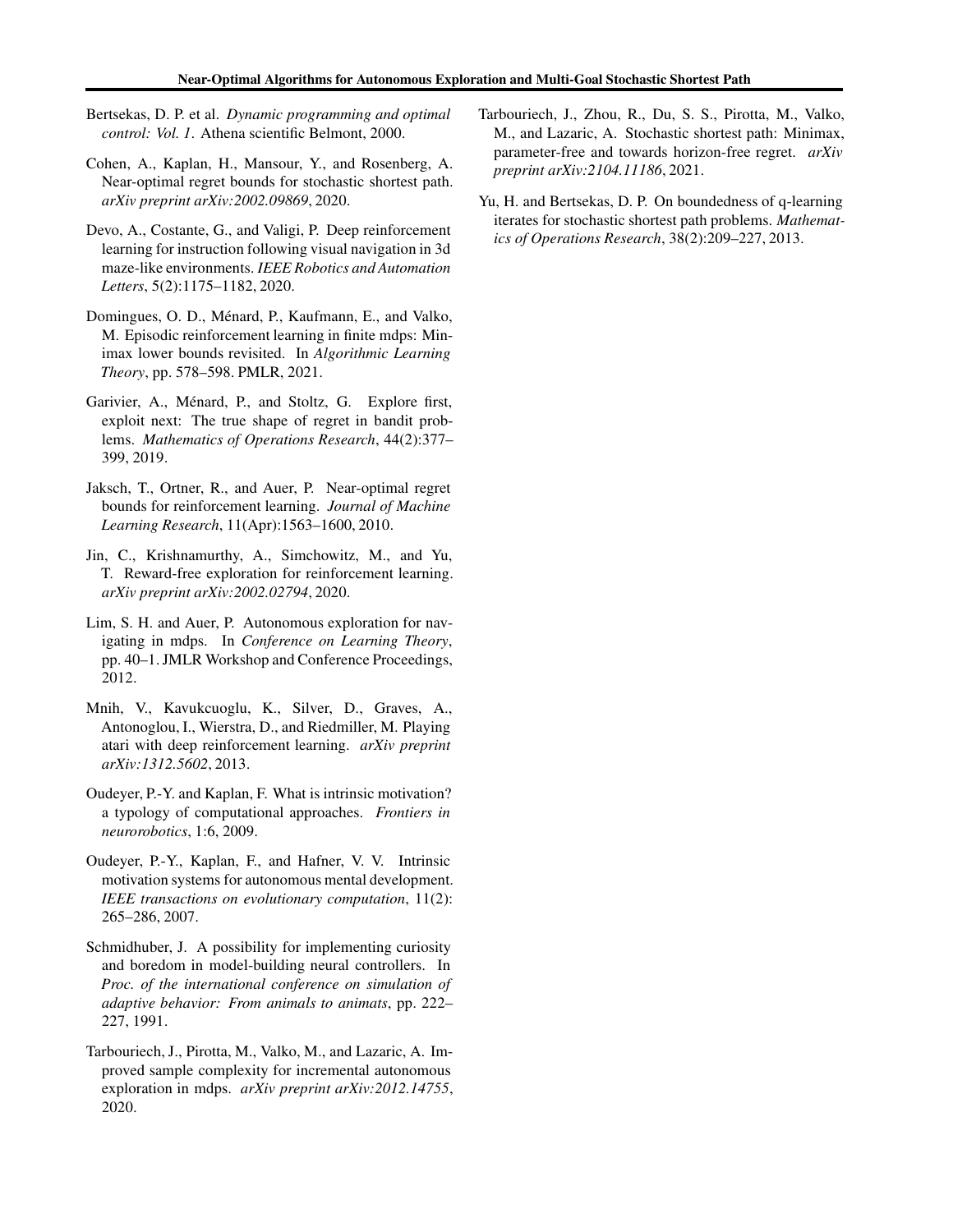Bertsekas, D. P. et al. *Dynamic programming and optimal control: Vol. 1*. Athena scientific Belmont, 2000.

Cohen, A., Kaplan, H., Mansour, Y., and Rosenberg, A. Near-optimal regret bounds for stochastic shortest path. *arXiv preprint arXiv:2002.09869*, 2020.

Devo, A., Costante, G., and Valigi, P. Deep reinforcement learning for instruction following visual navigation in 3d maze-like environments. *IEEE Robotics and Automation Letters*, 5(2):1175–1182, 2020.

Domingues, O. D., Ménard, P., Kaufmann, E., and Valko, M. Episodic reinforcement learning in finite mdps: Minimax lower bounds revisited. In *Algorithmic Learning Theory*, pp. 578–598. PMLR, 2021.

Garivier, A., Ménard, P., and Stoltz, G. Explore first, exploit next: The true shape of regret in bandit problems. *Mathematics of Operations Research*, 44(2):377–399, 2019.

Jaksch, T., Ortner, R., and Auer, P. Near-optimal regret bounds for reinforcement learning. *Journal of Machine Learning Research*, 11(Apr):1563–1600, 2010.

Jin, C., Krishnamurthy, A., Simchowitz, M., and Yu, T. Reward-free exploration for reinforcement learning. *arXiv preprint arXiv:2002.02794*, 2020.

Lim, S. H. and Auer, P. Autonomous exploration for navigating in mdps. In *Conference on Learning Theory*, pp. 40–1. JMLR Workshop and Conference Proceedings, 2012.

Mnih, V., Kavukcuoglu, K., Silver, D., Graves, A., Antonoglou, I., Wierstra, D., and Riedmiller, M. Playing atari with deep reinforcement learning. *arXiv preprint arXiv:1312.5602*, 2013.

Oudeyer, P.-Y. and Kaplan, F. What is intrinsic motivation? a typology of computational approaches. *Frontiers in neurorobotics*, 1:6, 2009.

Oudeyer, P.-Y., Kaplan, F., and Hafner, V. V. Intrinsic motivation systems for autonomous mental development. *IEEE transactions on evolutionary computation*, 11(2): 265–286, 2007.

Schmidhuber, J. A possibility for implementing curiosity and boredom in model-building neural controllers. In *Proc. of the international conference on simulation of adaptive behavior: From animals to animats*, pp. 222–227, 1991.

Tarbouriech, J., Pirotta, M., Valko, M., and Lazaric, A. Improved sample complexity for incremental autonomous exploration in mdps. *arXiv preprint arXiv:2012.14755*, 2020.

Tarbouriech, J., Zhou, R., Du, S. S., Pirotta, M., Valko, M., and Lazaric, A. Stochastic shortest path: Minimax, parameter-free and towards horizon-free regret. *arXiv preprint arXiv:2104.11186*, 2021.

Yu, H. and Bertsekas, D. P. On boundedness of q-learning iterates for stochastic shortest path problems. *Mathematics of Operations Research*, 38(2):209–227, 2013.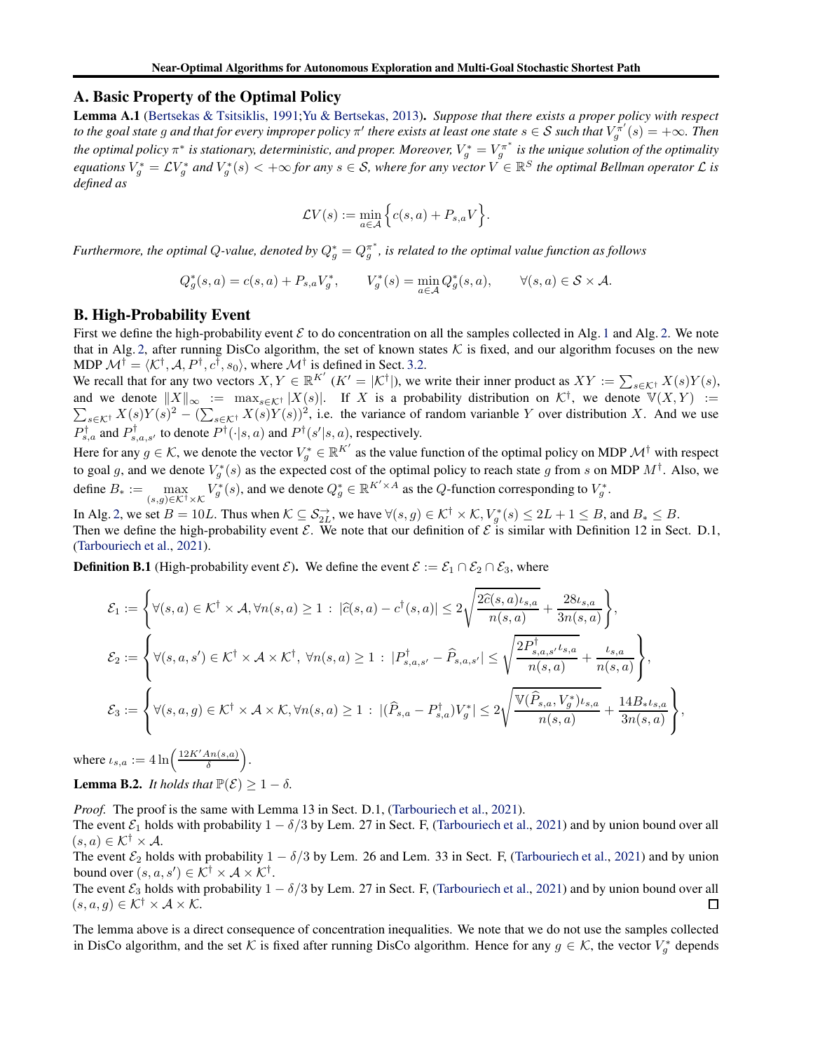## A. Basic Property of the Optimal Policy

**Lemma A.1** (Bertsekas & Tsitsiklis, 1991; Yu & Bertsekas, 2013)**.** *Suppose that there exists a proper policy with respect to the goal state $g$ and that for every improper policy $\pi'$ there exists at least one state $s \in \mathcal{S}$ such that $V_g^{\pi'}(s) = +\infty$. Then the optimal policy $\pi^*$ is stationary, deterministic, and proper. Moreover, $V_g^* = V_g^{\pi^*}$ is the unique solution of the optimality equations $V_g^* = \mathcal{L}V_g^*$ and $V_g^*(s) < +\infty$ for any $s \in \mathcal{S}$, where for any vector $V \in \mathbb{R}^S$ the optimal Bellman operator $\mathcal{L}$ is defined as*

$$\mathcal{L}V(s) := \min_{a \in \mathcal{A}} \Big\{ c(s,a) + P_{s,a}V \Big\}.$$

*Furthermore, the optimal $Q$-value, denoted by $Q_g^* = Q_g^{\pi^*}$, is related to the optimal value function as follows*

$$Q_g^*(s,a) = c(s,a) + P_{s,a}V_g^*, \qquad V_g^*(s) = \min_{a \in \mathcal{A}} Q_g^*(s,a), \qquad \forall (s,a) \in \mathcal{S} \times \mathcal{A}.$$

## B. High-Probability Event

First we define the high-probability event $\mathcal{E}$ to do concentration on all the samples collected in Alg. 1 and Alg. 2. We note that in Alg. 2, after running DisCo algorithm, the set of known states $\mathcal{K}$ is fixed, and our algorithm focuses on the new MDP $\mathcal{M}^\dagger = \langle \mathcal{K}^\dagger, \mathcal{A}, P^\dagger, c^\dagger, s_0 \rangle$, where $\mathcal{M}^\dagger$ is defined in Sect. 3.2.

We recall that for any two vectors $X, Y \in \mathbb{R}^{K'}$ ($K' = |\mathcal{K}^\dagger|$), we write their inner product as $XY := \sum_{s \in \mathcal{K}^\dagger} X(s)Y(s)$, and we denote $\|X\|_\infty := \max_{s \in \mathcal{K}^\dagger} |X(s)|$. If $X$ is a probability distribution on $\mathcal{K}^\dagger$, we denote $\mathbb{V}(X,Y) := \sum_{s \in \mathcal{K}^\dagger} X(s)Y(s)^2 - (\sum_{s \in \mathcal{K}^\dagger} X(s)Y(s))^2$, i.e. the variance of random variable $Y$ over distribution $X$. And we use $P^\dagger_{s,a}$ and $P^\dagger_{s,a,s'}$ to denote $P^\dagger(\cdot|s,a)$ and $P^\dagger(s'|s,a)$, respectively.

Here for any $g \in \mathcal{K}$, we denote the vector $V_g^* \in \mathbb{R}^{K'}$ as the value function of the optimal policy on MDP $\mathcal{M}^\dagger$ with respect to goal $g$, and we denote $V_g^*(s)$ as the expected cost of the optimal policy to reach state $g$ from $s$ on MDP $M^\dagger$. Also, we define $B_* := \max_{(s,g) \in \mathcal{K}^\dagger \times \mathcal{K}} V_g^*(s)$, and we denote $Q_g^* \in \mathbb{R}^{K' \times A}$ as the $Q$-function corresponding to $V_g^*$.

In Alg. 2, we set $B = 10L$. Thus when $\mathcal{K} \subseteq \mathcal{S}^{\rightarrow}_{2L}$, we have $\forall (s,g) \in \mathcal{K}^\dagger \times \mathcal{K}, V_g^*(s) \le 2L + 1 \le B$, and $B_* \le B$.

Then we define the high-probability event $\mathcal{E}$. We note that our definition of $\mathcal{E}$ is similar with Definition 12 in Sect. D.1, (Tarbouriech et al., 2021).

**Definition B.1** (High-probability event $\mathcal{E}$)**.** We define the event $\mathcal{E} := \mathcal{E}_1 \cap \mathcal{E}_2 \cap \mathcal{E}_3$, where

$$\mathcal{E}_1 := \left\{ \forall (s,a) \in \mathcal{K}^\dagger \times \mathcal{A}, \forall n(s,a) \ge 1 : |\widehat{c}(s,a) - c^\dagger(s,a)| \le 2\sqrt{\frac{2\widehat{c}(s,a)\iota_{s,a}}{n(s,a)}} + \frac{28\iota_{s,a}}{3n(s,a)} \right\},$$

$$\mathcal{E}_2 := \left\{ \forall (s,a,s') \in \mathcal{K}^\dagger \times \mathcal{A} \times \mathcal{K}^\dagger, \ \forall n(s,a) \ge 1 : |P^\dagger_{s,a,s'} - \widehat{P}_{s,a,s'}| \le \sqrt{\frac{2P^\dagger_{s,a,s'}\iota_{s,a}}{n(s,a)}} + \frac{\iota_{s,a}}{n(s,a)} \right\},$$

$$\mathcal{E}_3 := \left\{ \forall (s,a,g) \in \mathcal{K}^\dagger \times \mathcal{A} \times \mathcal{K}, \forall n(s,a) \ge 1 : |(\widehat{P}_{s,a} - P^\dagger_{s,a})V_g^*| \le 2\sqrt{\frac{\mathbb{V}(\widehat{P}_{s,a}, V_g^*)\iota_{s,a}}{n(s,a)}} + \frac{14B_*\iota_{s,a}}{3n(s,a)} \right\},$$

where $\iota_{s,a} := 4\ln\Big(\frac{12K'An(s,a)}{\delta}\Big)$.

**Lemma B.2.** *It holds that $\mathbb{P}(\mathcal{E}) \ge 1 - \delta$.*

*Proof.* The proof is the same with Lemma 13 in Sect. D.1, (Tarbouriech et al., 2021).

The event $\mathcal{E}_1$ holds with probability $1 - \delta/3$ by Lem. 27 in Sect. F, (Tarbouriech et al., 2021) and by union bound over all $(s,a) \in \mathcal{K}^\dagger \times \mathcal{A}$.

The event $\mathcal{E}_2$ holds with probability $1 - \delta/3$ by Lem. 26 and Lem. 33 in Sect. F, (Tarbouriech et al., 2021) and by union bound over $(s,a,s') \in \mathcal{K}^\dagger \times \mathcal{A} \times \mathcal{K}^\dagger$.

The event $\mathcal{E}_3$ holds with probability $1 - \delta/3$ by Lem. 27 in Sect. F, (Tarbouriech et al., 2021) and by union bound over all $(s,a,g) \in \mathcal{K}^\dagger \times \mathcal{A} \times \mathcal{K}$. $\square$

The lemma above is a direct consequence of concentration inequalities. We note that we do not use the samples collected in DisCo algorithm, and the set $\mathcal{K}$ is fixed after running DisCo algorithm. Hence for any $g \in \mathcal{K}$, the vector $V_g^*$ depends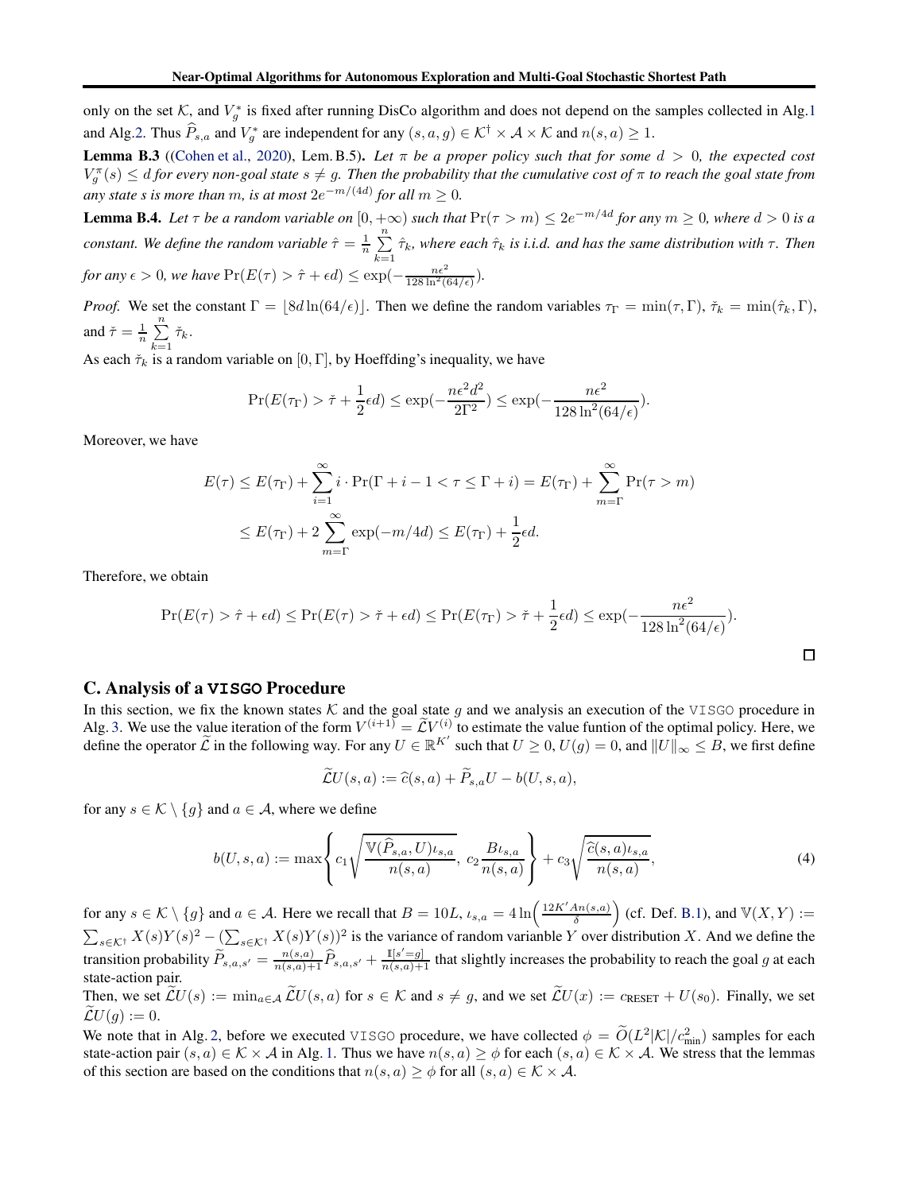only on the set $\mathcal{K}$, and $V_g^*$ is fixed after running DisCo algorithm and does not depend on the samples collected in Alg.1 and Alg.2. Thus $\widehat{P}_{s,a}$ and $V_g^*$ are independent for any $(s,a,g) \in \mathcal{K}^\dagger \times \mathcal{A} \times \mathcal{K}$ and $n(s,a) \geq 1$.

**Lemma B.3** ((Cohen et al., 2020), Lem. B.5)**.** *Let $\pi$ be a proper policy such that for some $d > 0$, the expected cost $V_g^\pi(s) \leq d$ for every non-goal state $s \neq g$. Then the probability that the cumulative cost of $\pi$ to reach the goal state from any state $s$ is more than $m$, is at most $2e^{-m/(4d)}$ for all $m \geq 0$.*

**Lemma B.4.** *Let $\tau$ be a random variable on $[0, +\infty)$ such that $\Pr(\tau > m) \leq 2e^{-m/4d}$ for any $m \geq 0$, where $d > 0$ is a constant. We define the random variable $\hat{\tau} = \frac{1}{n}\sum_{k=1}^{n} \hat{\tau}_k$, where each $\hat{\tau}_k$ is i.i.d. and has the same distribution with $\tau$. Then for any $\epsilon > 0$, we have $\Pr(E(\tau) > \hat{\tau} + \epsilon d) \leq \exp(-\frac{n\epsilon^2}{128 \ln^2(64/\epsilon)})$.*

*Proof.* We set the constant $\Gamma = \lfloor 8d \ln(64/\epsilon) \rfloor$. Then we define the random variables $\tau_\Gamma = \min(\tau, \Gamma)$, $\check{\tau}_k = \min(\hat{\tau}_k, \Gamma)$, and $\check{\tau} = \frac{1}{n}\sum_{k=1}^{n} \check{\tau}_k$.

As each $\check{\tau}_k$ is a random variable on $[0, \Gamma]$, by Hoeffding's inequality, we have

$$\Pr(E(\tau_\Gamma) > \check{\tau} + \frac{1}{2}\epsilon d) \leq \exp(-\frac{n\epsilon^2 d^2}{2\Gamma^2}) \leq \exp(-\frac{n\epsilon^2}{128 \ln^2(64/\epsilon)}).$$

Moreover, we have

$$\begin{aligned}
E(\tau) &\leq E(\tau_\Gamma) + \sum_{i=1}^{\infty} i \cdot \Pr(\Gamma + i - 1 < \tau \leq \Gamma + i) = E(\tau_\Gamma) + \sum_{m=\Gamma}^{\infty} \Pr(\tau > m) \\
&\leq E(\tau_\Gamma) + 2\sum_{m=\Gamma}^{\infty} \exp(-m/4d) \leq E(\tau_\Gamma) + \frac{1}{2}\epsilon d.
\end{aligned}$$

Therefore, we obtain

$$\Pr(E(\tau) > \hat{\tau} + \epsilon d) \leq \Pr(E(\tau) > \check{\tau} + \epsilon d) \leq \Pr(E(\tau_\Gamma) > \check{\tau} + \frac{1}{2}\epsilon d) \leq \exp(-\frac{n\epsilon^2}{128 \ln^2(64/\epsilon)}).$$

$\square$

## C. Analysis of a VISGO Procedure

In this section, we fix the known states $\mathcal{K}$ and the goal state $g$ and we analysis an execution of the VISGO procedure in Alg. 3. We use the value iteration of the form $V^{(i+1)} = \widetilde{\mathcal{L}} V^{(i)}$ to estimate the value funtion of the optimal policy. Here, we define the operator $\widetilde{\mathcal{L}}$ in the following way. For any $U \in \mathbb{R}^{K'}$ such that $U \geq 0$, $U(g) = 0$, and $\|U\|_\infty \leq B$, we first define

$$\widetilde{\mathcal{L}} U(s,a) := \widehat{c}(s,a) + \widetilde{P}_{s,a} U - b(U,s,a),$$

for any $s \in \mathcal{K} \setminus \{g\}$ and $a \in \mathcal{A}$, where we define

$$b(U,s,a) := \max\left\{ c_1 \sqrt{\frac{\mathbb{V}(\widehat{P}_{s,a}, U)\iota_{s,a}}{n(s,a)}},\ c_2 \frac{B\iota_{s,a}}{n(s,a)} \right\} + c_3 \sqrt{\frac{\widehat{c}(s,a)\iota_{s,a}}{n(s,a)}}, \tag{4}$$

for any $s \in \mathcal{K} \setminus \{g\}$ and $a \in \mathcal{A}$. Here we recall that $B = 10L$, $\iota_{s,a} = 4\ln\left(\frac{12K'An(s,a)}{\delta}\right)$ (cf. Def. B.1), and $\mathbb{V}(X,Y) := \sum_{s \in \mathcal{K}^\dagger} X(s)Y(s)^2 - (\sum_{s \in \mathcal{K}^\dagger} X(s)Y(s))^2$ is the variance of random variable $Y$ over distribution $X$. And we define the transition probability $\widetilde{P}_{s,a,s'} = \frac{n(s,a)}{n(s,a)+1}\widehat{P}_{s,a,s'} + \frac{\mathbb{I}[s'=g]}{n(s,a)+1}$ that slightly increases the probability to reach the goal $g$ at each state-action pair.

Then, we set $\widetilde{\mathcal{L}} U(s) := \min_{a \in \mathcal{A}} \widetilde{\mathcal{L}} U(s,a)$ for $s \in \mathcal{K}$ and $s \neq g$, and we set $\widetilde{\mathcal{L}} U(x) := c_{\text{RESET}} + U(s_0)$. Finally, we set $\widetilde{\mathcal{L}} U(g) := 0$.

We note that in Alg. 2, before we executed VISGO procedure, we have collected $\phi = \widetilde{O}(L^2|\mathcal{K}|/c_{\min}^2)$ samples for each state-action pair $(s,a) \in \mathcal{K} \times \mathcal{A}$ in Alg. 1. Thus we have $n(s,a) \geq \phi$ for each $(s,a) \in \mathcal{K} \times \mathcal{A}$. We stress that the lemmas of this section are based on the conditions that $n(s,a) \geq \phi$ for all $(s,a) \in \mathcal{K} \times \mathcal{A}$.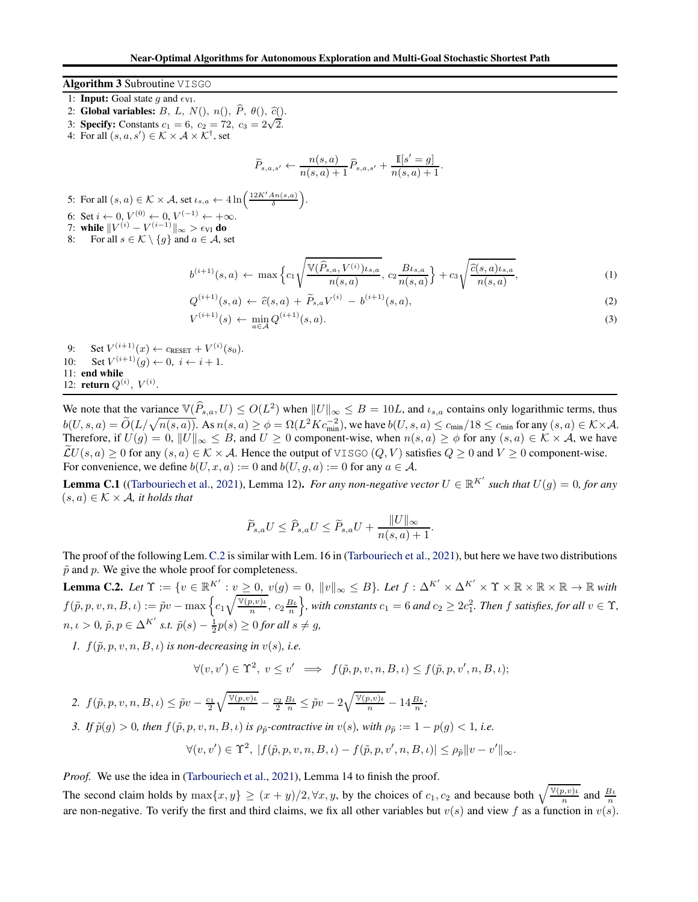**Algorithm 3** Subroutine VISGO

1: **Input:** Goal state $g$ and $\epsilon_{\text{VI}}$.
2: **Global variables:** $B,\ L,\ N(),\ n(),\ \widehat{P},\ \theta(),\ \widehat{c}()$.
3: **Specify:** Constants $c_1 = 6,\ c_2 = 72,\ c_3 = 2\sqrt{2}$.
4: For all $(s,a,s') \in \mathcal{K} \times \mathcal{A} \times \mathcal{K}^{\dagger}$, set

$$\widetilde{P}_{s,a,s'} \leftarrow \frac{n(s,a)}{n(s,a)+1}\widehat{P}_{s,a,s'} + \frac{\mathbb{I}[s'=g]}{n(s,a)+1}.$$

5: For all $(s,a) \in \mathcal{K} \times \mathcal{A}$, set $\iota_{s,a} \leftarrow 4\ln\left(\frac{12K'An(s,a)}{\delta}\right)$.
6: Set $i \leftarrow 0,\ V^{(0)} \leftarrow 0,\ V^{(-1)} \leftarrow +\infty$.
7: **while** $\|V^{(i)} - V^{(i-1)}\|_\infty > \epsilon_{\text{VI}}$ **do**
8: For all $s \in \mathcal{K} \setminus \{g\}$ and $a \in \mathcal{A}$, set

$$b^{(i+1)}(s,a) \leftarrow \max\left\{c_1\sqrt{\frac{\mathbb{V}(\widehat{P}_{s,a}, V^{(i)})\iota_{s,a}}{n(s,a)}},\ c_2\frac{B\iota_{s,a}}{n(s,a)}\right\} + c_3\sqrt{\frac{\widehat{c}(s,a)\iota_{s,a}}{n(s,a)}}, \tag{1}$$

$$Q^{(i+1)}(s,a) \leftarrow \widehat{c}(s,a) + \widetilde{P}_{s,a}V^{(i)} - b^{(i+1)}(s,a), \tag{2}$$

$$V^{(i+1)}(s) \leftarrow \min_{a\in\mathcal{A}} Q^{(i+1)}(s,a). \tag{3}$$

9: Set $V^{(i+1)}(x) \leftarrow c_{\text{RESET}} + V^{(i)}(s_0)$.
10: Set $V^{(i+1)}(g) \leftarrow 0,\ i \leftarrow i+1$.
11: **end while**
12: **return** $Q^{(i)},\ V^{(i)}$.

We note that the variance $\mathbb{V}(\widehat{P}_{s,a}, U) \leq O(L^2)$ when $\|U\|_\infty \leq B = 10L$, and $\iota_{s,a}$ contains only logarithmic terms, thus $b(U,s,a) = \widetilde{O}(L/\sqrt{n(s,a)})$. As $n(s,a) \geq \phi = \Omega(L^2Kc_{\min}^{-2})$, we have $b(U,s,a) \leq c_{\min}/18 \leq c_{\min}$ for any $(s,a)\in\mathcal{K}\times\mathcal{A}$. Therefore, if $U(g) = 0$, $\|U\|_\infty \leq B$, and $U \geq 0$ component-wise, when $n(s,a) \geq \phi$ for any $(s,a) \in \mathcal{K}\times\mathcal{A}$, we have $\widetilde{\mathcal{L}}U(s,a) \geq 0$ for any $(s,a)\in\mathcal{K}\times\mathcal{A}$. Hence the output of VISGO $(Q,V)$ satisfies $Q \geq 0$ and $V \geq 0$ component-wise. For convenience, we define $b(U,x,a) := 0$ and $b(U,g,a) := 0$ for any $a \in \mathcal{A}$.

**Lemma C.1** ((Tarbouriech et al., 2021), Lemma 12)**.** *For any non-negative vector $U \in \mathbb{R}^{K'}$ such that $U(g) = 0$, for any $(s,a) \in \mathcal{K}\times\mathcal{A}$, it holds that*

$$\widetilde{P}_{s,a}U \leq \widehat{P}_{s,a}U \leq \widetilde{P}_{s,a}U + \frac{\|U\|_\infty}{n(s,a)+1}.$$

The proof of the following Lem. C.2 is similar with Lem. 16 in (Tarbouriech et al., 2021), but here we have two distributions $\tilde{p}$ and $p$. We give the whole proof for completeness.

**Lemma C.2.** *Let $\Upsilon := \{v \in \mathbb{R}^{K'} : v \geq 0,\ v(g) = 0,\ \|v\|_\infty \leq B\}$. Let $f : \Delta^{K'}\times\Delta^{K'}\times\Upsilon\times\mathbb{R}\times\mathbb{R}\times\mathbb{R}\to\mathbb{R}$ with $f(\tilde{p},p,v,n,B,\iota) := \tilde{p}v - \max\left\{c_1\sqrt{\frac{\mathbb{V}(p,v)\iota}{n}},\ c_2\frac{B\iota}{n}\right\}$, with constants $c_1 = 6$ and $c_2 \geq 2c_1^2$. Then $f$ satisfies, for all $v\in\Upsilon$, $n,\iota > 0$, $\tilde{p},p\in\Delta^{K'}$ s.t. $\tilde{p}(s) - \frac{1}{2}p(s) \geq 0$ for all $s \neq g$,*

1. *$f(\tilde{p},p,v,n,B,\iota)$ is non-decreasing in $v(s)$, i.e.*

$$\forall (v,v')\in\Upsilon^2,\ v\leq v' \implies f(\tilde{p},p,v,n,B,\iota) \leq f(\tilde{p},p,v',n,B,\iota);$$

2. *$f(\tilde{p},p,v,n,B,\iota) \leq \tilde{p}v - \frac{c_1}{2}\sqrt{\frac{\mathbb{V}(p,v)\iota}{n}} - \frac{c_2}{2}\frac{B\iota}{n} \leq \tilde{p}v - 2\sqrt{\frac{\mathbb{V}(p,v)\iota}{n}} - 14\frac{B\iota}{n}$;*

3. *If $\tilde{p}(g) > 0$, then $f(\tilde{p},p,v,n,B,\iota)$ is $\rho_{\tilde{p}}$-contractive in $v(s)$, with $\rho_{\tilde{p}} := 1 - p(g) < 1$, i.e.*

$$\forall (v,v')\in\Upsilon^2,\ |f(\tilde{p},p,v,n,B,\iota) - f(\tilde{p},p,v',n,B,\iota)| \leq \rho_{\tilde{p}}\|v - v'\|_\infty.$$

*Proof.* We use the idea in (Tarbouriech et al., 2021), Lemma 14 to finish the proof.

The second claim holds by $\max\{x,y\} \geq (x+y)/2, \forall x,y$, by the choices of $c_1, c_2$ and because both $\sqrt{\frac{\mathbb{V}(p,v)\iota}{n}}$ and $\frac{B\iota}{n}$ are non-negative. To verify the first and third claims, we fix all other variables but $v(s)$ and view $f$ as a function in $v(s)$.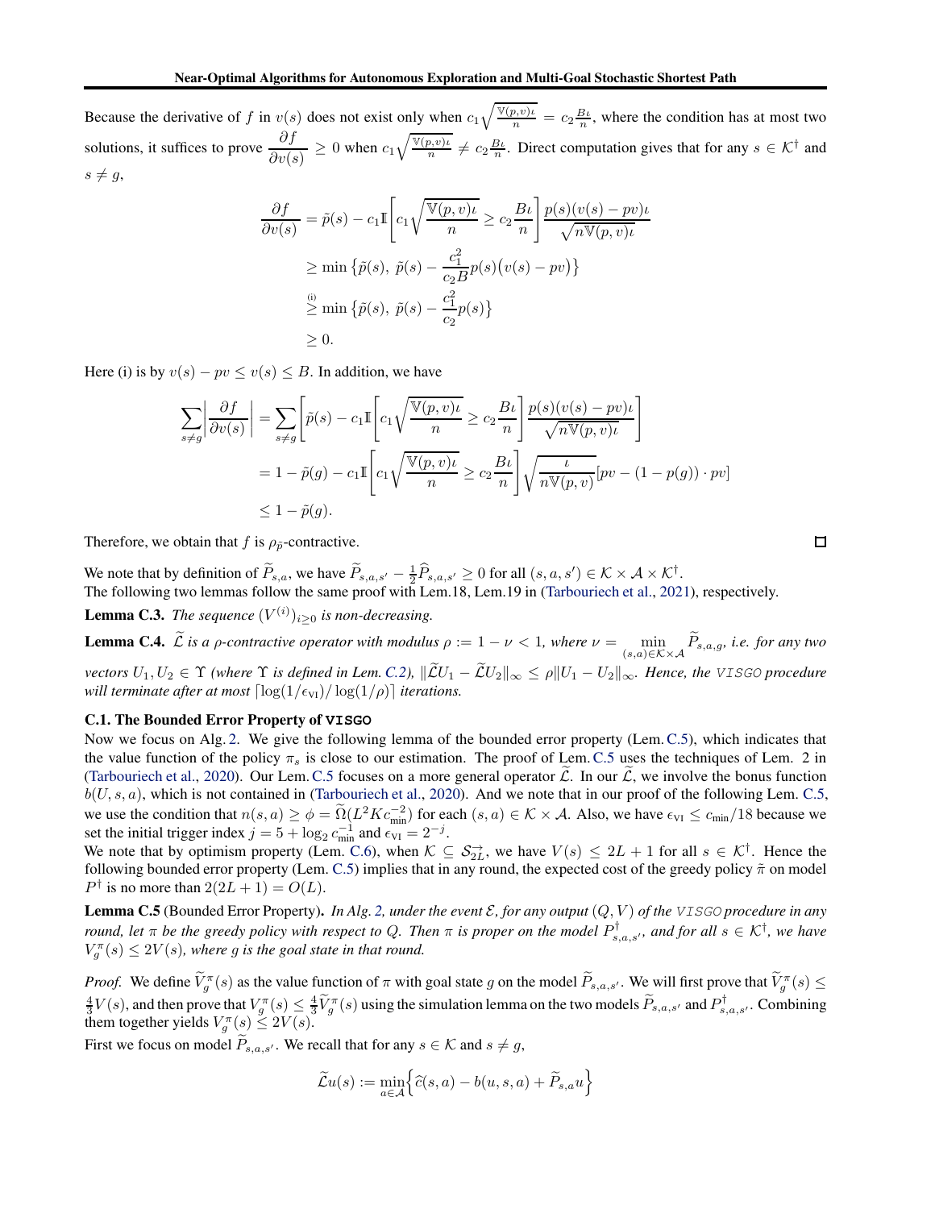Because the derivative of $f$ in $v(s)$ does not exist only when $c_1\sqrt{\frac{\mathbb{V}(p,v)\iota}{n}} = c_2\frac{B\iota}{n}$, where the condition has at most two solutions, it suffices to prove $\frac{\partial f}{\partial v(s)} \geq 0$ when $c_1\sqrt{\frac{\mathbb{V}(p,v)\iota}{n}} \neq c_2\frac{B\iota}{n}$. Direct computation gives that for any $s \in \mathcal{K}^\dagger$ and $s \neq g$,

$$
\begin{aligned}
\frac{\partial f}{\partial v(s)} &= \tilde{p}(s) - c_1\mathbb{I}\left[c_1\sqrt{\frac{\mathbb{V}(p,v)\iota}{n}} \geq c_2\frac{B\iota}{n}\right]\frac{p(s)(v(s)-pv)\iota}{\sqrt{n\mathbb{V}(p,v)\iota}} \\
&\geq \min\left\{\tilde{p}(s),\ \tilde{p}(s) - \frac{c_1^2}{c_2 B}p(s)\big(v(s)-pv\big)\right\} \\
&\overset{\text{(i)}}{\geq} \min\left\{\tilde{p}(s),\ \tilde{p}(s) - \frac{c_1^2}{c_2}p(s)\right\} \\
&\geq 0.
\end{aligned}
$$

Here (i) is by $v(s) - pv \leq v(s) \leq B$. In addition, we have

$$
\begin{aligned}
\sum_{s\neq g}\left|\frac{\partial f}{\partial v(s)}\right| &= \sum_{s\neq g}\left[\tilde{p}(s) - c_1\mathbb{I}\left[c_1\sqrt{\frac{\mathbb{V}(p,v)\iota}{n}} \geq c_2\frac{B\iota}{n}\right]\frac{p(s)(v(s)-pv)\iota}{\sqrt{n\mathbb{V}(p,v)\iota}}\right] \\
&= 1 - \tilde{p}(g) - c_1\mathbb{I}\left[c_1\sqrt{\frac{\mathbb{V}(p,v)\iota}{n}} \geq c_2\frac{B\iota}{n}\right]\sqrt{\frac{\iota}{n\mathbb{V}(p,v)}}[pv - (1-p(g))\cdot pv] \\
&\leq 1 - \tilde{p}(g).
\end{aligned}
$$

Therefore, we obtain that $f$ is $\rho_{\tilde{p}}$-contractive. $\square$

We note that by definition of $\widetilde{P}_{s,a}$, we have $\widetilde{P}_{s,a,s'} - \frac{1}{2}\widehat{P}_{s,a,s'} \geq 0$ for all $(s,a,s') \in \mathcal{K}\times\mathcal{A}\times\mathcal{K}^\dagger$.
The following two lemmas follow the same proof with Lem.18, Lem.19 in (Tarbouriech et al., 2021), respectively.

**Lemma C.3.** *The sequence $(V^{(i)})_{i\geq 0}$ is non-decreasing.*

**Lemma C.4.** *$\widetilde{\mathcal{L}}$ is a $\rho$-contractive operator with modulus $\rho := 1 - \nu < 1$, where $\nu = \min_{(s,a)\in\mathcal{K}\times\mathcal{A}} \widetilde{P}_{s,a,g}$, i.e. for any two vectors $U_1, U_2 \in \Upsilon$ (where $\Upsilon$ is defined in Lem. C.2), $\|\widetilde{\mathcal{L}}U_1 - \widetilde{\mathcal{L}}U_2\|_\infty \leq \rho\|U_1 - U_2\|_\infty$. Hence, the* VISGO *procedure will terminate after at most $\lceil \log(1/\epsilon_{\text{VI}})/\log(1/\rho)\rceil$ iterations.*

### C.1. The Bounded Error Property of VISGO

Now we focus on Alg. 2. We give the following lemma of the bounded error property (Lem. C.5), which indicates that the value function of the policy $\pi_s$ is close to our estimation. The proof of Lem. C.5 uses the techniques of Lem. 2 in (Tarbouriech et al., 2020). Our Lem. C.5 focuses on a more general operator $\widetilde{\mathcal{L}}$. In our $\widetilde{\mathcal{L}}$, we involve the bonus function $b(U,s,a)$, which is not contained in (Tarbouriech et al., 2020). And we note that in our proof of the following Lem. C.5, we use the condition that $n(s,a) \geq \phi = \widetilde{\Omega}(L^2 K c_{\min}^{-2})$ for each $(s,a) \in \mathcal{K}\times\mathcal{A}$. Also, we have $\epsilon_{\text{VI}} \leq c_{\min}/18$ because we set the initial trigger index $j = 5 + \log_2 c_{\min}^{-1}$ and $\epsilon_{\text{VI}} = 2^{-j}$.
We note that by optimism property (Lem. C.6), when $\mathcal{K} \subseteq \mathcal{S}_{2L}^{\rightarrow}$, we have $V(s) \leq 2L+1$ for all $s \in \mathcal{K}^\dagger$. Hence the following bounded error property (Lem. C.5) implies that in any round, the expected cost of the greedy policy $\tilde{\pi}$ on model $P^\dagger$ is no more than $2(2L+1) = O(L)$.

**Lemma C.5** (Bounded Error Property)**.** *In Alg. 2, under the event $\mathcal{E}$, for any output $(Q,V)$ of the* VISGO *procedure in any round, let $\pi$ be the greedy policy with respect to $Q$. Then $\pi$ is proper on the model $P^\dagger_{s,a,s'}$, and for all $s \in \mathcal{K}^\dagger$, we have $V_g^\pi(s) \leq 2V(s)$, where $g$ is the goal state in that round.*

*Proof.* We define $\widetilde{V}_g^\pi(s)$ as the value function of $\pi$ with goal state $g$ on the model $\widetilde{P}_{s,a,s'}$. We will first prove that $\widetilde{V}_g^\pi(s) \leq \frac{4}{3}V(s)$, and then prove that $V_g^\pi(s) \leq \frac{4}{3}\widetilde{V}_g^\pi(s)$ using the simulation lemma on the two models $\widetilde{P}_{s,a,s'}$ and $P^\dagger_{s,a,s'}$. Combining them together yields $V_g^\pi(s) \leq 2V(s)$.
First we focus on model $\widetilde{P}_{s,a,s'}$. We recall that for any $s \in \mathcal{K}$ and $s \neq g$,

$$
\widetilde{\mathcal{L}}u(s) := \min_{a\in\mathcal{A}}\Big\{\widehat{c}(s,a) - b(u,s,a) + \widetilde{P}_{s,a}u\Big\}
$$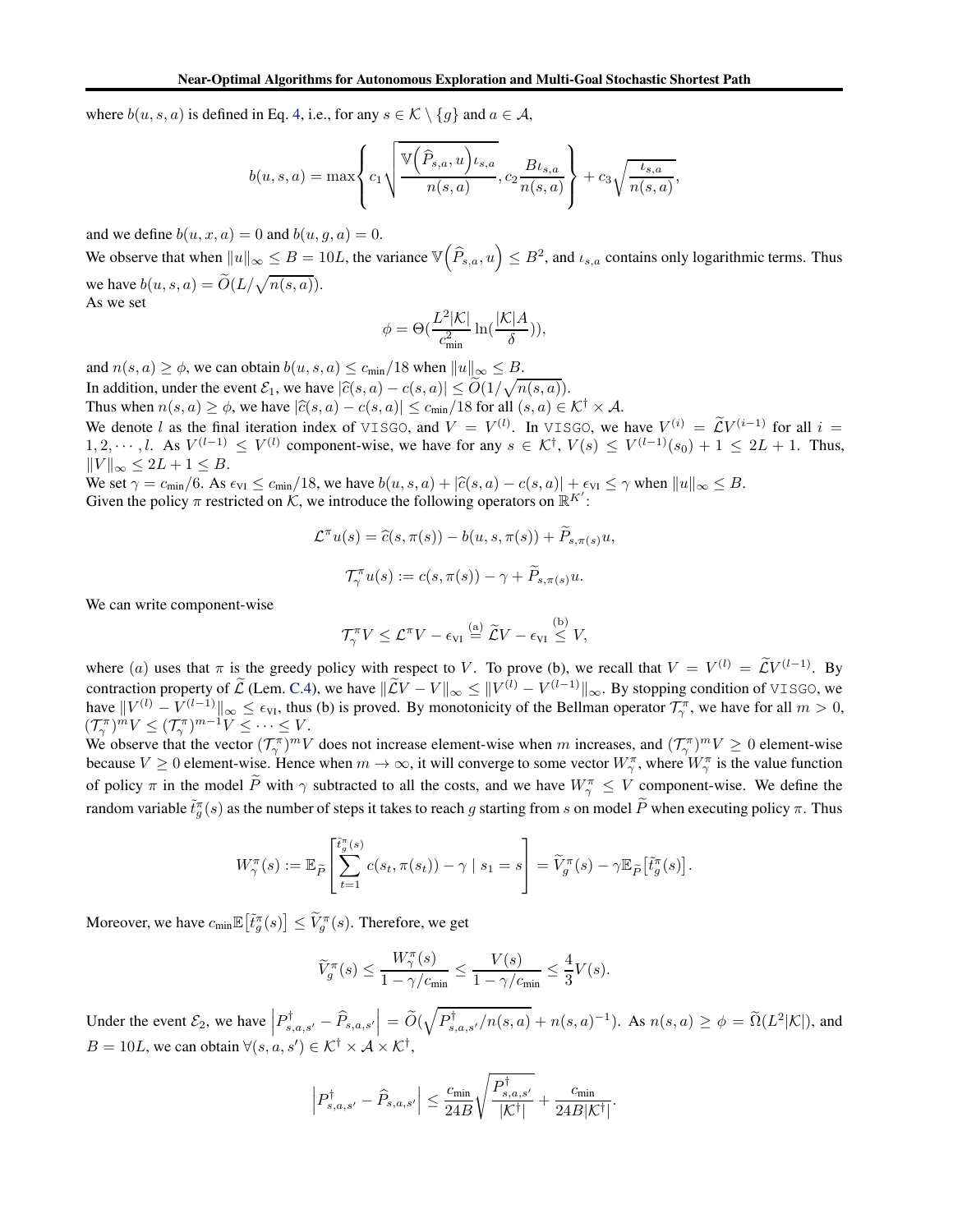where $b(u, s, a)$ is defined in Eq. 4, i.e., for any $s \in \mathcal{K} \setminus \{g\}$ and $a \in \mathcal{A}$,

$$b(u, s, a) = \max\left\{ c_1 \sqrt{\frac{\mathbb{V}\left(\widehat{P}_{s,a}, u\right)\iota_{s,a}}{n(s, a)}}, c_2 \frac{B\iota_{s,a}}{n(s, a)} \right\} + c_3 \sqrt{\frac{\iota_{s,a}}{n(s, a)}},$$

and we define $b(u, x, a) = 0$ and $b(u, g, a) = 0$.

We observe that when $\|u\|_\infty \leq B = 10L$, the variance $\mathbb{V}\left(\widehat{P}_{s,a}, u\right) \leq B^2$, and $\iota_{s,a}$ contains only logarithmic terms. Thus we have $b(u, s, a) = \widetilde{O}(L/\sqrt{n(s, a)})$.

As we set

$$\phi = \Theta\left(\frac{L^2|\mathcal{K}|}{c_{\min}^2} \ln\left(\frac{|\mathcal{K}|A}{\delta}\right)\right),$$

and $n(s, a) \geq \phi$, we can obtain $b(u, s, a) \leq c_{\min}/18$ when $\|u\|_\infty \leq B$.

In addition, under the event $\mathcal{E}_1$, we have $|\widehat{c}(s, a) - c(s, a)| \leq \widetilde{O}(1/\sqrt{n(s, a)})$.

Thus when $n(s, a) \geq \phi$, we have $|\widehat{c}(s, a) - c(s, a)| \leq c_{\min}/18$ for all $(s, a) \in \mathcal{K}^\dagger \times \mathcal{A}$.

We denote $l$ as the final iteration index of `VISGO`, and $V = V^{(l)}$. In `VISGO`, we have $V^{(i)} = \widetilde{\mathcal{L}}V^{(i-1)}$ for all $i = 1, 2, \cdots, l$. As $V^{(l-1)} \leq V^{(l)}$ component-wise, we have for any $s \in \mathcal{K}^\dagger$, $V(s) \leq V^{(l-1)}(s_0) + 1 \leq 2L + 1$. Thus, $\|V\|_\infty \leq 2L + 1 \leq B$.

We set $\gamma = c_{\min}/6$. As $\epsilon_{\text{VI}} \leq c_{\min}/18$, we have $b(u, s, a) + |\widehat{c}(s, a) - c(s, a)| + \epsilon_{\text{VI}} \leq \gamma$ when $\|u\|_\infty \leq B$.

Given the policy $\pi$ restricted on $\mathcal{K}$, we introduce the following operators on $\mathbb{R}^{K'}$:

$$\mathcal{L}^\pi u(s) = \widehat{c}(s, \pi(s)) - b(u, s, \pi(s)) + \widetilde{P}_{s,\pi(s)} u,$$

$$\mathcal{T}^\pi_\gamma u(s) := c(s, \pi(s)) - \gamma + \widetilde{P}_{s,\pi(s)} u.$$

We can write component-wise

$$\mathcal{T}^\pi_\gamma V \leq \mathcal{L}^\pi V - \epsilon_{\text{VI}} \overset{\text{(a)}}{=} \widetilde{\mathcal{L}}V - \epsilon_{\text{VI}} \overset{\text{(b)}}{\leq} V,$$

where $(a)$ uses that $\pi$ is the greedy policy with respect to $V$. To prove (b), we recall that $V = V^{(l)} = \widetilde{\mathcal{L}}V^{(l-1)}$. By contraction property of $\widetilde{\mathcal{L}}$ (Lem. C.4), we have $\|\widetilde{\mathcal{L}}V - V\|_\infty \leq \|V^{(l)} - V^{(l-1)}\|_\infty$. By stopping condition of `VISGO`, we have $\|V^{(l)} - V^{(l-1)}\|_\infty \leq \epsilon_{\text{VI}}$, thus (b) is proved. By monotonicity of the Bellman operator $\mathcal{T}^\pi_\gamma$, we have for all $m > 0$, $(\mathcal{T}^\pi_\gamma)^m V \leq (\mathcal{T}^\pi_\gamma)^{m-1} V \leq \cdots \leq V$.

We observe that the vector $(\mathcal{T}^\pi_\gamma)^m V$ does not increase element-wise when $m$ increases, and $(\mathcal{T}^\pi_\gamma)^m V \geq 0$ element-wise because $V \geq 0$ element-wise. Hence when $m \to \infty$, it will converge to some vector $W^\pi_\gamma$, where $W^\pi_\gamma$ is the value function of policy $\pi$ in the model $\widetilde{P}$ with $\gamma$ subtracted to all the costs, and we have $W^\pi_\gamma \leq V$ component-wise. We define the random variable $\tilde{t}^\pi_g(s)$ as the number of steps it takes to reach $g$ starting from $s$ on model $\widetilde{P}$ when executing policy $\pi$. Thus

$$W^\pi_\gamma(s) := \mathbb{E}_{\widetilde{P}}\left[\sum_{t=1}^{\tilde{t}^\pi_g(s)} c(s_t, \pi(s_t)) - \gamma \mid s_1 = s\right] = \widetilde{V}^\pi_g(s) - \gamma \mathbb{E}_{\widetilde{P}}\left[\tilde{t}^\pi_g(s)\right].$$

Moreover, we have $c_{\min}\mathbb{E}\left[\tilde{t}^\pi_g(s)\right] \leq \widetilde{V}^\pi_g(s)$. Therefore, we get

$$\widetilde{V}^\pi_g(s) \leq \frac{W^\pi_\gamma(s)}{1 - \gamma/c_{\min}} \leq \frac{V(s)}{1 - \gamma/c_{\min}} \leq \frac{4}{3}V(s).$$

Under the event $\mathcal{E}_2$, we have $\left|P^\dagger_{s,a,s'} - \widehat{P}_{s,a,s'}\right| = \widetilde{O}(\sqrt{P^\dagger_{s,a,s'}/n(s, a)} + n(s, a)^{-1})$. As $n(s, a) \geq \phi = \widetilde{\Omega}(L^2|\mathcal{K}|)$, and $B = 10L$, we can obtain $\forall (s, a, s') \in \mathcal{K}^\dagger \times \mathcal{A} \times \mathcal{K}^\dagger$,

$$\left|P^\dagger_{s,a,s'} - \widehat{P}_{s,a,s'}\right| \leq \frac{c_{\min}}{24B}\sqrt{\frac{P^\dagger_{s,a,s'}}{|\mathcal{K}^\dagger|}} + \frac{c_{\min}}{24B|\mathcal{K}^\dagger|}.$$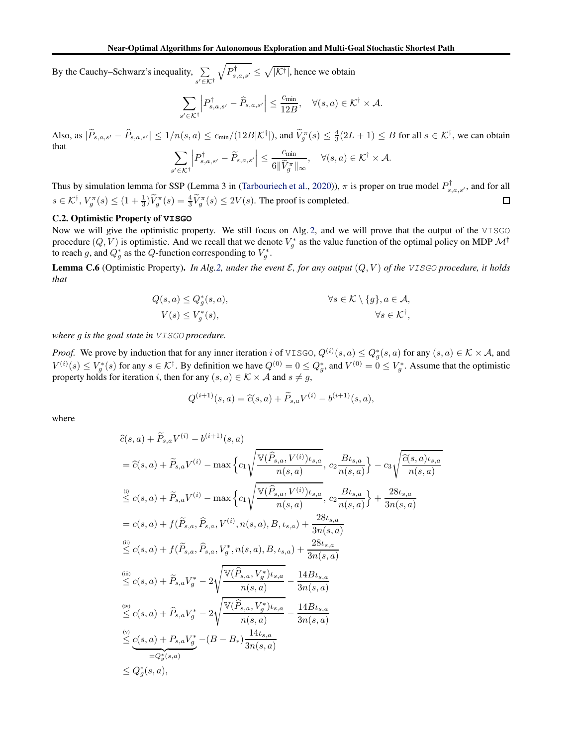By the Cauchy–Schwarz's inequality, $\sum_{s' \in \mathcal{K}^\dagger} \sqrt{P^\dagger_{s,a,s'}} \le \sqrt{|\mathcal{K}^\dagger|}$, hence we obtain

$$\sum_{s' \in \mathcal{K}^\dagger} \left| P^\dagger_{s,a,s'} - \widehat{P}_{s,a,s'} \right| \le \frac{c_{\min}}{12B}, \quad \forall (s,a) \in \mathcal{K}^\dagger \times \mathcal{A}.$$

Also, as $|\widetilde{P}_{s,a,s'} - \widehat{P}_{s,a,s'}| \le 1/n(s,a) \le c_{\min}/(12B|\mathcal{K}^\dagger|)$, and $\widetilde{V}^\pi_g(s) \le \frac{4}{3}(2L+1) \le B$ for all $s \in \mathcal{K}^\dagger$, we can obtain that

$$\sum_{s' \in \mathcal{K}^\dagger} \left| P^\dagger_{s,a,s'} - \widetilde{P}_{s,a,s'} \right| \le \frac{c_{\min}}{6\|\widetilde{V}^\pi_g\|_\infty}, \quad \forall (s,a) \in \mathcal{K}^\dagger \times \mathcal{A}.$$

Thus by simulation lemma for SSP (Lemma 3 in (Tarbouriech et al., 2020)), $\pi$ is proper on true model $P^\dagger_{s,a,s'}$, and for all $s \in \mathcal{K}^\dagger$, $V^\pi_g(s) \le (1+\frac{1}{3})\widetilde{V}^\pi_g(s) = \frac{4}{3}\widetilde{V}^\pi_g(s) \le 2V(s)$. The proof is completed. ∎

### C.2. Optimistic Property of VISGO

Now we will give the optimistic property. We still focus on Alg. 2, and we will prove that the output of the VISGO procedure $(Q, V)$ is optimistic. And we recall that we denote $V^*_g$ as the value function of the optimal policy on MDP $\mathcal{M}^\dagger$ to reach $g$, and $Q^*_g$ as the $Q$-function corresponding to $V^*_g$.

**Lemma C.6** (Optimistic Property). *In Alg. 2, under the event $\mathcal{E}$, for any output $(Q, V)$ of the VISGO procedure, it holds that*

$$Q(s,a) \le Q^*_g(s,a), \qquad \forall s \in \mathcal{K} \setminus \{g\}, a \in \mathcal{A},$$
$$V(s) \le V^*_g(s), \qquad \forall s \in \mathcal{K}^\dagger,$$

*where $g$ is the goal state in VISGO procedure.*

*Proof.* We prove by induction that for any inner iteration $i$ of VISGO, $Q^{(i)}(s,a) \le Q^*_g(s,a)$ for any $(s,a) \in \mathcal{K} \times \mathcal{A}$, and $V^{(i)}(s) \le V^*_g(s)$ for any $s \in \mathcal{K}^\dagger$. By definition we have $Q^{(0)} = 0 \le Q^*_g$, and $V^{(0)} = 0 \le V^*_g$. Assume that the optimistic property holds for iteration $i$, then for any $(s,a) \in \mathcal{K} \times \mathcal{A}$ and $s \ne g$,

$$Q^{(i+1)}(s,a) = \widehat{c}(s,a) + \widetilde{P}_{s,a}V^{(i)} - b^{(i+1)}(s,a),$$

where

$$\begin{aligned}
&\widehat{c}(s,a) + \widetilde{P}_{s,a}V^{(i)} - b^{(i+1)}(s,a) \\
&= \widehat{c}(s,a) + \widetilde{P}_{s,a}V^{(i)} - \max\left\{ c_1\sqrt{\frac{\mathbb{V}(\widehat{P}_{s,a}, V^{(i)})\iota_{s,a}}{n(s,a)}},\, c_2\frac{B\iota_{s,a}}{n(s,a)} \right\} - c_3\sqrt{\frac{\widehat{c}(s,a)\iota_{s,a}}{n(s,a)}} \\
&\overset{\text{(i)}}{\le} c(s,a) + \widetilde{P}_{s,a}V^{(i)} - \max\left\{ c_1\sqrt{\frac{\mathbb{V}(\widehat{P}_{s,a}, V^{(i)})\iota_{s,a}}{n(s,a)}},\, c_2\frac{B\iota_{s,a}}{n(s,a)} \right\} + \frac{28\iota_{s,a}}{3n(s,a)} \\
&= c(s,a) + f(\widetilde{P}_{s,a}, \widehat{P}_{s,a}, V^{(i)}, n(s,a), B, \iota_{s,a}) + \frac{28\iota_{s,a}}{3n(s,a)} \\
&\overset{\text{(ii)}}{\le} c(s,a) + f(\widetilde{P}_{s,a}, \widehat{P}_{s,a}, V^*_g, n(s,a), B, \iota_{s,a}) + \frac{28\iota_{s,a}}{3n(s,a)} \\
&\overset{\text{(iii)}}{\le} c(s,a) + \widetilde{P}_{s,a}V^*_g - 2\sqrt{\frac{\mathbb{V}(\widehat{P}_{s,a}, V^*_g)\iota_{s,a}}{n(s,a)}} - \frac{14B\iota_{s,a}}{3n(s,a)} \\
&\overset{\text{(iv)}}{\le} c(s,a) + \widehat{P}_{s,a}V^*_g - 2\sqrt{\frac{\mathbb{V}(\widehat{P}_{s,a}, V^*_g)\iota_{s,a}}{n(s,a)}} - \frac{14B\iota_{s,a}}{3n(s,a)} \\
&\overset{\text{(v)}}{\le} \underbrace{c(s,a) + P_{s,a}V^*_g}_{=Q^*_g(s,a)} - (B - B_*)\frac{14\iota_{s,a}}{3n(s,a)} \\
&\le Q^*_g(s,a),
\end{aligned}$$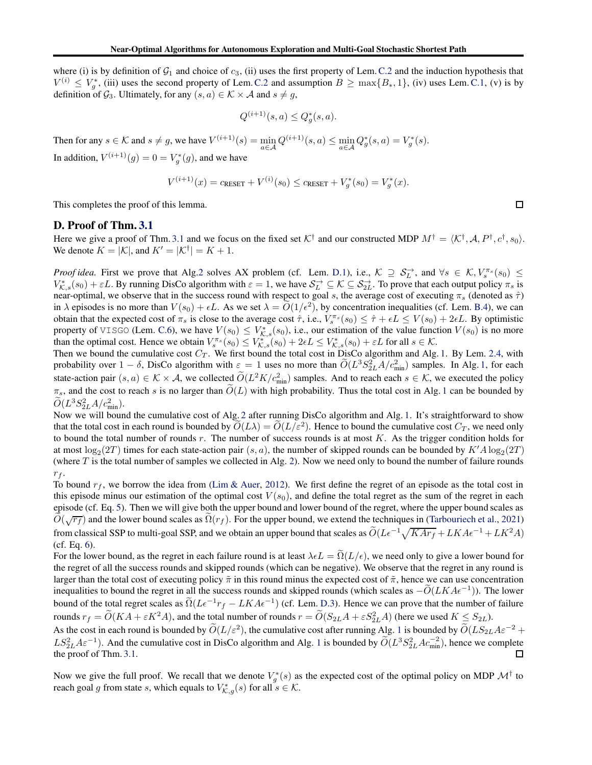where (i) is by definition of $\mathcal{G}_1$ and choice of $c_3$, (ii) uses the first property of Lem. C.2 and the induction hypothesis that $V^{(i)} \leq V_g^*$, (iii) uses the second property of Lem. C.2 and assumption $B \geq \max\{B_*, 1\}$, (iv) uses Lem. C.1, (v) is by definition of $\mathcal{G}_3$. Ultimately, for any $(s,a) \in \mathcal{K} \times \mathcal{A}$ and $s \neq g$,

$$Q^{(i+1)}(s,a) \leq Q_g^*(s,a).$$

Then for any $s \in \mathcal{K}$ and $s \neq g$, we have $V^{(i+1)}(s) = \min_{a \in \mathcal{A}} Q^{(i+1)}(s,a) \leq \min_{a \in \mathcal{A}} Q_g^*(s,a) = V_g^*(s)$.

In addition, $V^{(i+1)}(g) = 0 = V_g^*(g)$, and we have

$$V^{(i+1)}(x) = c_{\text{RESET}} + V^{(i)}(s_0) \leq c_{\text{RESET}} + V_g^*(s_0) = V_g^*(x).$$

This completes the proof of this lemma. □

## D. Proof of Thm. 3.1

Here we give a proof of Thm. 3.1 and we focus on the fixed set $\mathcal{K}^\dagger$ and our constructed MDP $M^\dagger = \langle \mathcal{K}^\dagger, \mathcal{A}, P^\dagger, c^\dagger, s_0 \rangle$. We denote $K = |\mathcal{K}|$, and $K' = |\mathcal{K}^\dagger| = K + 1$.

*Proof idea.* First we prove that Alg.2 solves AX problem (cf. Lem. D.1), i.e., $\mathcal{K} \supseteq \mathcal{S}_L^{\rightarrow}$, and $\forall s \in \mathcal{K}, V_s^{\pi_s}(s_0) \leq V_{\mathcal{K},s}^*(s_0) + \varepsilon L$. By running DisCo algorithm with $\varepsilon = 1$, we have $\mathcal{S}_L^{\rightarrow} \subseteq \mathcal{K} \subseteq \mathcal{S}_{2L}^{\rightarrow}$. To prove that each output policy $\pi_s$ is near-optimal, we observe that in the success round with respect to goal $s$, the average cost of executing $\pi_s$ (denoted as $\hat{\tau}$) in $\lambda$ episodes is no more than $V(s_0) + \epsilon L$. As we set $\lambda = \widetilde{O}(1/\epsilon^2)$, by concentration inequalities (cf. Lem. B.4), we can obtain that the expected cost of $\pi_s$ is close to the average cost $\hat{\tau}$, i.e., $V_s^{\pi_s}(s_0) \leq \hat{\tau} + \epsilon L \leq V(s_0) + 2\epsilon L$. By optimistic property of VISGO (Lem. C.6), we have $V(s_0) \leq V_{\mathcal{K},s}^*(s_0)$, i.e., our estimation of the value function $V(s_0)$ is no more than the optimal cost. Hence we obtain $V_s^{\pi_s}(s_0) \leq V_{\mathcal{K},s}^*(s_0) + 2\epsilon L \leq V_{\mathcal{K},s}^*(s_0) + \varepsilon L$ for all $s \in \mathcal{K}$.

Then we bound the cumulative cost $C_T$. We first bound the total cost in DisCo algorithm and Alg. 1. By Lem. 2.4, with probability over $1 - \delta$, DisCo algorithm with $\varepsilon = 1$ uses no more than $\widetilde{O}(L^3 S_{2L}^2 A / c_{\min}^2)$ samples. In Alg. 1, for each state-action pair $(s,a) \in \mathcal{K} \times \mathcal{A}$, we collected $\widetilde{O}(L^2 K / c_{\min}^2)$ samples. And to reach each $s \in \mathcal{K}$, we executed the policy $\pi_s$, and the cost to reach $s$ is no larger than $\widetilde{O}(L)$ with high probability. Thus the total cost in Alg. 1 can be bounded by $\widetilde{O}(L^3 S_{2L}^2 A / c_{\min}^2)$.

Now we will bound the cumulative cost of Alg. 2 after running DisCo algorithm and Alg. 1. It's straightforward to show that the total cost in each round is bounded by $\widetilde{O}(L\lambda) = \widetilde{O}(L/\varepsilon^2)$. Hence to bound the cumulative cost $C_T$, we need only to bound the total number of rounds $r$. The number of success rounds is at most $K$. As the trigger condition holds for at most $\log_2(2T)$ times for each state-action pair $(s,a)$, the number of skipped rounds can be bounded by $K' A \log_2(2T)$ (where $T$ is the total number of samples we collected in Alg. 2). Now we need only to bound the number of failure rounds $r_f$.

To bound $r_f$, we borrow the idea from (Lim & Auer, 2012). We first define the regret of an episode as the total cost in this episode minus our estimation of the optimal cost $V(s_0)$, and define the total regret as the sum of the regret in each episode (cf. Eq. 5). Then we will give both the upper bound and lower bound of the regret, where the upper bound scales as $\widetilde{O}(\sqrt{r_f})$ and the lower bound scales as $\widetilde{\Omega}(r_f)$. For the upper bound, we extend the techniques in (Tarbouriech et al., 2021) from classical SSP to multi-goal SSP, and we obtain an upper bound that scales as $\widetilde{O}(L\epsilon^{-1}\sqrt{KAr_f} + LKA\epsilon^{-1} + LK^2A)$ (cf. Eq. 6).

For the lower bound, as the regret in each failure round is at least $\lambda \epsilon L = \widetilde{\Omega}(L/\epsilon)$, we need only to give a lower bound for the regret of all the success rounds and skipped rounds (which can be negative). We observe that the regret in any round is larger than the total cost of executing policy $\tilde{\pi}$ in this round minus the expected cost of $\tilde{\pi}$, hence we can use concentration inequalities to bound the regret in all the success rounds and skipped rounds (which scales as $-\widetilde{O}(LKA\epsilon^{-1})$). The lower bound of the total regret scales as $\widetilde{\Omega}(L\epsilon^{-1} r_f - LKA\epsilon^{-1})$ (cf. Lem. D.3). Hence we can prove that the number of failure rounds $r_f = \widetilde{O}(KA + \varepsilon K^2 A)$, and the total number of rounds $r = \widetilde{O}(S_{2L} A + \varepsilon S_{2L}^2 A)$ (here we used $K \leq S_{2L}$).

As the cost in each round is bounded by $\widetilde{O}(L/\varepsilon^2)$, the cumulative cost after running Alg. 1 is bounded by $\widetilde{O}(LS_{2L}A\varepsilon^{-2} + LS_{2L}^2 A \varepsilon^{-1})$. And the cumulative cost in DisCo algorithm and Alg. 1 is bounded by $\widetilde{O}(L^3 S_{2L}^2 A c_{\min}^{-2})$, hence we complete the proof of Thm. 3.1. □

Now we give the full proof. We recall that we denote $V_g^*(s)$ as the expected cost of the optimal policy on MDP $\mathcal{M}^\dagger$ to reach goal $g$ from state $s$, which equals to $V_{\mathcal{K},g}^*(s)$ for all $s \in \mathcal{K}$.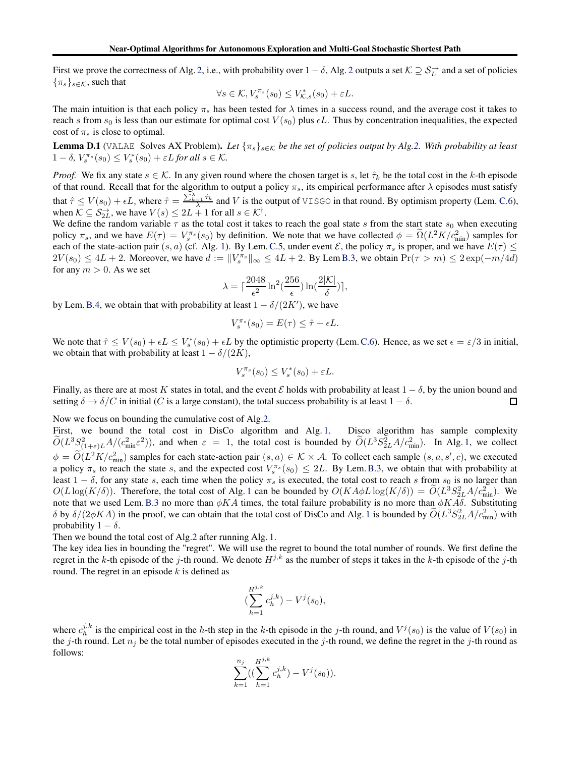First we prove the correctness of Alg. 2, i.e., with probability over $1-\delta$, Alg. 2 outputs a set $\mathcal{K} \supseteq \mathcal{S}_L^{\rightarrow}$ and a set of policies $\{\pi_s\}_{s\in\mathcal{K}}$, such that

$$\forall s \in \mathcal{K}, V_s^{\pi_s}(s_0) \le V_{\mathcal{K},s}^*(s_0) + \varepsilon L.$$

The main intuition is that each policy $\pi_s$ has been tested for $\lambda$ times in a success round, and the average cost it takes to reach $s$ from $s_0$ is less than our estimate for optimal cost $V(s_0)$ plus $\epsilon L$. Thus by concentration inequalities, the expected cost of $\pi_s$ is close to optimal.

**Lemma D.1** (VALAE Solves AX Problem). *Let $\{\pi_s\}_{s\in\mathcal{K}}$ be the set of policies output by Alg.2. With probability at least $1-\delta$, $V_s^{\pi_s}(s_0) \le V_s^*(s_0) + \varepsilon L$ for all $s \in \mathcal{K}$.*

*Proof.* We fix any state $s \in \mathcal{K}$. In any given round where the chosen target is $s$, let $\hat{\tau}_k$ be the total cost in the $k$-th episode of that round. Recall that for the algorithm to output a policy $\pi_s$, its empirical performance after $\lambda$ episodes must satisfy that $\hat{\tau} \le V(s_0) + \epsilon L$, where $\hat{\tau} = \frac{\sum_{k=1}^{\lambda} \hat{\tau}_k}{\lambda}$ and $V$ is the output of VISGO in that round. By optimism property (Lem. C.6), when $\mathcal{K} \subseteq \mathcal{S}_{2L}^{\rightarrow}$, we have $V(s) \le 2L+1$ for all $s \in \mathcal{K}^{\dagger}$.
We define the random variable $\tau$ as the total cost it takes to reach the goal state $s$ from the start state $s_0$ when executing policy $\pi_s$, and we have $E(\tau) = V_s^{\pi_s}(s_0)$ by definition. We note that we have collected $\phi = \widetilde{\Omega}(L^2K/c_{\min}^2)$ samples for each of the state-action pair $(s,a)$ (cf. Alg. 1). By Lem. C.5, under event $\mathcal{E}$, the policy $\pi_s$ is proper, and we have $E(\tau) \le 2V(s_0) \le 4L+2$. Moreover, we have $d := \|V_s^{\pi_s}\|_\infty \le 4L+2$. By Lem B.3, we obtain $\Pr(\tau > m) \le 2\exp(-m/4d)$ for any $m > 0$. As we set

$$\lambda = \lceil \frac{2048}{\epsilon^2} \ln^2(\frac{256}{\epsilon}) \ln(\frac{2|\mathcal{K}|}{\delta}) \rceil,$$

by Lem. B.4, we obtain that with probability at least $1 - \delta/(2K')$, we have

$$V_s^{\pi_s}(s_0) = E(\tau) \le \hat{\tau} + \epsilon L.$$

We note that $\hat{\tau} \le V(s_0) + \epsilon L \le V_s^*(s_0) + \epsilon L$ by the optimistic property (Lem. C.6). Hence, as we set $\epsilon = \varepsilon/3$ in initial, we obtain that with probability at least $1-\delta/(2K)$,

$$V_s^{\pi_s}(s_0) \le V_s^*(s_0) + \varepsilon L.$$

Finally, as there are at most $K$ states in total, and the event $\mathcal{E}$ holds with probability at least $1-\delta$, by the union bound and setting $\delta \to \delta/C$ in initial ($C$ is a large constant), the total success probability is at least $1-\delta$. $\square$

Now we focus on bounding the cumulative cost of Alg.2.
First, we bound the total cost in DisCo algorithm and Alg. 1. Disco algorithm has sample complexity $\widetilde{O}(L^3 S_{(1+\varepsilon)L}^2 A/(c_{\min}^2 \varepsilon^2))$, and when $\varepsilon = 1$, the total cost is bounded by $\widetilde{O}(L^3 S_{2L}^2 A/c_{\min}^2)$. In Alg. 1, we collect $\phi = \widetilde{O}(L^2K/c_{\min}^2)$ samples for each state-action pair $(s,a) \in \mathcal{K} \times \mathcal{A}$. To collect each sample $(s,a,s',c)$, we executed a policy $\pi_s$ to reach the state $s$, and the expected cost $V_s^{\pi_s}(s_0) \le 2L$. By Lem. B.3, we obtain that with probability at least $1-\delta$, for any state $s$, each time when the policy $\pi_s$ is executed, the total cost to reach $s$ from $s_0$ is no larger than $O(L\log(K/\delta))$. Therefore, the total cost of Alg. 1 can be bounded by $O(KA\phi L\log(K/\delta)) = \widetilde{O}(L^3 S_{2L}^2 A/c_{\min}^2)$. We note that we used Lem. B.3 no more than $\phi KA$ times, the total failure probability is no more than $\phi KA\delta$. Substituting $\delta$ by $\delta/(2\phi KA)$ in the proof, we can obtain that the total cost of DisCo and Alg. 1 is bounded by $\widetilde{O}(L^3 S_{2L}^2 A/c_{\min}^2)$ with probability $1-\delta$.
Then we bound the total cost of Alg.2 after running Alg. 1.
The key idea lies in bounding the "regret". We will use the regret to bound the total number of rounds. We first define the regret in the $k$-th episode of the $j$-th round. We denote $H^{j,k}$ as the number of steps it takes in the $k$-th episode of the $j$-th round. The regret in an episode $k$ is defined as

$$(\sum_{h=1}^{H^{j,k}} c_h^{j,k}) - V^j(s_0),$$

where $c_h^{j,k}$ is the empirical cost in the $h$-th step in the $k$-th episode in the $j$-th round, and $V^j(s_0)$ is the value of $V(s_0)$ in the $j$-th round. Let $n_j$ be the total number of episodes executed in the $j$-th round, we define the regret in the $j$-th round as follows:

$$\sum_{k=1}^{n_j} ((\sum_{h=1}^{H^{j,k}} c_h^{j,k}) - V^j(s_0)).$$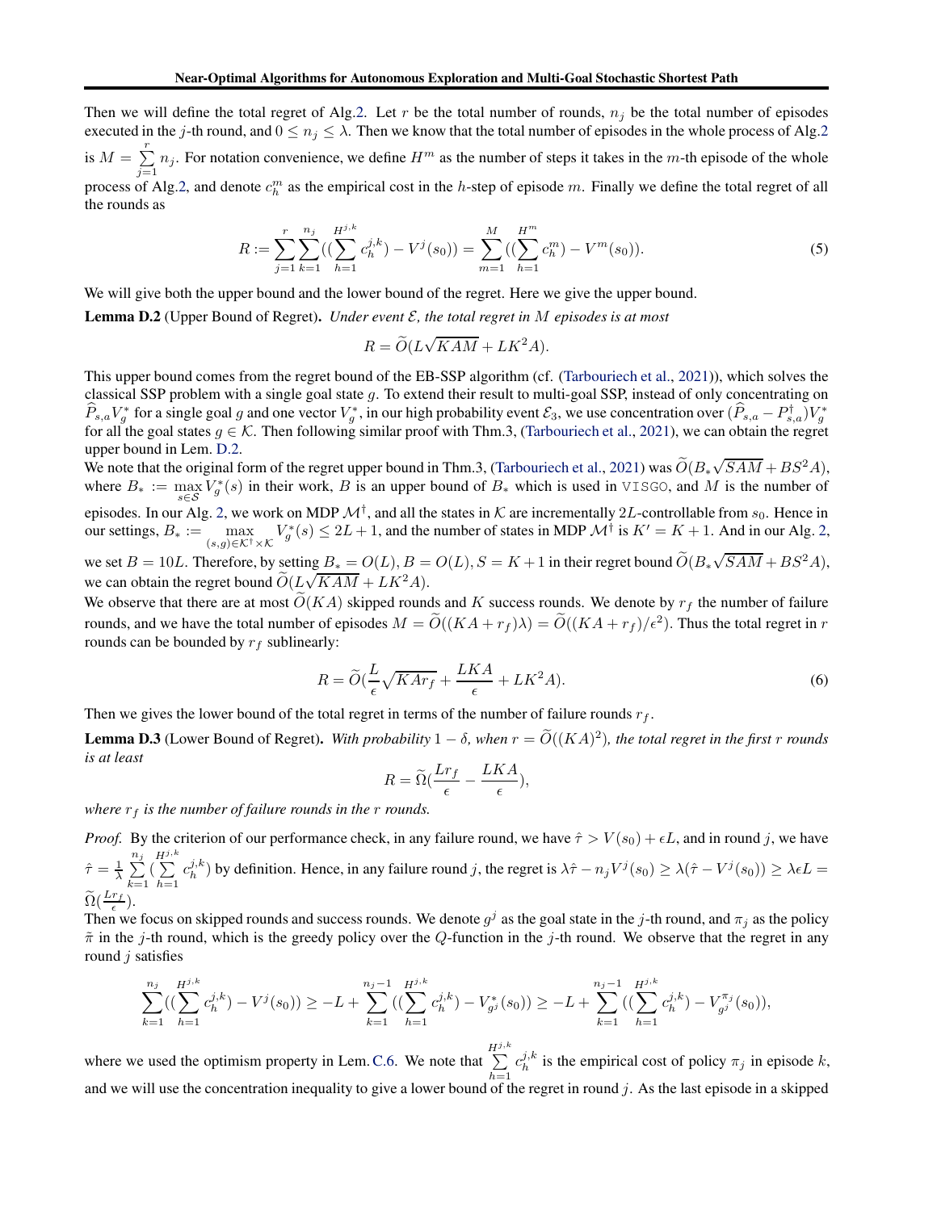Then we will define the total regret of Alg.2. Let $r$ be the total number of rounds, $n_j$ be the total number of episodes executed in the $j$-th round, and $0 \le n_j \le \lambda$. Then we know that the total number of episodes in the whole process of Alg.2 is $M = \sum_{j=1}^{r} n_j$. For notation convenience, we define $H^m$ as the number of steps it takes in the $m$-th episode of the whole process of Alg.2, and denote $c_h^m$ as the empirical cost in the $h$-step of episode $m$. Finally we define the total regret of all the rounds as

$$R := \sum_{j=1}^{r}\sum_{k=1}^{n_j}((\sum_{h=1}^{H^{j,k}} c_h^{j,k}) - V^j(s_0)) = \sum_{m=1}^{M}((\sum_{h=1}^{H^m} c_h^m) - V^m(s_0)). \tag{5}$$

We will give both the upper bound and the lower bound of the regret. Here we give the upper bound.

**Lemma D.2** (Upper Bound of Regret). *Under event $\mathcal{E}$, the total regret in $M$ episodes is at most*

$$R = \widetilde{O}(L\sqrt{KAM} + LK^2A).$$

This upper bound comes from the regret bound of the EB-SSP algorithm (cf. (Tarbouriech et al., 2021)), which solves the classical SSP problem with a single goal state $g$. To extend their result to multi-goal SSP, instead of only concentrating on $\widehat{P}_{s,a}V_g^*$ for a single goal $g$ and one vector $V_g^*$, in our high probability event $\mathcal{E}_3$, we use concentration over $(\widehat{P}_{s,a} - P_{s,a}^{\dagger})V_g^*$ for all the goal states $g \in \mathcal{K}$. Then following similar proof with Thm.3, (Tarbouriech et al., 2021), we can obtain the regret upper bound in Lem. D.2.

We note that the original form of the regret upper bound in Thm.3, (Tarbouriech et al., 2021) was $\widetilde{O}(B_*\sqrt{SAM} + BS^2A)$, where $B_* := \max_{s\in\mathcal{S}} V_g^*(s)$ in their work, $B$ is an upper bound of $B_*$ which is used in VISGO, and $M$ is the number of episodes. In our Alg. 2, we work on MDP $\mathcal{M}^{\dagger}$, and all the states in $\mathcal{K}$ are incrementally $2L$-controllable from $s_0$. Hence in our settings, $B_* := \max_{(s,g)\in\mathcal{K}^{\dagger}\times\mathcal{K}} V_g^*(s) \le 2L+1$, and the number of states in MDP $\mathcal{M}^{\dagger}$ is $K' = K+1$. And in our Alg. 2, we set $B = 10L$. Therefore, by setting $B_* = O(L), B = O(L), S = K+1$ in their regret bound $\widetilde{O}(B_*\sqrt{SAM} + BS^2A)$, we can obtain the regret bound $\widetilde{O}(L\sqrt{KAM} + LK^2A)$.

We observe that there are at most $\widetilde{O}(KA)$ skipped rounds and $K$ success rounds. We denote by $r_f$ the number of failure rounds, and we have the total number of episodes $M = \widetilde{O}((KA + r_f)\lambda) = \widetilde{O}((KA + r_f)/\epsilon^2)$. Thus the total regret in $r$ rounds can be bounded by $r_f$ sublinearly:

$$R = \widetilde{O}(\frac{L}{\epsilon}\sqrt{KAr_f} + \frac{LKA}{\epsilon} + LK^2A). \tag{6}$$

Then we gives the lower bound of the total regret in terms of the number of failure rounds $r_f$.

**Lemma D.3** (Lower Bound of Regret). *With probability $1-\delta$, when $r = \widetilde{O}((KA)^2)$, the total regret in the first $r$ rounds is at least*

$$R = \widetilde{\Omega}(\frac{Lr_f}{\epsilon} - \frac{LKA}{\epsilon}),$$

*where $r_f$ is the number of failure rounds in the $r$ rounds.*

*Proof.* By the criterion of our performance check, in any failure round, we have $\hat{\tau} > V(s_0) + \epsilon L$, and in round $j$, we have $\hat{\tau} = \frac{1}{\lambda}\sum_{k=1}^{n_j}(\sum_{h=1}^{H^{j,k}} c_h^{j,k})$ by definition. Hence, in any failure round $j$, the regret is $\lambda\hat{\tau} - n_jV^j(s_0) \ge \lambda(\hat{\tau} - V^j(s_0)) \ge \lambda\epsilon L = \widetilde{\Omega}(\frac{Lr_f}{\epsilon})$.

Then we focus on skipped rounds and success rounds. We denote $g^j$ as the goal state in the $j$-th round, and $\pi_j$ as the policy $\tilde{\pi}$ in the $j$-th round, which is the greedy policy over the $Q$-function in the $j$-th round. We observe that the regret in any round $j$ satisfies

$$\sum_{k=1}^{n_j}((\sum_{h=1}^{H^{j,k}} c_h^{j,k}) - V^j(s_0)) \ge -L + \sum_{k=1}^{n_j-1}((\sum_{h=1}^{H^{j,k}} c_h^{j,k}) - V_{g^j}^*(s_0)) \ge -L + \sum_{k=1}^{n_j-1}((\sum_{h=1}^{H^{j,k}} c_h^{j,k}) - V_{g^j}^{\pi_j}(s_0)),$$

where we used the optimism property in Lem. C.6. We note that $\sum_{h=1}^{H^{j,k}} c_h^{j,k}$ is the empirical cost of policy $\pi_j$ in episode $k$, and we will use the concentration inequality to give a lower bound of the regret in round $j$. As the last episode in a skipped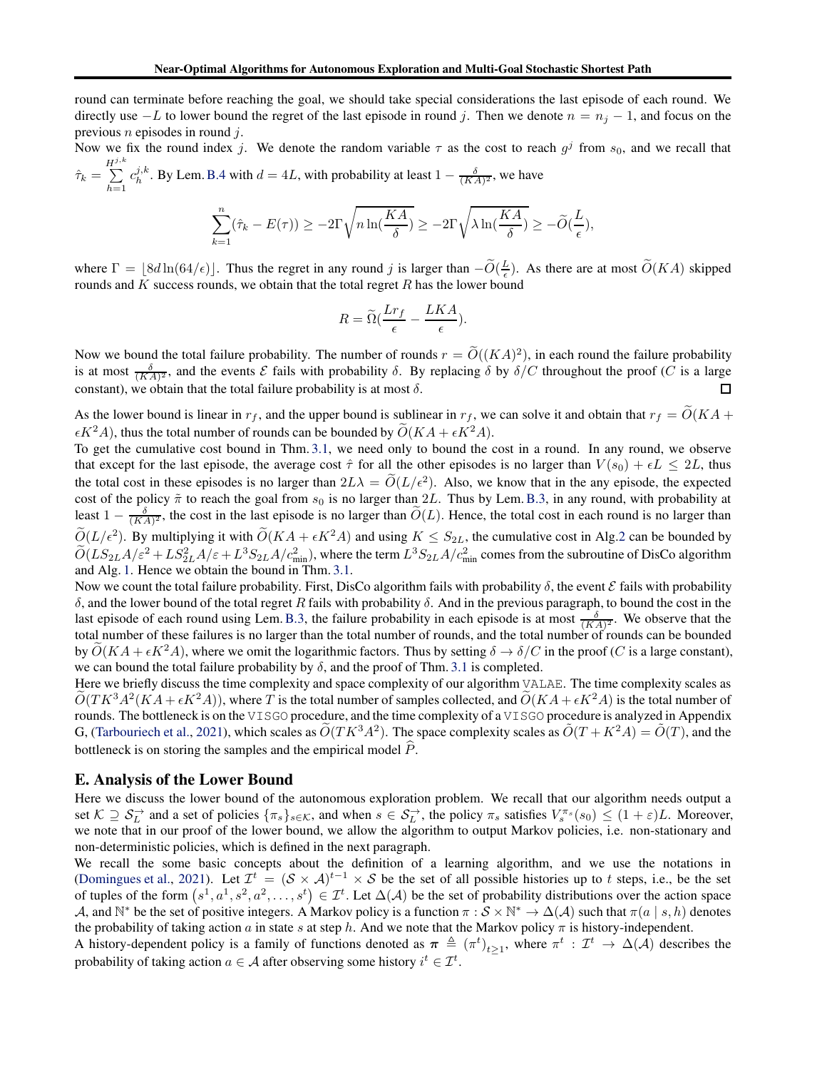round can terminate before reaching the goal, we should take special considerations the last episode of each round. We directly use $-L$ to lower bound the regret of the last episode in round $j$. Then we denote $n = n_j - 1$, and focus on the previous $n$ episodes in round $j$.

Now we fix the round index $j$. We denote the random variable $\tau$ as the cost to reach $g^j$ from $s_0$, and we recall that $\hat{\tau}_k = \sum_{h=1}^{H^{j,k}} c_h^{j,k}$. By Lem. B.4 with $d = 4L$, with probability at least $1 - \frac{\delta}{(KA)^2}$, we have

$$\sum_{k=1}^{n}(\hat{\tau}_k - E(\tau)) \geq -2\Gamma\sqrt{n\ln(\frac{KA}{\delta})} \geq -2\Gamma\sqrt{\lambda\ln(\frac{KA}{\delta})} \geq -\widetilde{O}(\frac{L}{\epsilon}),$$

where $\Gamma = \lfloor 8d\ln(64/\epsilon)\rfloor$. Thus the regret in any round $j$ is larger than $-\widetilde{O}(\frac{L}{\epsilon})$. As there are at most $\widetilde{O}(KA)$ skipped rounds and $K$ success rounds, we obtain that the total regret $R$ has the lower bound

$$R = \widetilde{\Omega}(\frac{Lr_f}{\epsilon} - \frac{LKA}{\epsilon}).$$

Now we bound the total failure probability. The number of rounds $r = \widetilde{O}((KA)^2)$, in each round the failure probability is at most $\frac{\delta}{(KA)^2}$, and the events $\mathcal{E}$ fails with probability $\delta$. By replacing $\delta$ by $\delta/C$ throughout the proof ($C$ is a large constant), we obtain that the total failure probability is at most $\delta$. □

As the lower bound is linear in $r_f$, and the upper bound is sublinear in $r_f$, we can solve it and obtain that $r_f = \widetilde{O}(KA + \epsilon K^2 A)$, thus the total number of rounds can be bounded by $\widetilde{O}(KA + \epsilon K^2 A)$.

To get the cumulative cost bound in Thm. 3.1, we need only to bound the cost in a round. In any round, we observe that except for the last episode, the average cost $\hat{\tau}$ for all the other episodes is no larger than $V(s_0) + \epsilon L \leq 2L$, thus the total cost in these episodes is no larger than $2L\lambda = \widetilde{O}(L/\epsilon^2)$. Also, we know that in the any episode, the expected cost of the policy $\tilde{\pi}$ to reach the goal from $s_0$ is no larger than $2L$. Thus by Lem. B.3, in any round, with probability at least $1 - \frac{\delta}{(KA)^2}$, the cost in the last episode is no larger than $\widetilde{O}(L)$. Hence, the total cost in each round is no larger than $\widetilde{O}(L/\epsilon^2)$. By multiplying it with $\widetilde{O}(KA + \epsilon K^2 A)$ and using $K \leq S_{2L}$, the cumulative cost in Alg.2 can be bounded by $\widetilde{O}(LS_{2L}A/\varepsilon^2 + LS_{2L}^2 A/\varepsilon + L^3 S_{2L}A/c_{\min}^2)$, where the term $L^3 S_{2L}A/c_{\min}^2$ comes from the subroutine of DisCo algorithm and Alg. 1. Hence we obtain the bound in Thm. 3.1.

Now we count the total failure probability. First, DisCo algorithm fails with probability $\delta$, the event $\mathcal{E}$ fails with probability $\delta$, and the lower bound of the total regret $R$ fails with probability $\delta$. And in the previous paragraph, to bound the cost in the last episode of each round using Lem. B.3, the failure probability in each episode is at most $\frac{\delta}{(KA)^2}$. We observe that the total number of these failures is no larger than the total number of rounds, and the total number of rounds can be bounded by $\widetilde{O}(KA + \epsilon K^2 A)$, where we omit the logarithmic factors. Thus by setting $\delta \to \delta/C$ in the proof ($C$ is a large constant), we can bound the total failure probability by $\delta$, and the proof of Thm. 3.1 is completed.

Here we briefly discuss the time complexity and space complexity of our algorithm VALAE. The time complexity scales as $\widetilde{O}(TK^3A^2(KA + \epsilon K^2 A))$, where $T$ is the total number of samples collected, and $\widetilde{O}(KA + \epsilon K^2 A)$ is the total number of rounds. The bottleneck is on the VISGO procedure, and the time complexity of a VISGO procedure is analyzed in Appendix G, (Tarbouriech et al., 2021), which scales as $\widetilde{O}(TK^3A^2)$. The space complexity scales as $\tilde{O}(T + K^2 A) = \tilde{O}(T)$, and the bottleneck is on storing the samples and the empirical model $\widehat{P}$.

## E. Analysis of the Lower Bound

Here we discuss the lower bound of the autonomous exploration problem. We recall that our algorithm needs output a set $\mathcal{K} \supseteq \mathcal{S}_L^{\rightarrow}$ and a set of policies $\{\pi_s\}_{s\in\mathcal{K}}$, and when $s \in \mathcal{S}_L^{\rightarrow}$, the policy $\pi_s$ satisfies $V_s^{\pi_s}(s_0) \leq (1+\varepsilon)L$. Moreover, we note that in our proof of the lower bound, we allow the algorithm to output Markov policies, i.e. non-stationary and non-deterministic policies, which is defined in the next paragraph.

We recall the some basic concepts about the definition of a learning algorithm, and we use the notations in (Domingues et al., 2021). Let $\mathcal{I}^t = (\mathcal{S} \times \mathcal{A})^{t-1} \times \mathcal{S}$ be the set of all possible histories up to $t$ steps, i.e., be the set of tuples of the form $(s^1, a^1, s^2, a^2, \ldots, s^t) \in \mathcal{I}^t$. Let $\Delta(\mathcal{A})$ be the set of probability distributions over the action space $\mathcal{A}$, and $\mathbb{N}^*$ be the set of positive integers. A Markov policy is a function $\pi : \mathcal{S} \times \mathbb{N}^* \to \Delta(\mathcal{A})$ such that $\pi(a \mid s, h)$ denotes the probability of taking action $a$ in state $s$ at step $h$. And we note that the Markov policy $\pi$ is history-independent.

A history-dependent policy is a family of functions denoted as $\boldsymbol{\pi} \triangleq (\pi^t)_{t\geq 1}$, where $\pi^t : \mathcal{I}^t \to \Delta(\mathcal{A})$ describes the probability of taking action $a \in \mathcal{A}$ after observing some history $i^t \in \mathcal{I}^t$.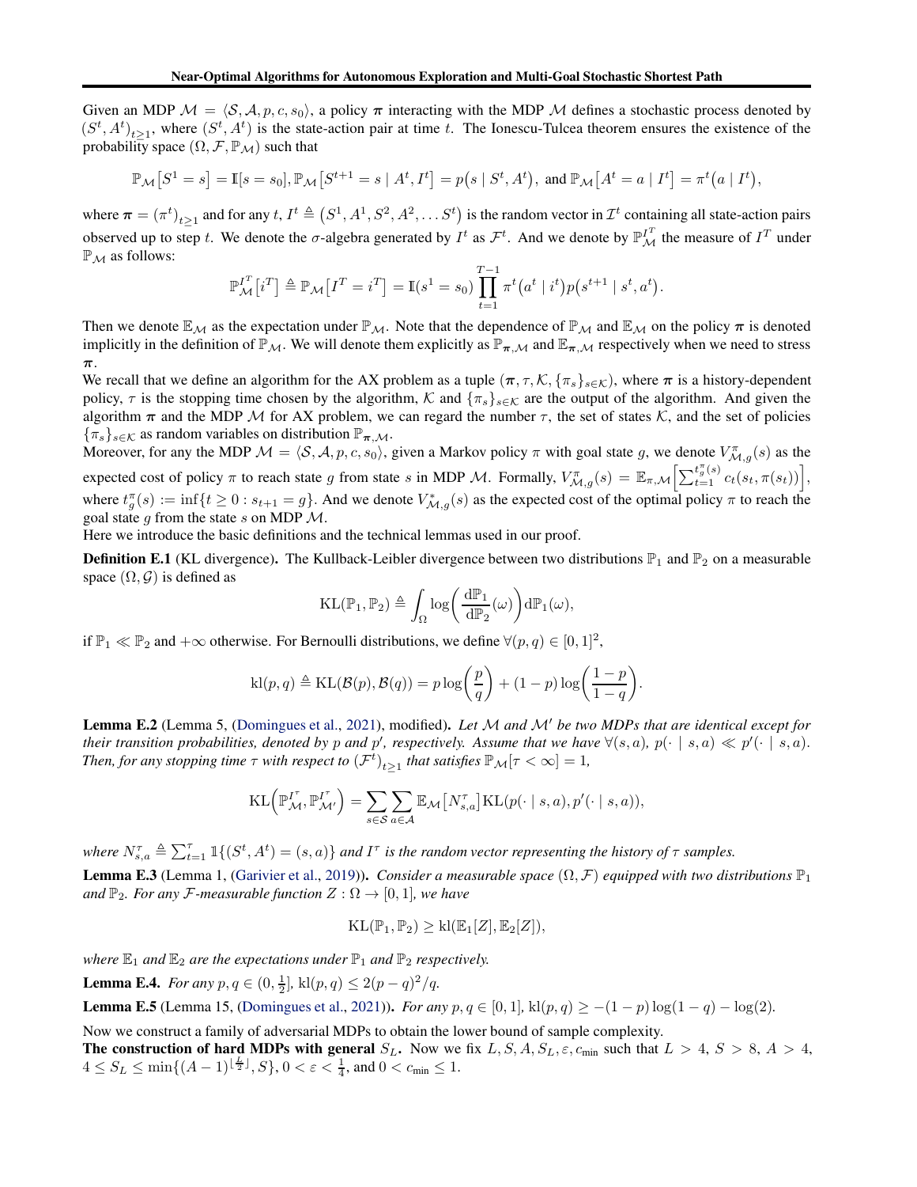Given an MDP $\mathcal{M} = \langle \mathcal{S}, \mathcal{A}, p, c, s_0 \rangle$, a policy $\boldsymbol{\pi}$ interacting with the MDP $\mathcal{M}$ defines a stochastic process denoted by $(S^t, A^t)_{t \geq 1}$, where $(S^t, A^t)$ is the state-action pair at time $t$. The Ionescu-Tulcea theorem ensures the existence of the probability space $(\Omega, \mathcal{F}, \mathbb{P}_{\mathcal{M}})$ such that

$$\mathbb{P}_{\mathcal{M}}\big[S^1 = s\big] = \mathbb{I}[s = s_0], \mathbb{P}_{\mathcal{M}}\big[S^{t+1} = s \mid A^t, I^t\big] = p\big(s \mid S^t, A^t\big), \text{ and } \mathbb{P}_{\mathcal{M}}\big[A^t = a \mid I^t\big] = \pi^t\big(a \mid I^t\big),$$

where $\boldsymbol{\pi} = (\pi^t)_{t \geq 1}$ and for any $t$, $I^t \triangleq \big(S^1, A^1, S^2, A^2, \dots S^t\big)$ is the random vector in $\mathcal{I}^t$ containing all state-action pairs observed up to step $t$. We denote the $\sigma$-algebra generated by $I^t$ as $\mathcal{F}^t$. And we denote by $\mathbb{P}_{\mathcal{M}}^{I^T}$ the measure of $I^T$ under $\mathbb{P}_{\mathcal{M}}$ as follows:

$$\mathbb{P}_{\mathcal{M}}^{I^T}\big[i^T\big] \triangleq \mathbb{P}_{\mathcal{M}}\big[I^T = i^T\big] = \mathbb{I}(s^1 = s_0) \prod_{t=1}^{T-1} \pi^t\big(a^t \mid i^t\big) p\big(s^{t+1} \mid s^t, a^t\big).$$

Then we denote $\mathbb{E}_{\mathcal{M}}$ as the expectation under $\mathbb{P}_{\mathcal{M}}$. Note that the dependence of $\mathbb{P}_{\mathcal{M}}$ and $\mathbb{E}_{\mathcal{M}}$ on the policy $\boldsymbol{\pi}$ is denoted implicitly in the definition of $\mathbb{P}_{\mathcal{M}}$. We will denote them explicitly as $\mathbb{P}_{\boldsymbol{\pi},\mathcal{M}}$ and $\mathbb{E}_{\boldsymbol{\pi},\mathcal{M}}$ respectively when we need to stress $\boldsymbol{\pi}$.

We recall that we define an algorithm for the AX problem as a tuple $(\boldsymbol{\pi}, \tau, \mathcal{K}, \{\pi_s\}_{s \in \mathcal{K}})$, where $\boldsymbol{\pi}$ is a history-dependent policy, $\tau$ is the stopping time chosen by the algorithm, $\mathcal{K}$ and $\{\pi_s\}_{s \in \mathcal{K}}$ are the output of the algorithm. And given the algorithm $\boldsymbol{\pi}$ and the MDP $\mathcal{M}$ for AX problem, we can regard the number $\tau$, the set of states $\mathcal{K}$, and the set of policies $\{\pi_s\}_{s \in \mathcal{K}}$ as random variables on distribution $\mathbb{P}_{\boldsymbol{\pi},\mathcal{M}}$.

Moreover, for any the MDP $\mathcal{M} = \langle \mathcal{S}, \mathcal{A}, p, c, s_0 \rangle$, given a Markov policy $\pi$ with goal state $g$, we denote $V^{\pi}_{\mathcal{M},g}(s)$ as the expected cost of policy $\pi$ to reach state $g$ from state $s$ in MDP $\mathcal{M}$. Formally, $V^{\pi}_{\mathcal{M},g}(s) = \mathbb{E}_{\pi,\mathcal{M}}\Big[\sum_{t=1}^{t^{\pi}_g(s)} c_t(s_t, \pi(s_t))\Big]$, where $t^{\pi}_g(s) := \inf\{t \geq 0 : s_{t+1} = g\}$. And we denote $V^{*}_{\mathcal{M},g}(s)$ as the expected cost of the optimal policy $\pi$ to reach the goal state $g$ from the state $s$ on MDP $\mathcal{M}$.

Here we introduce the basic definitions and the technical lemmas used in our proof.

**Definition E.1** (KL divergence)**.** The Kullback-Leibler divergence between two distributions $\mathbb{P}_1$ and $\mathbb{P}_2$ on a measurable space $(\Omega, \mathcal{G})$ is defined as

$$\mathrm{KL}(\mathbb{P}_1, \mathbb{P}_2) \triangleq \int_{\Omega} \log\left(\frac{\mathrm{d}\mathbb{P}_1}{\mathrm{d}\mathbb{P}_2}(\omega)\right) \mathrm{d}\mathbb{P}_1(\omega),$$

if $\mathbb{P}_1 \ll \mathbb{P}_2$ and $+\infty$ otherwise. For Bernoulli distributions, we define $\forall (p, q) \in [0, 1]^2$,

$$\mathrm{kl}(p, q) \triangleq \mathrm{KL}(\mathcal{B}(p), \mathcal{B}(q)) = p \log\left(\frac{p}{q}\right) + (1 - p) \log\left(\frac{1 - p}{1 - q}\right).$$

**Lemma E.2** (Lemma 5, (Domingues et al., 2021), modified)**.** *Let $\mathcal{M}$ and $\mathcal{M}'$ be two MDPs that are identical except for their transition probabilities, denoted by $p$ and $p'$, respectively. Assume that we have $\forall (s, a)$, $p(\cdot \mid s, a) \ll p'(\cdot \mid s, a)$. Then, for any stopping time $\tau$ with respect to $(\mathcal{F}^t)_{t \geq 1}$ that satisfies $\mathbb{P}_{\mathcal{M}}[\tau < \infty] = 1$,*

$$\mathrm{KL}\Big(\mathbb{P}_{\mathcal{M}}^{I^{\tau}}, \mathbb{P}_{\mathcal{M}'}^{I^{\tau}}\Big) = \sum_{s \in \mathcal{S}} \sum_{a \in \mathcal{A}} \mathbb{E}_{\mathcal{M}}\big[N^{\tau}_{s,a}\big] \mathrm{KL}(p(\cdot \mid s, a), p'(\cdot \mid s, a)),$$

*where $N^{\tau}_{s,a} \triangleq \sum_{t=1}^{\tau} \mathbb{1}\{(S^t, A^t) = (s, a)\}$ and $I^{\tau}$ is the random vector representing the history of $\tau$ samples.*

**Lemma E.3** (Lemma 1, (Garivier et al., 2019))**.** *Consider a measurable space $(\Omega, \mathcal{F})$ equipped with two distributions $\mathbb{P}_1$ and $\mathbb{P}_2$. For any $\mathcal{F}$-measurable function $Z : \Omega \to [0, 1]$, we have*

$$\mathrm{KL}(\mathbb{P}_1, \mathbb{P}_2) \geq \mathrm{kl}(\mathbb{E}_1[Z], \mathbb{E}_2[Z]),$$

*where $\mathbb{E}_1$ and $\mathbb{E}_2$ are the expectations under $\mathbb{P}_1$ and $\mathbb{P}_2$ respectively.*

**Lemma E.4.** *For any $p, q \in (0, \frac{1}{2}]$, $\mathrm{kl}(p, q) \leq 2(p - q)^2/q$.*

**Lemma E.5** (Lemma 15, (Domingues et al., 2021))**.** *For any $p, q \in [0, 1]$, $\mathrm{kl}(p, q) \geq -(1 - p)\log(1 - q) - \log(2)$.*

Now we construct a family of adversarial MDPs to obtain the lower bound of sample complexity.

**The construction of hard MDPs with general** $S_L$**.** Now we fix $L, S, A, S_L, \varepsilon, c_{\min}$ such that $L > 4$, $S > 8$, $A > 4$, $4 \leq S_L \leq \min\{(A-1)^{\lfloor \frac{L}{2} \rfloor}, S\}$, $0 < \varepsilon < \frac{1}{4}$, and $0 < c_{\min} \leq 1$.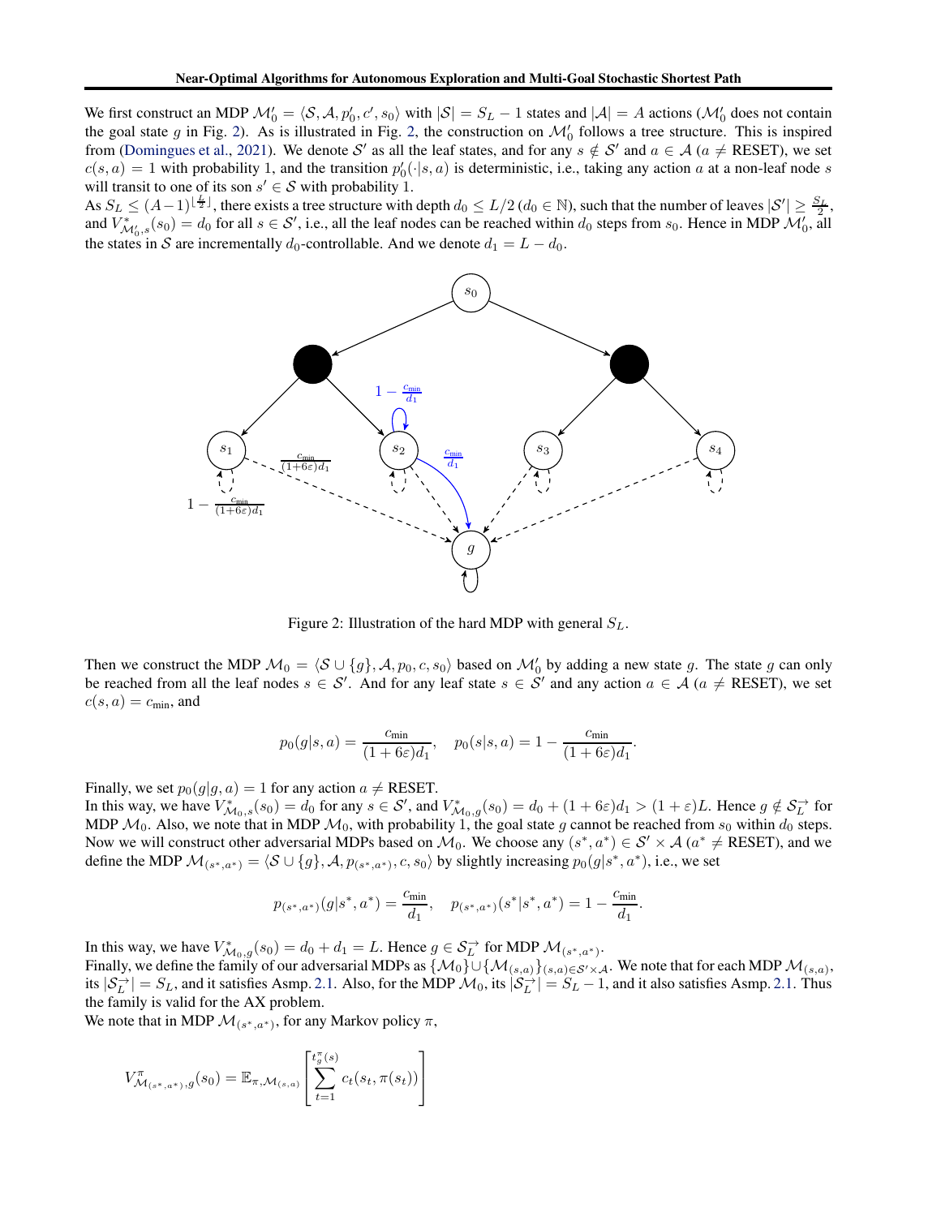We first construct an MDP $\mathcal{M}_0' = \langle \mathcal{S}, \mathcal{A}, p_0', c', s_0 \rangle$ with $|\mathcal{S}| = S_L - 1$ states and $|\mathcal{A}| = A$ actions ($\mathcal{M}_0'$ does not contain the goal state $g$ in Fig. 2). As is illustrated in Fig. 2, the construction on $\mathcal{M}_0'$ follows a tree structure. This is inspired from (Domingues et al., 2021). We denote $\mathcal{S}'$ as all the leaf states, and for any $s \notin \mathcal{S}'$ and $a \in \mathcal{A}$ ($a \neq$ RESET), we set $c(s, a) = 1$ with probability 1, and the transition $p_0'(\cdot|s, a)$ is deterministic, i.e., taking any action $a$ at a non-leaf node $s$ will transit to one of its son $s' \in \mathcal{S}$ with probability 1.

As $S_L \leq (A-1)^{\lfloor \frac{L}{2} \rfloor}$, there exists a tree structure with depth $d_0 \leq L/2$ ($d_0 \in \mathbb{N}$), such that the number of leaves $|\mathcal{S}'| \geq \frac{S_L}{2}$, and $V^*_{\mathcal{M}_0', s}(s_0) = d_0$ for all $s \in \mathcal{S}'$, i.e., all the leaf nodes can be reached within $d_0$ steps from $s_0$. Hence in MDP $\mathcal{M}_0'$, all the states in $\mathcal{S}$ are incrementally $d_0$-controllable. And we denote $d_1 = L - d_0$.

Figure 2: Illustration of the hard MDP with general $S_L$.

Then we construct the MDP $\mathcal{M}_0 = \langle \mathcal{S} \cup \{g\}, \mathcal{A}, p_0, c, s_0 \rangle$ based on $\mathcal{M}_0'$ by adding a new state $g$. The state $g$ can only be reached from all the leaf nodes $s \in \mathcal{S}'$. And for any leaf state $s \in \mathcal{S}'$ and any action $a \in \mathcal{A}$ ($a \neq$ RESET), we set $c(s, a) = c_{\text{min}}$, and

$$p_0(g|s, a) = \frac{c_{\text{min}}}{(1+6\varepsilon)d_1}, \quad p_0(s|s, a) = 1 - \frac{c_{\text{min}}}{(1+6\varepsilon)d_1}.$$

Finally, we set $p_0(g|g, a) = 1$ for any action $a \neq$ RESET.

In this way, we have $V^*_{\mathcal{M}_0, s}(s_0) = d_0$ for any $s \in \mathcal{S}'$, and $V^*_{\mathcal{M}_0, g}(s_0) = d_0 + (1+6\varepsilon)d_1 > (1+\varepsilon)L$. Hence $g \notin \mathcal{S}_L^{\rightarrow}$ for MDP $\mathcal{M}_0$. Also, we note that in MDP $\mathcal{M}_0$, with probability 1, the goal state $g$ cannot be reached from $s_0$ within $d_0$ steps.

Now we will construct other adversarial MDPs based on $\mathcal{M}_0$. We choose any $(s^*, a^*) \in \mathcal{S}' \times \mathcal{A}$ ($a^* \neq$ RESET), and we define the MDP $\mathcal{M}_{(s^*, a^*)} = \langle \mathcal{S} \cup \{g\}, \mathcal{A}, p_{(s^*, a^*)}, c, s_0 \rangle$ by slightly increasing $p_0(g|s^*, a^*)$, i.e., we set

$$p_{(s^*, a^*)}(g|s^*, a^*) = \frac{c_{\text{min}}}{d_1}, \quad p_{(s^*, a^*)}(s^*|s^*, a^*) = 1 - \frac{c_{\text{min}}}{d_1}.$$

In this way, we have $V^*_{\mathcal{M}_0, g}(s_0) = d_0 + d_1 = L$. Hence $g \in \mathcal{S}_L^{\rightarrow}$ for MDP $\mathcal{M}_{(s^*, a^*)}$.

Finally, we define the family of our adversarial MDPs as $\{\mathcal{M}_0\} \cup \{\mathcal{M}_{(s,a)}\}_{(s,a) \in \mathcal{S}' \times \mathcal{A}}$. We note that for each MDP $\mathcal{M}_{(s,a)}$, its $|\mathcal{S}_L^{\rightarrow}| = S_L$, and it satisfies Asmp. 2.1. Also, for the MDP $\mathcal{M}_0$, its $|\mathcal{S}_L^{\rightarrow}| = S_L - 1$, and it also satisfies Asmp. 2.1. Thus the family is valid for the AX problem.

We note that in MDP $\mathcal{M}_{(s^*, a^*)}$, for any Markov policy $\pi$,

$$V^{\pi}_{\mathcal{M}_{(s^*, a^*)}, g}(s_0) = \mathbb{E}_{\pi, \mathcal{M}_{(s,a)}} \left[ \sum_{t=1}^{t_g^{\pi}(s)} c_t(s_t, \pi(s_t)) \right]$$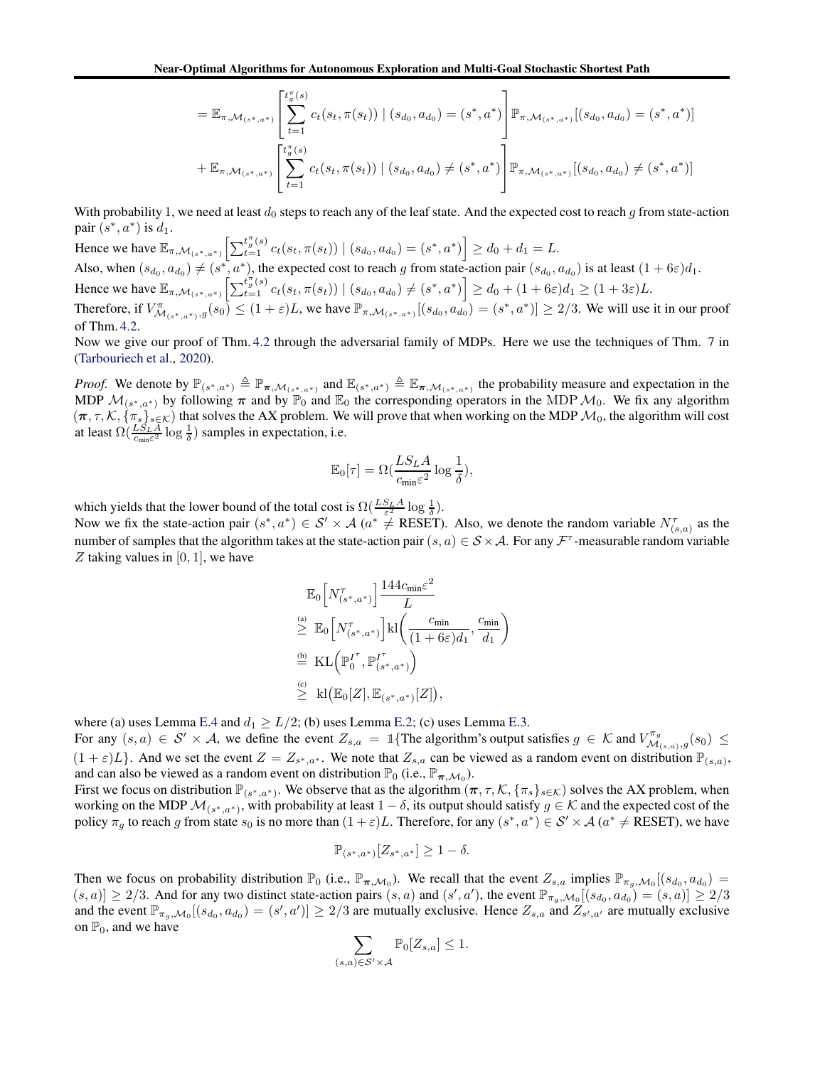$$= \mathbb{E}_{\pi,\mathcal{M}_{(s^*,a^*)}}\left[\sum_{t=1}^{t_g^\pi(s)} c_t(s_t,\pi(s_t)) \mid (s_{d_0},a_{d_0}) = (s^*,a^*)\right]\mathbb{P}_{\pi,\mathcal{M}_{(s^*,a^*)}}[(s_{d_0},a_{d_0}) = (s^*,a^*)]$$

$$+ \mathbb{E}_{\pi,\mathcal{M}_{(s^*,a^*)}}\left[\sum_{t=1}^{t_g^\pi(s)} c_t(s_t,\pi(s_t)) \mid (s_{d_0},a_{d_0}) \neq (s^*,a^*)\right]\mathbb{P}_{\pi,\mathcal{M}_{(s^*,a^*)}}[(s_{d_0},a_{d_0}) \neq (s^*,a^*)]$$

With probability 1, we need at least $d_0$ steps to reach any of the leaf state. And the expected cost to reach $g$ from state-action pair $(s^*,a^*)$ is $d_1$.

Hence we have $\mathbb{E}_{\pi,\mathcal{M}_{(s^*,a^*)}}\left[\sum_{t=1}^{t_g^\pi(s)} c_t(s_t,\pi(s_t)) \mid (s_{d_0},a_{d_0}) = (s^*,a^*)\right] \geq d_0 + d_1 = L$.

Also, when $(s_{d_0},a_{d_0}) \neq (s^*,a^*)$, the expected cost to reach $g$ from state-action pair $(s_{d_0},a_{d_0})$ is at least $(1+6\varepsilon)d_1$.

Hence we have $\mathbb{E}_{\pi,\mathcal{M}_{(s^*,a^*)}}\left[\sum_{t=1}^{t_g^\pi(s)} c_t(s_t,\pi(s_t)) \mid (s_{d_0},a_{d_0}) \neq (s^*,a^*)\right] \geq d_0 + (1+6\varepsilon)d_1 \geq (1+3\varepsilon)L$.

Therefore, if $V^\pi_{\mathcal{M}_{(s^*,a^*)},g}(s_0) \leq (1+\varepsilon)L$, we have $\mathbb{P}_{\pi,\mathcal{M}_{(s^*,a^*)}}[(s_{d_0},a_{d_0}) = (s^*,a^*)] \geq 2/3$. We will use it in our proof of Thm. 4.2.

Now we give our proof of Thm. 4.2 through the adversarial family of MDPs. Here we use the techniques of Thm. 7 in (Tarbouriech et al., 2020).

*Proof.* We denote by $\mathbb{P}_{(s^*,a^*)} \triangleq \mathbb{P}_{\boldsymbol{\pi},\mathcal{M}_{(s^*,a^*)}}$ and $\mathbb{E}_{(s^*,a^*)} \triangleq \mathbb{E}_{\boldsymbol{\pi},\mathcal{M}_{(s^*,a^*)}}$ the probability measure and expectation in the MDP $\mathcal{M}_{(s^*,a^*)}$ by following $\boldsymbol{\pi}$ and by $\mathbb{P}_0$ and $\mathbb{E}_0$ the corresponding operators in the MDP $\mathcal{M}_0$. We fix any algorithm $(\boldsymbol{\pi},\tau,\mathcal{K},\{\pi_s\}_{s\in\mathcal{K}})$ that solves the AX problem. We will prove that when working on the MDP $\mathcal{M}_0$, the algorithm will cost at least $\Omega(\frac{LS_LA}{c_{\min}\varepsilon^2}\log\frac{1}{\delta})$ samples in expectation, i.e.

$$\mathbb{E}_0[\tau] = \Omega(\frac{LS_LA}{c_{\min}\varepsilon^2}\log\frac{1}{\delta}),$$

which yields that the lower bound of the total cost is $\Omega(\frac{LS_LA}{\varepsilon^2}\log\frac{1}{\delta})$.

Now we fix the state-action pair $(s^*,a^*) \in \mathcal{S}'\times\mathcal{A}$ ($a^* \neq$ RESET). Also, we denote the random variable $N^\tau_{(s,a)}$ as the number of samples that the algorithm takes at the state-action pair $(s,a) \in \mathcal{S}\times\mathcal{A}$. For any $\mathcal{F}^\tau$-measurable random variable $Z$ taking values in $[0,1]$, we have

$$\begin{aligned}
&\mathbb{E}_0\Big[N^\tau_{(s^*,a^*)}\Big]\frac{144c_{\min}\varepsilon^2}{L} \\
&\overset{(a)}{\geq} \mathbb{E}_0\Big[N^\tau_{(s^*,a^*)}\Big]\mathrm{kl}\bigg(\frac{c_{\min}}{(1+6\varepsilon)d_1},\frac{c_{\min}}{d_1}\bigg) \\
&\overset{(b)}{=} \mathrm{KL}\Big(\mathbb{P}_0^{I^\tau},\mathbb{P}^{I^\tau}_{(s^*,a^*)}\Big) \\
&\overset{(c)}{\geq} \mathrm{kl}\big(\mathbb{E}_0[Z],\mathbb{E}_{(s^*,a^*)}[Z]\big),
\end{aligned}$$

where (a) uses Lemma E.4 and $d_1 \geq L/2$; (b) uses Lemma E.2; (c) uses Lemma E.3.

For any $(s,a) \in \mathcal{S}'\times\mathcal{A}$, we define the event $Z_{s,a} = \mathbb{1}\{$The algorithm's output satisfies $g \in \mathcal{K}$ and $V^{\pi_g}_{\mathcal{M}_{(s,a)},g}(s_0) \leq (1+\varepsilon)L\}$. And we set the event $Z = Z_{s^*,a^*}$. We note that $Z_{s,a}$ can be viewed as a random event on distribution $\mathbb{P}_{(s,a)}$, and can also be viewed as a random event on distribution $\mathbb{P}_0$ (i.e., $\mathbb{P}_{\boldsymbol{\pi},\mathcal{M}_0}$).

First we focus on distribution $\mathbb{P}_{(s^*,a^*)}$. We observe that as the algorithm $(\boldsymbol{\pi},\tau,\mathcal{K},\{\pi_s\}_{s\in\mathcal{K}})$ solves the AX problem, when working on the MDP $\mathcal{M}_{(s^*,a^*)}$, with probability at least $1-\delta$, its output should satisfy $g\in\mathcal{K}$ and the expected cost of the policy $\pi_g$ to reach $g$ from state $s_0$ is no more than $(1+\varepsilon)L$. Therefore, for any $(s^*,a^*) \in \mathcal{S}'\times\mathcal{A}$ ($a^* \neq$ RESET), we have

$$\mathbb{P}_{(s^*,a^*)}[Z_{s^*,a^*}] \geq 1-\delta.$$

Then we focus on probability distribution $\mathbb{P}_0$ (i.e., $\mathbb{P}_{\boldsymbol{\pi},\mathcal{M}_0}$). We recall that the event $Z_{s,a}$ implies $\mathbb{P}_{\pi_g,\mathcal{M}_0}[(s_{d_0},a_{d_0}) = (s,a)] \geq 2/3$. And for any two distinct state-action pairs $(s,a)$ and $(s',a')$, the event $\mathbb{P}_{\pi_g,\mathcal{M}_0}[(s_{d_0},a_{d_0}) = (s,a)] \geq 2/3$ and the event $\mathbb{P}_{\pi_g,\mathcal{M}_0}[(s_{d_0},a_{d_0}) = (s',a')] \geq 2/3$ are mutually exclusive. Hence $Z_{s,a}$ and $Z_{s',a'}$ are mutually exclusive on $\mathbb{P}_0$, and we have

$$\sum_{(s,a)\in\mathcal{S}'\times\mathcal{A}}\mathbb{P}_0[Z_{s,a}] \leq 1.$$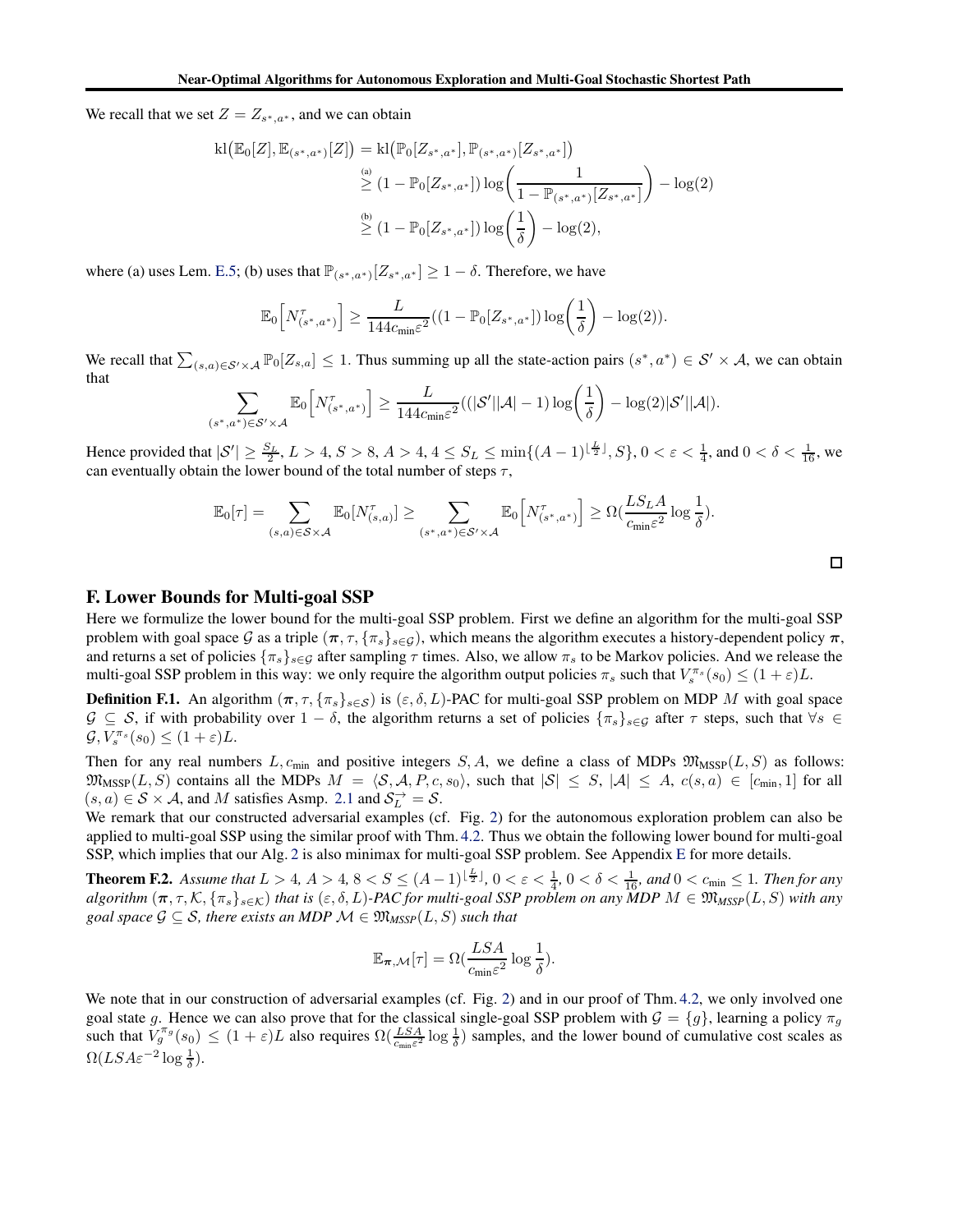We recall that we set $Z = Z_{s^*,a^*}$, and we can obtain

$$
\begin{aligned}
\mathrm{kl}\big(\mathbb{E}_0[Z], \mathbb{E}_{(s^*,a^*)}[Z]\big) &= \mathrm{kl}\big(\mathbb{P}_0[Z_{s^*,a^*}], \mathbb{P}_{(s^*,a^*)}[Z_{s^*,a^*}]\big) \\
&\overset{\text{(a)}}{\geq} (1 - \mathbb{P}_0[Z_{s^*,a^*}]) \log\left(\frac{1}{1 - \mathbb{P}_{(s^*,a^*)}[Z_{s^*,a^*}]}\right) - \log(2) \\
&\overset{\text{(b)}}{\geq} (1 - \mathbb{P}_0[Z_{s^*,a^*}]) \log\left(\frac{1}{\delta}\right) - \log(2),
\end{aligned}
$$

where (a) uses Lem. E.5; (b) uses that $\mathbb{P}_{(s^*,a^*)}[Z_{s^*,a^*}] \geq 1 - \delta$. Therefore, we have

$$
\mathbb{E}_0\Big[N^{\tau}_{(s^*,a^*)}\Big] \geq \frac{L}{144 c_{\min} \varepsilon^2}((1 - \mathbb{P}_0[Z_{s^*,a^*}]) \log\left(\frac{1}{\delta}\right) - \log(2)).
$$

We recall that $\sum_{(s,a)\in\mathcal{S}'\times\mathcal{A}} \mathbb{P}_0[Z_{s,a}] \leq 1$. Thus summing up all the state-action pairs $(s^*, a^*) \in \mathcal{S}' \times \mathcal{A}$, we can obtain that

$$
\sum_{(s^*,a^*)\in\mathcal{S}'\times\mathcal{A}} \mathbb{E}_0\Big[N^{\tau}_{(s^*,a^*)}\Big] \geq \frac{L}{144 c_{\min} \varepsilon^2}((|\mathcal{S}'||\mathcal{A}| - 1) \log\left(\frac{1}{\delta}\right) - \log(2)|\mathcal{S}'||\mathcal{A}|).
$$

Hence provided that $|\mathcal{S}'| \geq \frac{S_L}{2}$, $L > 4$, $S > 8$, $A > 4$, $4 \leq S_L \leq \min\{(A-1)^{\lfloor \frac{L}{2} \rfloor}, S\}$, $0 < \varepsilon < \frac{1}{4}$, and $0 < \delta < \frac{1}{16}$, we can eventually obtain the lower bound of the total number of steps $\tau$,

$$
\mathbb{E}_0[\tau] = \sum_{(s,a)\in\mathcal{S}\times\mathcal{A}} \mathbb{E}_0[N^{\tau}_{(s,a)}] \geq \sum_{(s^*,a^*)\in\mathcal{S}'\times\mathcal{A}} \mathbb{E}_0\Big[N^{\tau}_{(s^*,a^*)}\Big] \geq \Omega(\frac{L S_L A}{c_{\min}\varepsilon^2} \log \frac{1}{\delta}).
$$

□

## F. Lower Bounds for Multi-goal SSP

Here we formulize the lower bound for the multi-goal SSP problem. First we define an algorithm for the multi-goal SSP problem with goal space $\mathcal{G}$ as a triple $(\boldsymbol{\pi}, \tau, \{\pi_s\}_{s\in\mathcal{G}})$, which means the algorithm executes a history-dependent policy $\boldsymbol{\pi}$, and returns a set of policies $\{\pi_s\}_{s\in\mathcal{G}}$ after sampling $\tau$ times. Also, we allow $\pi_s$ to be Markov policies. And we release the multi-goal SSP problem in this way: we only require the algorithm output policies $\pi_s$ such that $V_s^{\pi_s}(s_0) \leq (1+\varepsilon)L$.

**Definition F.1.** An algorithm $(\boldsymbol{\pi}, \tau, \{\pi_s\}_{s\in\mathcal{S}})$ is $(\varepsilon, \delta, L)$-PAC for multi-goal SSP problem on MDP $M$ with goal space $\mathcal{G} \subseteq \mathcal{S}$, if with probability over $1 - \delta$, the algorithm returns a set of policies $\{\pi_s\}_{s\in\mathcal{G}}$ after $\tau$ steps, such that $\forall s \in \mathcal{G}, V_s^{\pi_s}(s_0) \leq (1+\varepsilon)L$.

Then for any real numbers $L, c_{\min}$ and positive integers $S, A$, we define a class of MDPs $\mathfrak{M}_{\text{MSSP}}(L, S)$ as follows: $\mathfrak{M}_{\text{MSSP}}(L, S)$ contains all the MDPs $M = \langle \mathcal{S}, \mathcal{A}, P, c, s_0 \rangle$, such that $|\mathcal{S}| \leq S$, $|\mathcal{A}| \leq A$, $c(s,a) \in [c_{\min}, 1]$ for all $(s,a) \in \mathcal{S} \times \mathcal{A}$, and $M$ satisfies Asmp. 2.1 and $\mathcal{S}_L^{\rightarrow} = \mathcal{S}$.

We remark that our constructed adversarial examples (cf. Fig. 2) for the autonomous exploration problem can also be applied to multi-goal SSP using the similar proof with Thm. 4.2. Thus we obtain the following lower bound for multi-goal SSP, which implies that our Alg. 2 is also minimax for multi-goal SSP problem. See Appendix E for more details.

**Theorem F.2.** *Assume that $L > 4$, $A > 4$, $8 < S \leq (A-1)^{\lfloor \frac{L}{2} \rfloor}$, $0 < \varepsilon < \frac{1}{4}$, $0 < \delta < \frac{1}{16}$, and $0 < c_{\min} \leq 1$. Then for any algorithm $(\boldsymbol{\pi}, \tau, \mathcal{K}, \{\pi_s\}_{s\in\mathcal{K}})$ that is $(\varepsilon, \delta, L)$-PAC for multi-goal SSP problem on any MDP $M \in \mathfrak{M}_{\text{MSSP}}(L, S)$ with any goal space $\mathcal{G} \subseteq \mathcal{S}$, there exists an MDP $\mathcal{M} \in \mathfrak{M}_{\text{MSSP}}(L, S)$ such that*

$$
\mathbb{E}_{\boldsymbol{\pi},\mathcal{M}}[\tau] = \Omega(\frac{LSA}{c_{\min}\varepsilon^2} \log \frac{1}{\delta}).
$$

We note that in our construction of adversarial examples (cf. Fig. 2) and in our proof of Thm. 4.2, we only involved one goal state $g$. Hence we can also prove that for the classical single-goal SSP problem with $\mathcal{G} = \{g\}$, learning a policy $\pi_g$ such that $V_g^{\pi_g}(s_0) \leq (1+\varepsilon)L$ also requires $\Omega(\frac{LSA}{c_{\min}\varepsilon^2} \log \frac{1}{\delta})$ samples, and the lower bound of cumulative cost scales as $\Omega(LSA\varepsilon^{-2} \log \frac{1}{\delta})$.